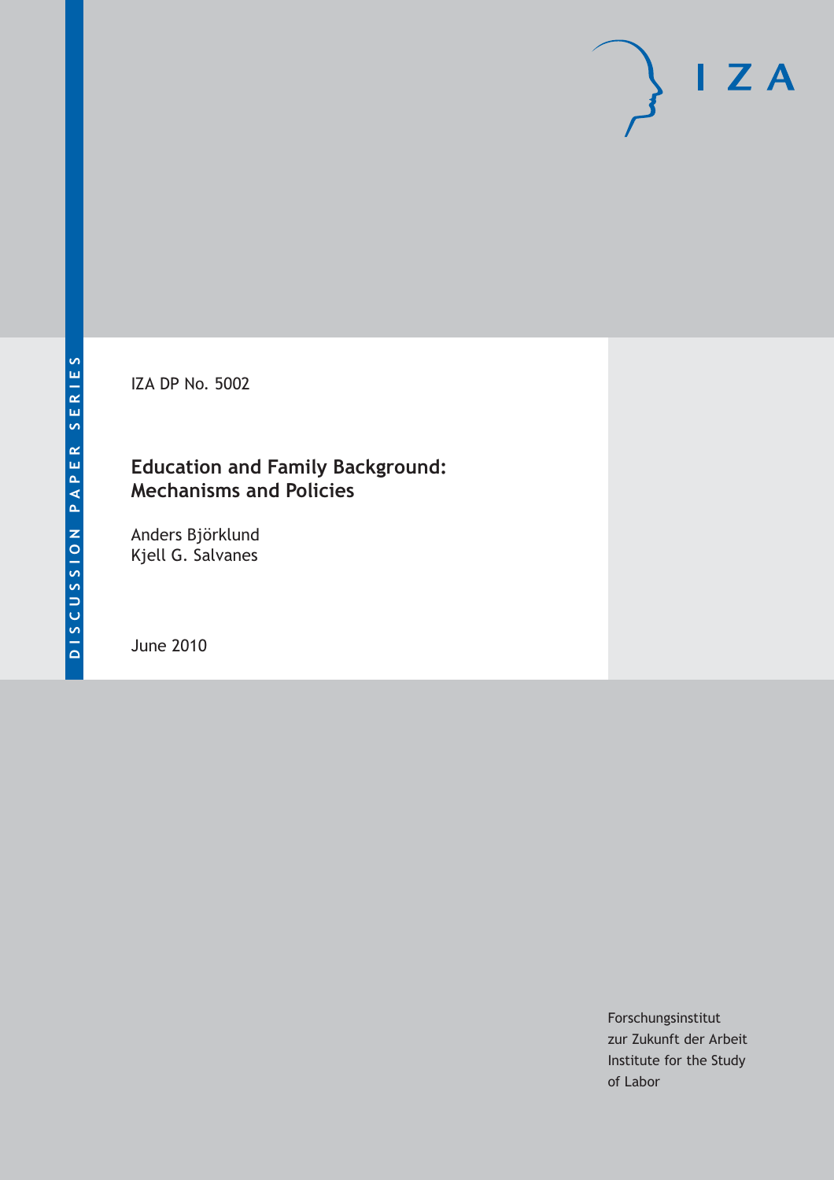DISCUSSION PAPER SERIES

IZA

IZA DP No. 5002

# Education and Family Background: Mechanisms and Policies

Anders Björklund
Kjell G. Salvanes

June 2010

Forschungsinstitut
zur Zukunft der Arbeit
Institute for the Study
of Labor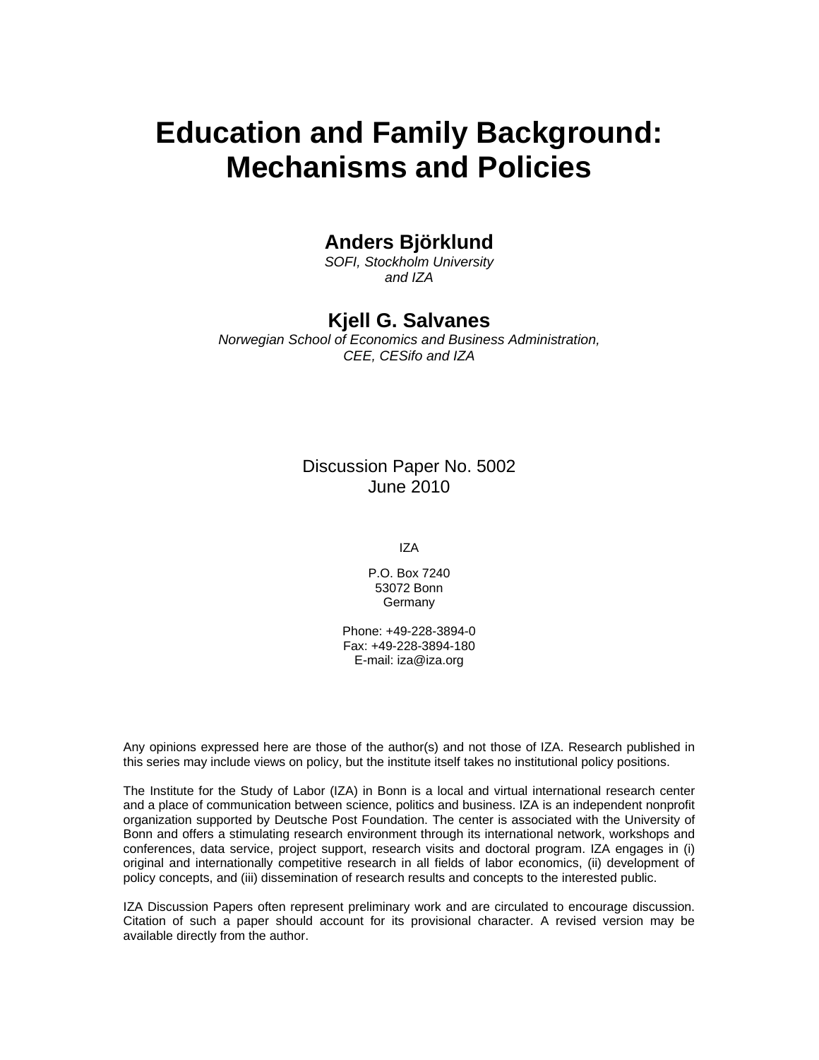# Education and Family Background: Mechanisms and Policies

**Anders Björklund**
*SOFI, Stockholm University and IZA*

**Kjell G. Salvanes**
*Norwegian School of Economics and Business Administration, CEE, CESifo and IZA*

Discussion Paper No. 5002
June 2010

IZA

P.O. Box 7240
53072 Bonn
Germany

Phone: +49-228-3894-0
Fax: +49-228-3894-180
E-mail: iza@iza.org

Any opinions expressed here are those of the author(s) and not those of IZA. Research published in this series may include views on policy, but the institute itself takes no institutional policy positions.

The Institute for the Study of Labor (IZA) in Bonn is a local and virtual international research center and a place of communication between science, politics and business. IZA is an independent nonprofit organization supported by Deutsche Post Foundation. The center is associated with the University of Bonn and offers a stimulating research environment through its international network, workshops and conferences, data service, project support, research visits and doctoral program. IZA engages in (i) original and internationally competitive research in all fields of labor economics, (ii) development of policy concepts, and (iii) dissemination of research results and concepts to the interested public.

IZA Discussion Papers often represent preliminary work and are circulated to encourage discussion. Citation of such a paper should account for its provisional character. A revised version may be available directly from the author.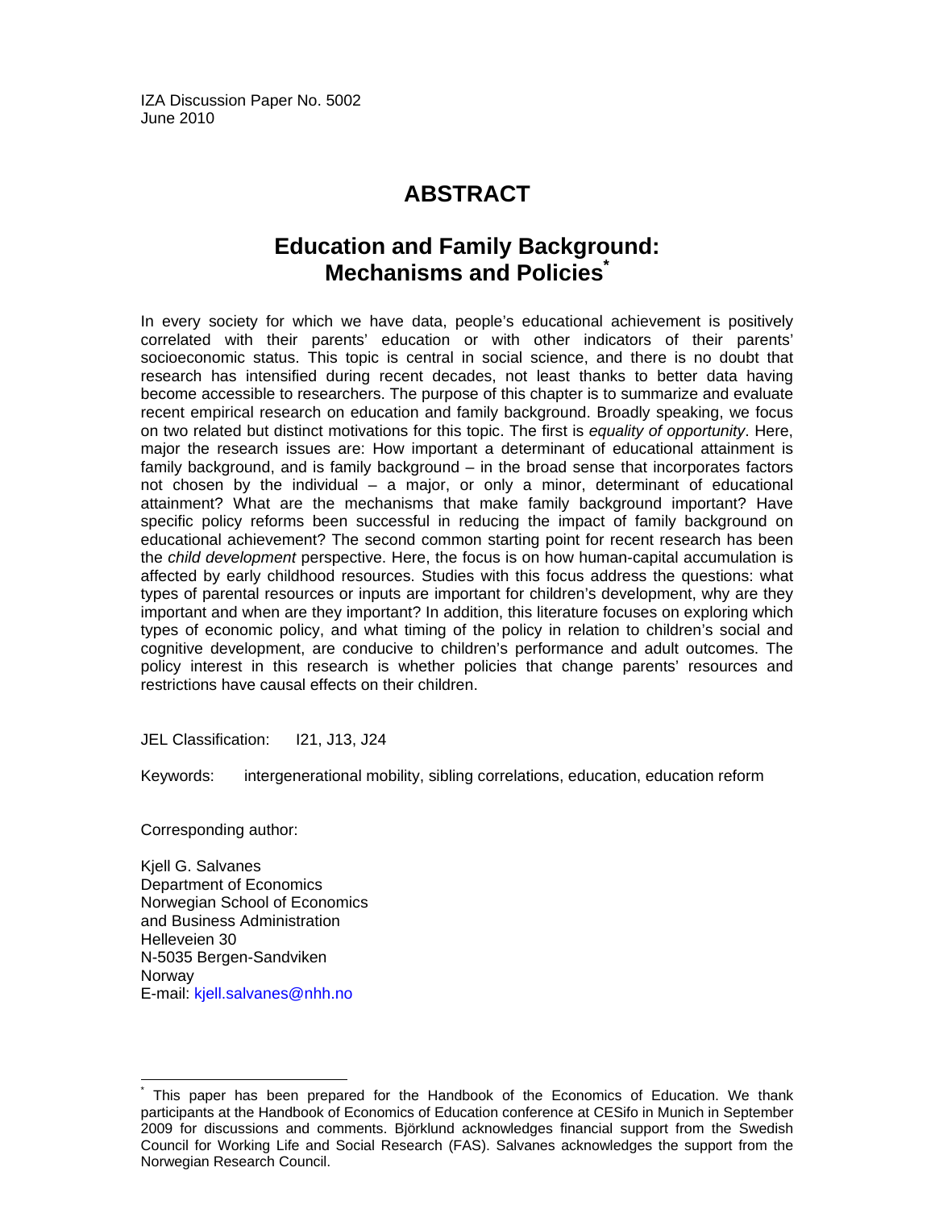IZA Discussion Paper No. 5002
June 2010

# ABSTRACT

## Education and Family Background: Mechanisms and Policies*

In every society for which we have data, people's educational achievement is positively correlated with their parents' education or with other indicators of their parents' socioeconomic status. This topic is central in social science, and there is no doubt that research has intensified during recent decades, not least thanks to better data having become accessible to researchers. The purpose of this chapter is to summarize and evaluate recent empirical research on education and family background. Broadly speaking, we focus on two related but distinct motivations for this topic. The first is *equality of opportunity*. Here, major the research issues are: How important a determinant of educational attainment is family background, and is family background – in the broad sense that incorporates factors not chosen by the individual – a major, or only a minor, determinant of educational attainment? What are the mechanisms that make family background important? Have specific policy reforms been successful in reducing the impact of family background on educational achievement? The second common starting point for recent research has been the *child development* perspective. Here, the focus is on how human-capital accumulation is affected by early childhood resources. Studies with this focus address the questions: what types of parental resources or inputs are important for children's development, why are they important and when are they important? In addition, this literature focuses on exploring which types of economic policy, and what timing of the policy in relation to children's social and cognitive development, are conducive to children's performance and adult outcomes. The policy interest in this research is whether policies that change parents' resources and restrictions have causal effects on their children.

JEL Classification: I21, J13, J24

Keywords: intergenerational mobility, sibling correlations, education, education reform

Corresponding author:

Kjell G. Salvanes
Department of Economics
Norwegian School of Economics
and Business Administration
Helleveien 30
N-5035 Bergen-Sandviken
Norway
E-mail: kjell.salvanes@nhh.no

---

* This paper has been prepared for the Handbook of the Economics of Education. We thank participants at the Handbook of Economics of Education conference at CESifo in Munich in September 2009 for discussions and comments. Björklund acknowledges financial support from the Swedish Council for Working Life and Social Research (FAS). Salvanes acknowledges the support from the Norwegian Research Council.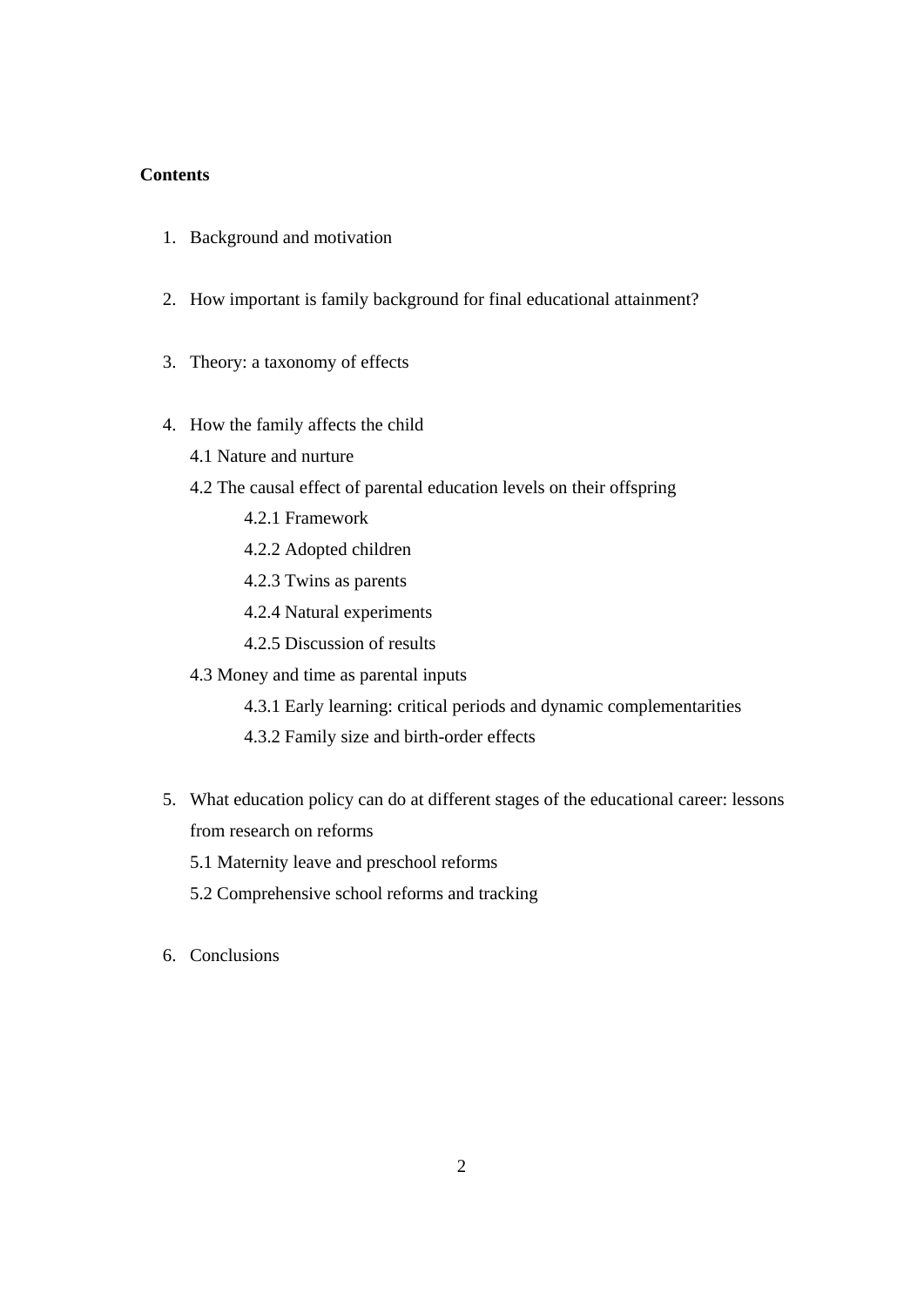**Contents**

1. Background and motivation

2. How important is family background for final educational attainment?

3. Theory: a taxonomy of effects

4. How the family affects the child

   4.1 Nature and nurture

   4.2 The causal effect of parental education levels on their offspring

      4.2.1 Framework

      4.2.2 Adopted children

      4.2.3 Twins as parents

      4.2.4 Natural experiments

      4.2.5 Discussion of results

   4.3 Money and time as parental inputs

      4.3.1 Early learning: critical periods and dynamic complementarities

      4.3.2 Family size and birth-order effects

5. What education policy can do at different stages of the educational career: lessons from research on reforms

   5.1 Maternity leave and preschool reforms

   5.2 Comprehensive school reforms and tracking

6. Conclusions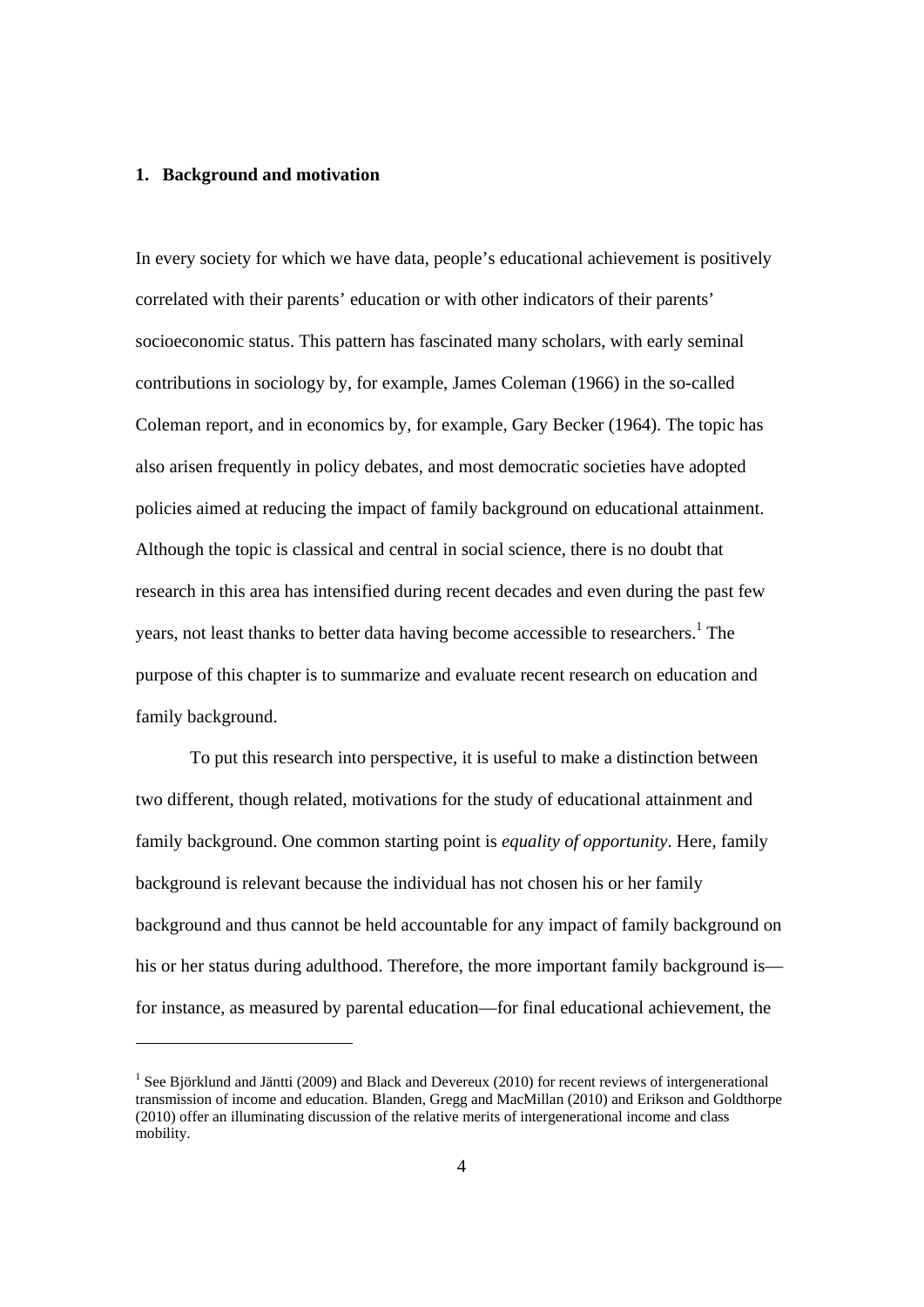## 1. Background and motivation

In every society for which we have data, people's educational achievement is positively correlated with their parents' education or with other indicators of their parents' socioeconomic status. This pattern has fascinated many scholars, with early seminal contributions in sociology by, for example, James Coleman (1966) in the so-called Coleman report, and in economics by, for example, Gary Becker (1964). The topic has also arisen frequently in policy debates, and most democratic societies have adopted policies aimed at reducing the impact of family background on educational attainment. Although the topic is classical and central in social science, there is no doubt that research in this area has intensified during recent decades and even during the past few years, not least thanks to better data having become accessible to researchers.[1] The purpose of this chapter is to summarize and evaluate recent research on education and family background.

To put this research into perspective, it is useful to make a distinction between two different, though related, motivations for the study of educational attainment and family background. One common starting point is *equality of opportunity*. Here, family background is relevant because the individual has not chosen his or her family background and thus cannot be held accountable for any impact of family background on his or her status during adulthood. Therefore, the more important family background is—for instance, as measured by parental education—for final educational achievement, the

[1] See Björklund and Jäntti (2009) and Black and Devereux (2010) for recent reviews of intergenerational transmission of income and education. Blanden, Gregg and MacMillan (2010) and Erikson and Goldthorpe (2010) offer an illuminating discussion of the relative merits of intergenerational income and class mobility.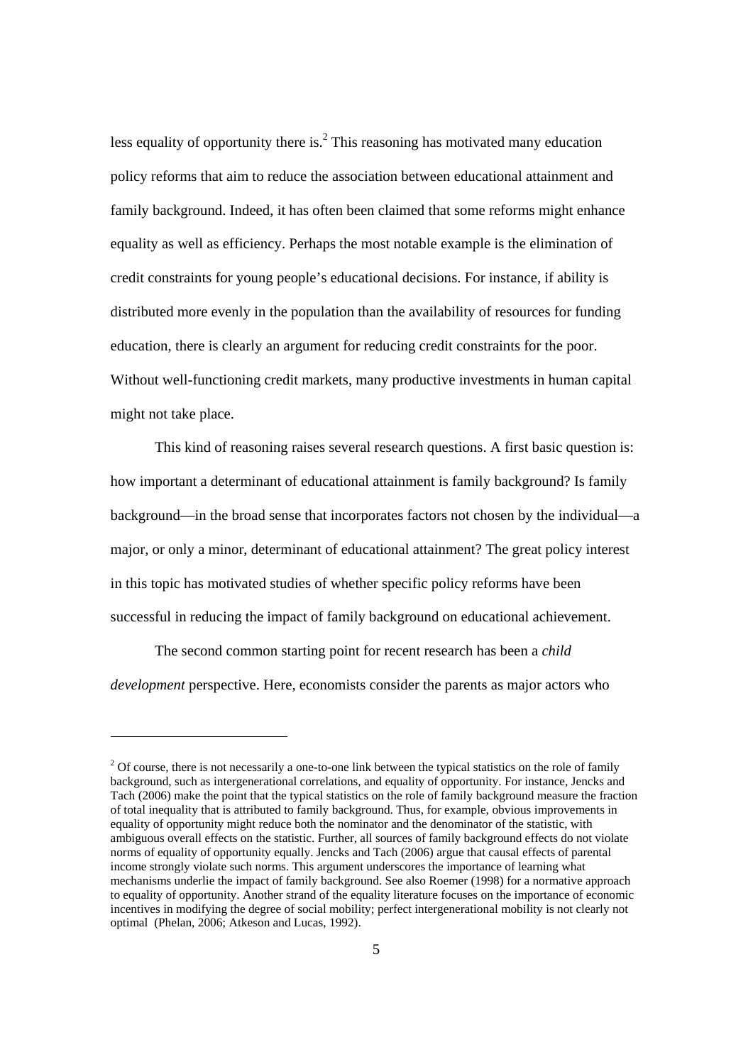less equality of opportunity there is.[2] This reasoning has motivated many education policy reforms that aim to reduce the association between educational attainment and family background. Indeed, it has often been claimed that some reforms might enhance equality as well as efficiency. Perhaps the most notable example is the elimination of credit constraints for young people's educational decisions. For instance, if ability is distributed more evenly in the population than the availability of resources for funding education, there is clearly an argument for reducing credit constraints for the poor. Without well-functioning credit markets, many productive investments in human capital might not take place.

This kind of reasoning raises several research questions. A first basic question is: how important a determinant of educational attainment is family background? Is family background—in the broad sense that incorporates factors not chosen by the individual—a major, or only a minor, determinant of educational attainment? The great policy interest in this topic has motivated studies of whether specific policy reforms have been successful in reducing the impact of family background on educational achievement.

The second common starting point for recent research has been a *child development* perspective. Here, economists consider the parents as major actors who

[2] Of course, there is not necessarily a one-to-one link between the typical statistics on the role of family background, such as intergenerational correlations, and equality of opportunity. For instance, Jencks and Tach (2006) make the point that the typical statistics on the role of family background measure the fraction of total inequality that is attributed to family background. Thus, for example, obvious improvements in equality of opportunity might reduce both the nominator and the denominator of the statistic, with ambiguous overall effects on the statistic. Further, all sources of family background effects do not violate norms of equality of opportunity equally. Jencks and Tach (2006) argue that causal effects of parental income strongly violate such norms. This argument underscores the importance of learning what mechanisms underlie the impact of family background. See also Roemer (1998) for a normative approach to equality of opportunity. Another strand of the equality literature focuses on the importance of economic incentives in modifying the degree of social mobility; perfect intergenerational mobility is not clearly not optimal (Phelan, 2006; Atkeson and Lucas, 1992).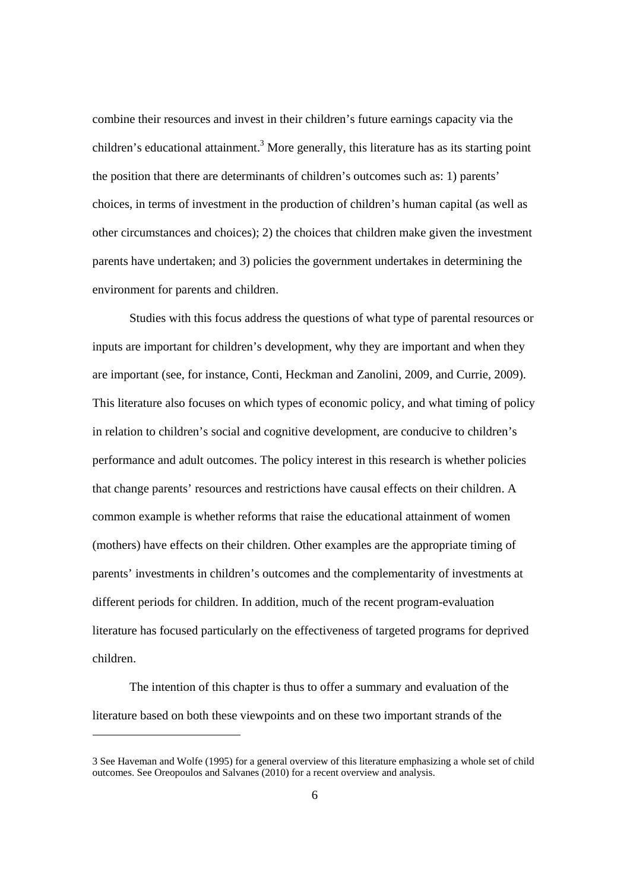combine their resources and invest in their children's future earnings capacity via the children's educational attainment.[3] More generally, this literature has as its starting point the position that there are determinants of children's outcomes such as: 1) parents' choices, in terms of investment in the production of children's human capital (as well as other circumstances and choices); 2) the choices that children make given the investment parents have undertaken; and 3) policies the government undertakes in determining the environment for parents and children.

Studies with this focus address the questions of what type of parental resources or inputs are important for children's development, why they are important and when they are important (see, for instance, Conti, Heckman and Zanolini, 2009, and Currie, 2009). This literature also focuses on which types of economic policy, and what timing of policy in relation to children's social and cognitive development, are conducive to children's performance and adult outcomes. The policy interest in this research is whether policies that change parents' resources and restrictions have causal effects on their children. A common example is whether reforms that raise the educational attainment of women (mothers) have effects on their children. Other examples are the appropriate timing of parents' investments in children's outcomes and the complementarity of investments at different periods for children. In addition, much of the recent program-evaluation literature has focused particularly on the effectiveness of targeted programs for deprived children.

The intention of this chapter is thus to offer a summary and evaluation of the literature based on both these viewpoints and on these two important strands of the

---

3 See Haveman and Wolfe (1995) for a general overview of this literature emphasizing a whole set of child outcomes. See Oreopoulos and Salvanes (2010) for a recent overview and analysis.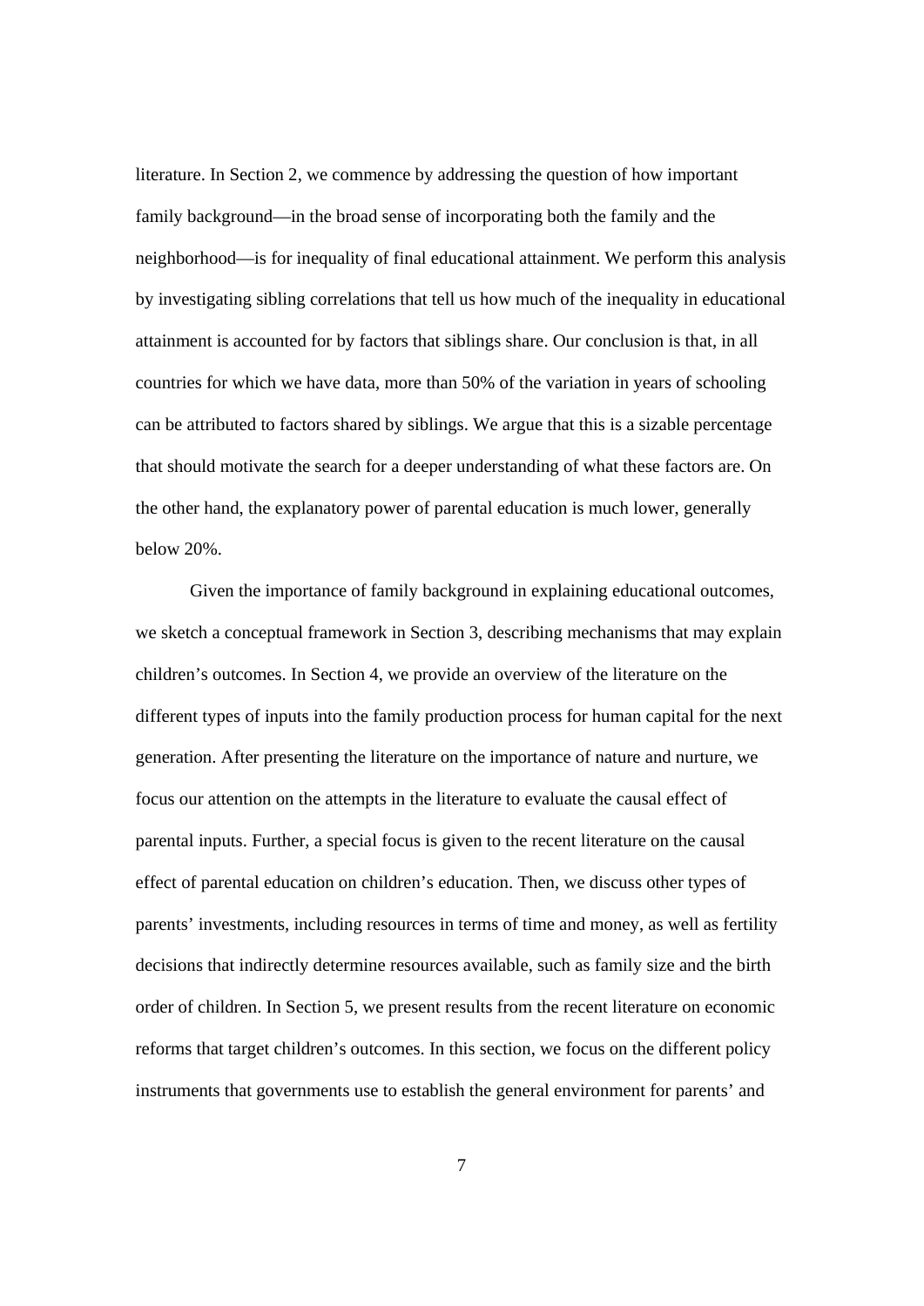literature. In Section 2, we commence by addressing the question of how important family background—in the broad sense of incorporating both the family and the neighborhood—is for inequality of final educational attainment. We perform this analysis by investigating sibling correlations that tell us how much of the inequality in educational attainment is accounted for by factors that siblings share. Our conclusion is that, in all countries for which we have data, more than 50% of the variation in years of schooling can be attributed to factors shared by siblings. We argue that this is a sizable percentage that should motivate the search for a deeper understanding of what these factors are. On the other hand, the explanatory power of parental education is much lower, generally below 20%.

Given the importance of family background in explaining educational outcomes, we sketch a conceptual framework in Section 3, describing mechanisms that may explain children's outcomes. In Section 4, we provide an overview of the literature on the different types of inputs into the family production process for human capital for the next generation. After presenting the literature on the importance of nature and nurture, we focus our attention on the attempts in the literature to evaluate the causal effect of parental inputs. Further, a special focus is given to the recent literature on the causal effect of parental education on children's education. Then, we discuss other types of parents' investments, including resources in terms of time and money, as well as fertility decisions that indirectly determine resources available, such as family size and the birth order of children. In Section 5, we present results from the recent literature on economic reforms that target children's outcomes. In this section, we focus on the different policy instruments that governments use to establish the general environment for parents' and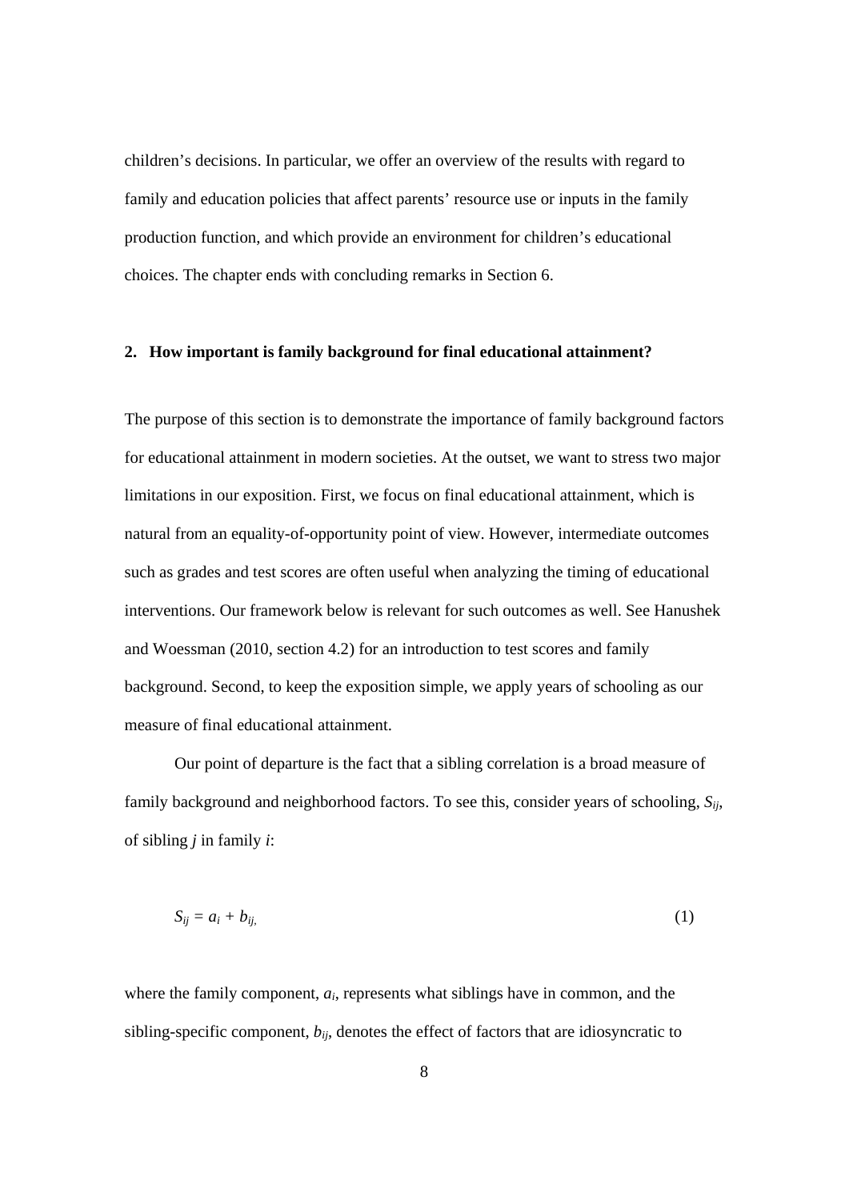children's decisions. In particular, we offer an overview of the results with regard to family and education policies that affect parents' resource use or inputs in the family production function, and which provide an environment for children's educational choices. The chapter ends with concluding remarks in Section 6.

## 2. How important is family background for final educational attainment?

The purpose of this section is to demonstrate the importance of family background factors for educational attainment in modern societies. At the outset, we want to stress two major limitations in our exposition. First, we focus on final educational attainment, which is natural from an equality-of-opportunity point of view. However, intermediate outcomes such as grades and test scores are often useful when analyzing the timing of educational interventions. Our framework below is relevant for such outcomes as well. See Hanushek and Woessman (2010, section 4.2) for an introduction to test scores and family background. Second, to keep the exposition simple, we apply years of schooling as our measure of final educational attainment.

Our point of departure is the fact that a sibling correlation is a broad measure of family background and neighborhood factors. To see this, consider years of schooling, $S_{ij}$, of sibling $j$ in family $i$:

$$S_{ij} = a_i + b_{ij}, \tag{1}$$

where the family component, $a_i$, represents what siblings have in common, and the sibling-specific component, $b_{ij}$, denotes the effect of factors that are idiosyncratic to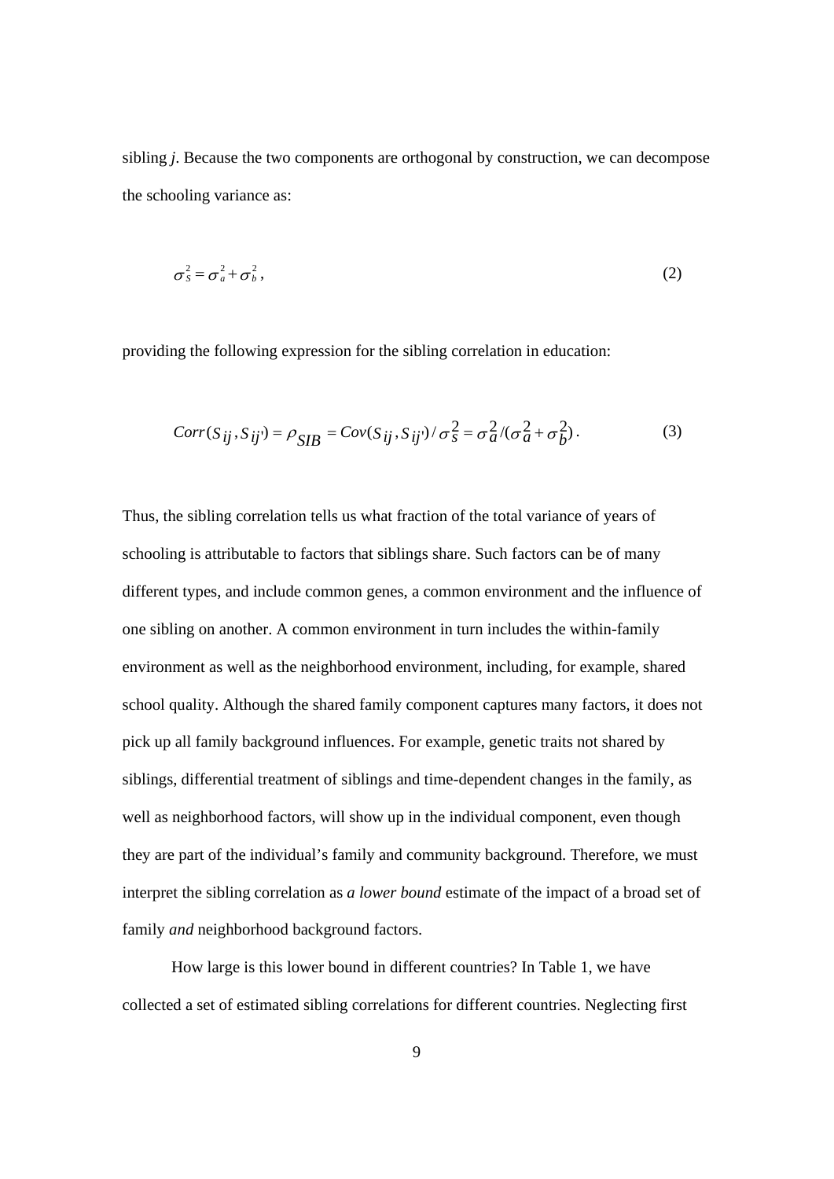sibling *j*. Because the two components are orthogonal by construction, we can decompose the schooling variance as:

$$\sigma_S^2 = \sigma_a^2 + \sigma_b^2, \tag{2}$$

providing the following expression for the sibling correlation in education:

$$Corr(S_{ij}, S_{ij'}) = \rho_{SIB} = Cov(S_{ij}, S_{ij'}) / \sigma_S^2 = \sigma_a^2 / (\sigma_a^2 + \sigma_b^2). \tag{3}$$

Thus, the sibling correlation tells us what fraction of the total variance of years of schooling is attributable to factors that siblings share. Such factors can be of many different types, and include common genes, a common environment and the influence of one sibling on another. A common environment in turn includes the within-family environment as well as the neighborhood environment, including, for example, shared school quality. Although the shared family component captures many factors, it does not pick up all family background influences. For example, genetic traits not shared by siblings, differential treatment of siblings and time-dependent changes in the family, as well as neighborhood factors, will show up in the individual component, even though they are part of the individual's family and community background. Therefore, we must interpret the sibling correlation as *a lower bound* estimate of the impact of a broad set of family *and* neighborhood background factors.

How large is this lower bound in different countries? In Table 1, we have collected a set of estimated sibling correlations for different countries. Neglecting first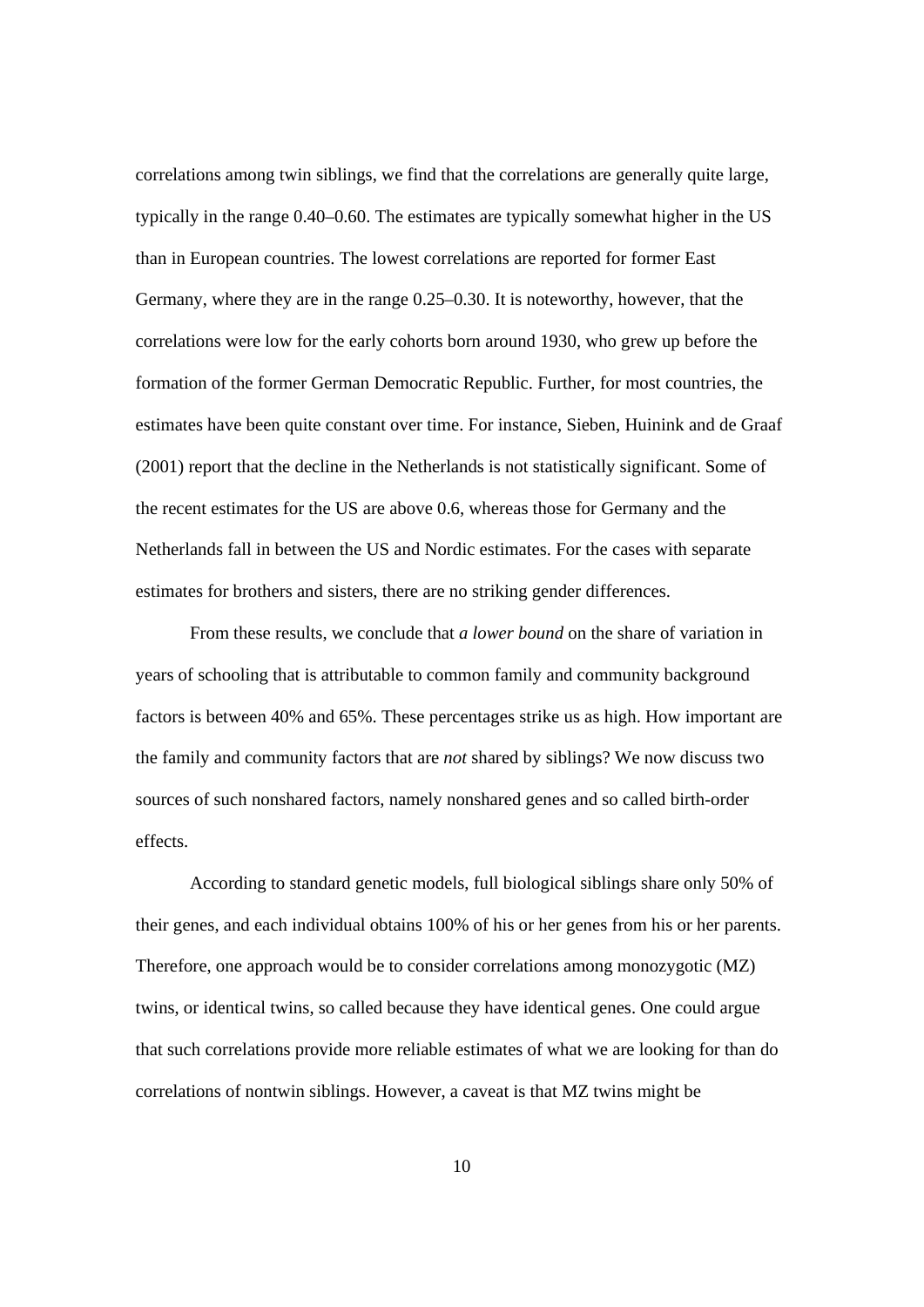correlations among twin siblings, we find that the correlations are generally quite large, typically in the range 0.40–0.60. The estimates are typically somewhat higher in the US than in European countries. The lowest correlations are reported for former East Germany, where they are in the range 0.25–0.30. It is noteworthy, however, that the correlations were low for the early cohorts born around 1930, who grew up before the formation of the former German Democratic Republic. Further, for most countries, the estimates have been quite constant over time. For instance, Sieben, Huinink and de Graaf (2001) report that the decline in the Netherlands is not statistically significant. Some of the recent estimates for the US are above 0.6, whereas those for Germany and the Netherlands fall in between the US and Nordic estimates. For the cases with separate estimates for brothers and sisters, there are no striking gender differences.

From these results, we conclude that *a lower bound* on the share of variation in years of schooling that is attributable to common family and community background factors is between 40% and 65%. These percentages strike us as high. How important are the family and community factors that are *not* shared by siblings? We now discuss two sources of such nonshared factors, namely nonshared genes and so called birth-order effects.

According to standard genetic models, full biological siblings share only 50% of their genes, and each individual obtains 100% of his or her genes from his or her parents. Therefore, one approach would be to consider correlations among monozygotic (MZ) twins, or identical twins, so called because they have identical genes. One could argue that such correlations provide more reliable estimates of what we are looking for than do correlations of nontwin siblings. However, a caveat is that MZ twins might be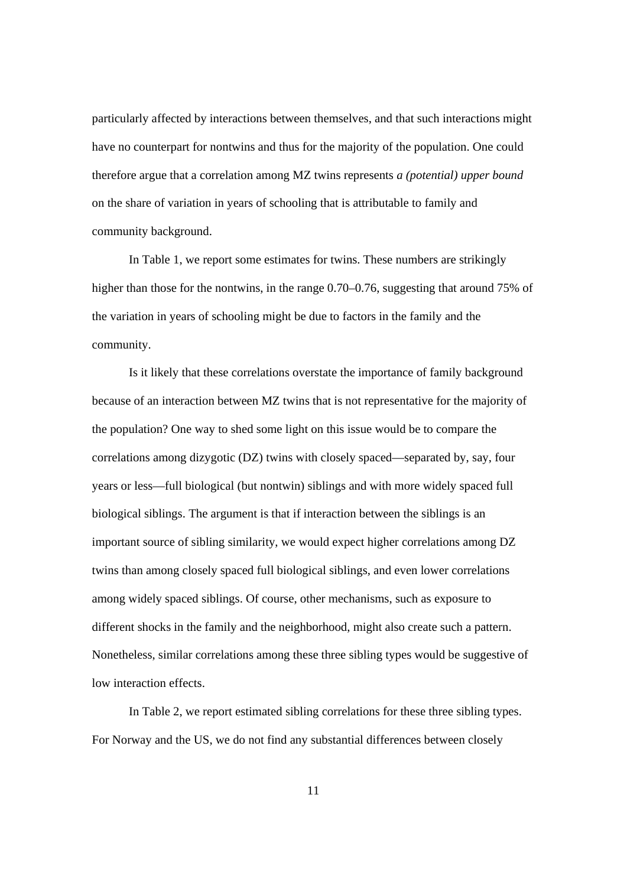particularly affected by interactions between themselves, and that such interactions might have no counterpart for nontwins and thus for the majority of the population. One could therefore argue that a correlation among MZ twins represents *a (potential) upper bound* on the share of variation in years of schooling that is attributable to family and community background.

In Table 1, we report some estimates for twins. These numbers are strikingly higher than those for the nontwins, in the range 0.70–0.76, suggesting that around 75% of the variation in years of schooling might be due to factors in the family and the community.

Is it likely that these correlations overstate the importance of family background because of an interaction between MZ twins that is not representative for the majority of the population? One way to shed some light on this issue would be to compare the correlations among dizygotic (DZ) twins with closely spaced—separated by, say, four years or less—full biological (but nontwin) siblings and with more widely spaced full biological siblings. The argument is that if interaction between the siblings is an important source of sibling similarity, we would expect higher correlations among DZ twins than among closely spaced full biological siblings, and even lower correlations among widely spaced siblings. Of course, other mechanisms, such as exposure to different shocks in the family and the neighborhood, might also create such a pattern. Nonetheless, similar correlations among these three sibling types would be suggestive of low interaction effects.

In Table 2, we report estimated sibling correlations for these three sibling types. For Norway and the US, we do not find any substantial differences between closely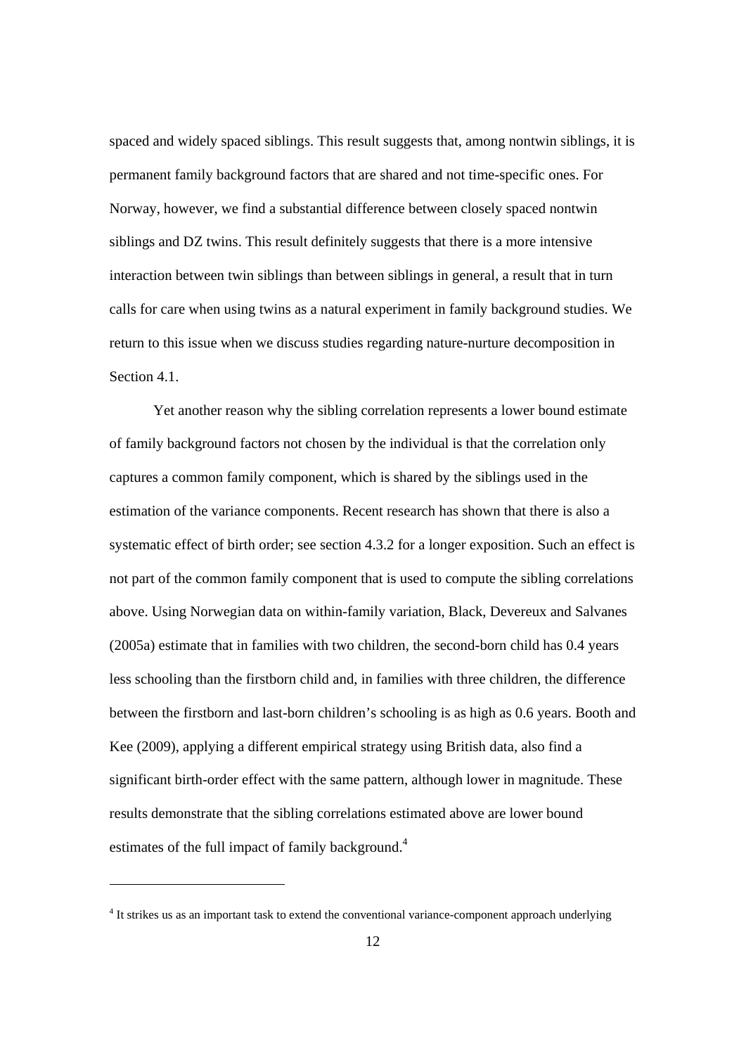spaced and widely spaced siblings. This result suggests that, among nontwin siblings, it is permanent family background factors that are shared and not time-specific ones. For Norway, however, we find a substantial difference between closely spaced nontwin siblings and DZ twins. This result definitely suggests that there is a more intensive interaction between twin siblings than between siblings in general, a result that in turn calls for care when using twins as a natural experiment in family background studies. We return to this issue when we discuss studies regarding nature-nurture decomposition in Section 4.1.

Yet another reason why the sibling correlation represents a lower bound estimate of family background factors not chosen by the individual is that the correlation only captures a common family component, which is shared by the siblings used in the estimation of the variance components. Recent research has shown that there is also a systematic effect of birth order; see section 4.3.2 for a longer exposition. Such an effect is not part of the common family component that is used to compute the sibling correlations above. Using Norwegian data on within-family variation, Black, Devereux and Salvanes (2005a) estimate that in families with two children, the second-born child has 0.4 years less schooling than the firstborn child and, in families with three children, the difference between the firstborn and last-born children's schooling is as high as 0.6 years. Booth and Kee (2009), applying a different empirical strategy using British data, also find a significant birth-order effect with the same pattern, although lower in magnitude. These results demonstrate that the sibling correlations estimated above are lower bound estimates of the full impact of family background.[4]

[4] It strikes us as an important task to extend the conventional variance-component approach underlying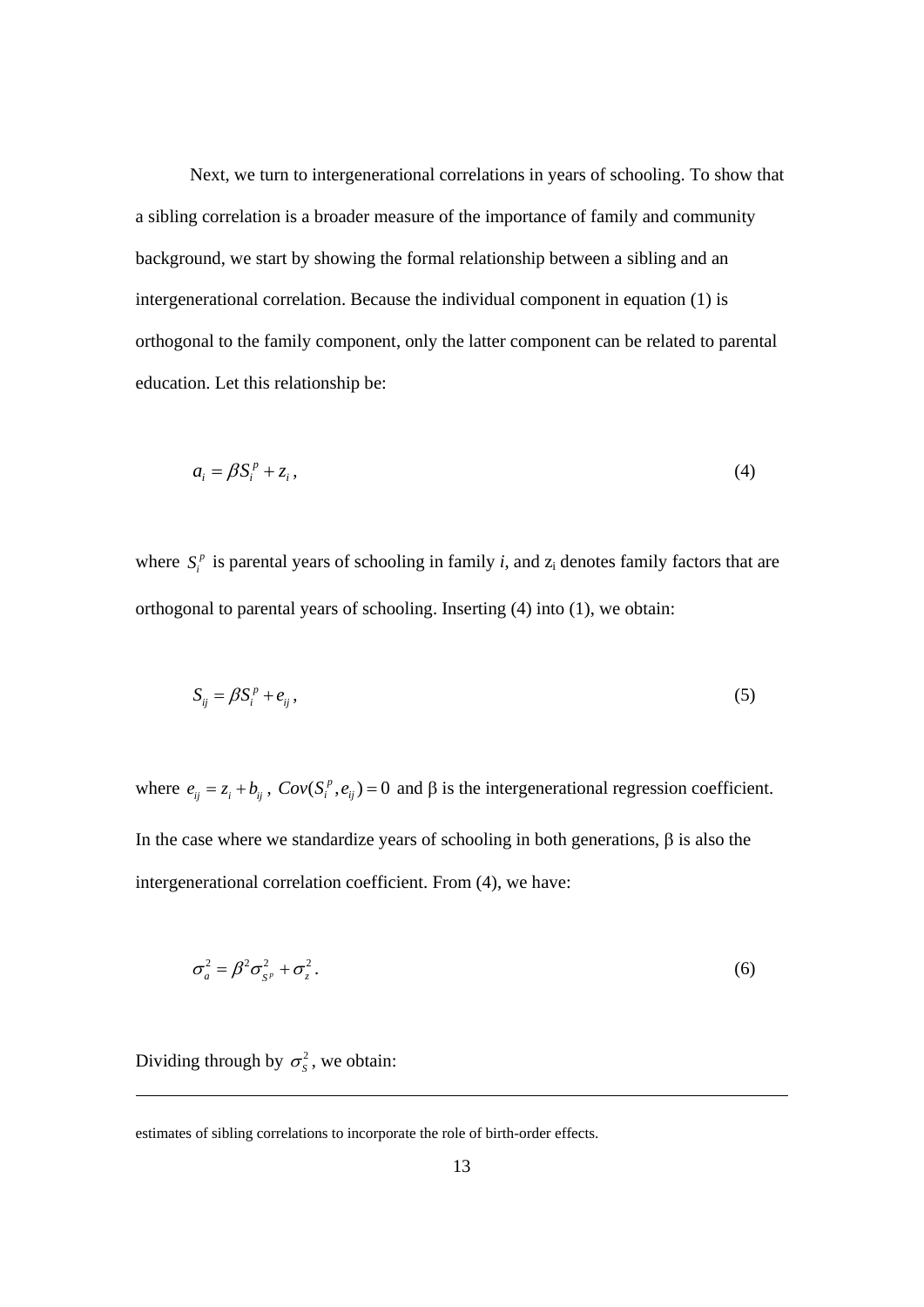Next, we turn to intergenerational correlations in years of schooling. To show that a sibling correlation is a broader measure of the importance of family and community background, we start by showing the formal relationship between a sibling and an intergenerational correlation. Because the individual component in equation (1) is orthogonal to the family component, only the latter component can be related to parental education. Let this relationship be:

$$a_i = \beta S_i^p + z_i \,, \tag{4}$$

where $S_i^p$ is parental years of schooling in family *i*, and $z_i$ denotes family factors that are orthogonal to parental years of schooling. Inserting (4) into (1), we obtain:

$$S_{ij} = \beta S_i^p + e_{ij} \,, \tag{5}$$

where $e_{ij} = z_i + b_{ij}$, $Cov(S_i^p, e_{ij}) = 0$ and $\beta$ is the intergenerational regression coefficient. In the case where we standardize years of schooling in both generations, $\beta$ is also the intergenerational correlation coefficient. From (4), we have:

$$\sigma_a^2 = \beta^2 \sigma_{S^p}^2 + \sigma_z^2 \,. \tag{6}$$

Dividing through by $\sigma_S^2$, we obtain:

---

estimates of sibling correlations to incorporate the role of birth-order effects.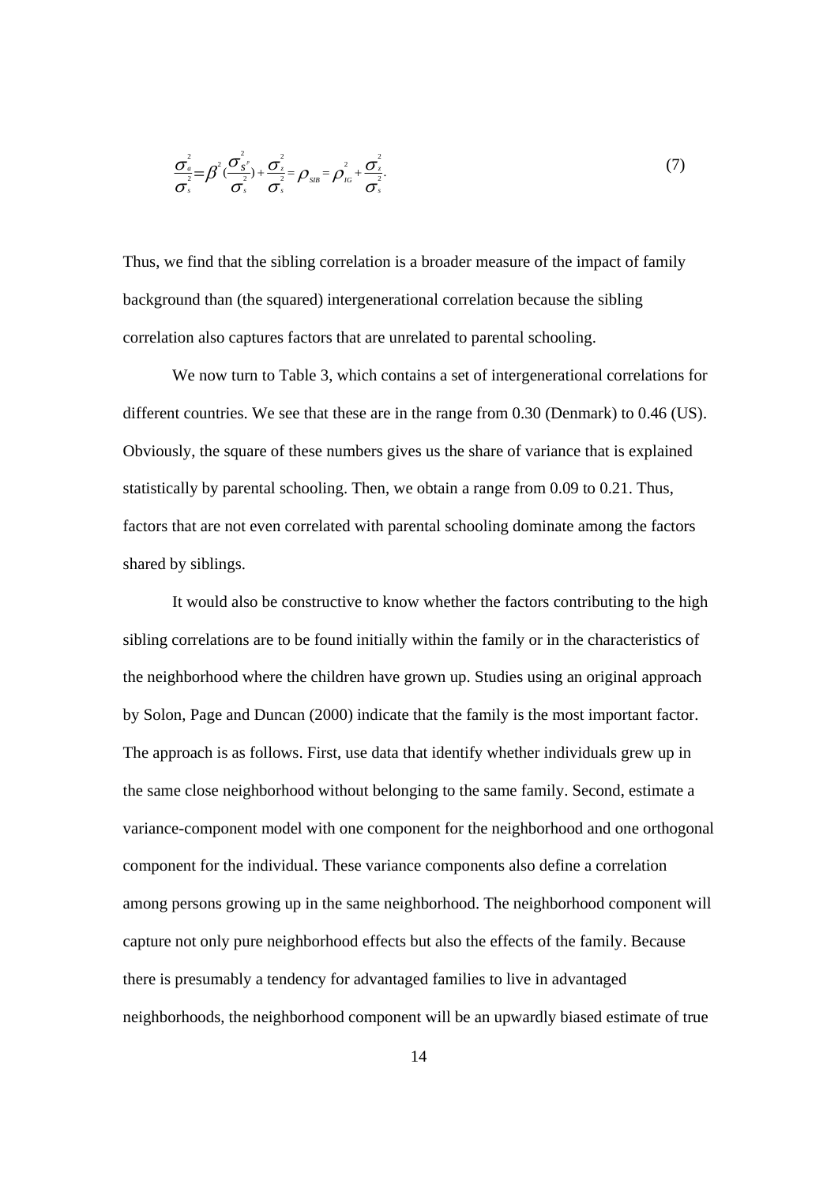$$\frac{\sigma_a^2}{\sigma_s^2} = \beta^2 \left(\frac{\sigma_{S^p}^2}{\sigma_s^2}\right) + \frac{\sigma_z^2}{\sigma_s^2} = \rho_{SIB} = \rho_{IG}^2 + \frac{\sigma_z^2}{\sigma_s^2}. \tag{7}$$

Thus, we find that the sibling correlation is a broader measure of the impact of family background than (the squared) intergenerational correlation because the sibling correlation also captures factors that are unrelated to parental schooling.

We now turn to Table 3, which contains a set of intergenerational correlations for different countries. We see that these are in the range from 0.30 (Denmark) to 0.46 (US). Obviously, the square of these numbers gives us the share of variance that is explained statistically by parental schooling. Then, we obtain a range from 0.09 to 0.21. Thus, factors that are not even correlated with parental schooling dominate among the factors shared by siblings.

It would also be constructive to know whether the factors contributing to the high sibling correlations are to be found initially within the family or in the characteristics of the neighborhood where the children have grown up. Studies using an original approach by Solon, Page and Duncan (2000) indicate that the family is the most important factor. The approach is as follows. First, use data that identify whether individuals grew up in the same close neighborhood without belonging to the same family. Second, estimate a variance-component model with one component for the neighborhood and one orthogonal component for the individual. These variance components also define a correlation among persons growing up in the same neighborhood. The neighborhood component will capture not only pure neighborhood effects but also the effects of the family. Because there is presumably a tendency for advantaged families to live in advantaged neighborhoods, the neighborhood component will be an upwardly biased estimate of true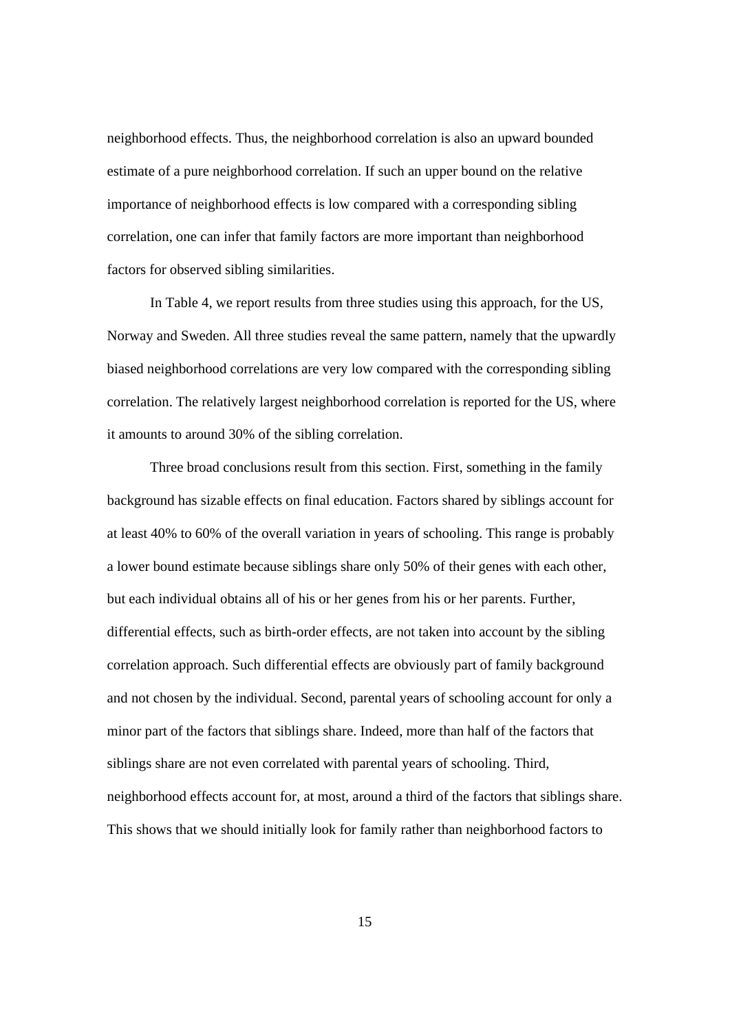neighborhood effects. Thus, the neighborhood correlation is also an upward bounded estimate of a pure neighborhood correlation. If such an upper bound on the relative importance of neighborhood effects is low compared with a corresponding sibling correlation, one can infer that family factors are more important than neighborhood factors for observed sibling similarities.

In Table 4, we report results from three studies using this approach, for the US, Norway and Sweden. All three studies reveal the same pattern, namely that the upwardly biased neighborhood correlations are very low compared with the corresponding sibling correlation. The relatively largest neighborhood correlation is reported for the US, where it amounts to around 30% of the sibling correlation.

Three broad conclusions result from this section. First, something in the family background has sizable effects on final education. Factors shared by siblings account for at least 40% to 60% of the overall variation in years of schooling. This range is probably a lower bound estimate because siblings share only 50% of their genes with each other, but each individual obtains all of his or her genes from his or her parents. Further, differential effects, such as birth-order effects, are not taken into account by the sibling correlation approach. Such differential effects are obviously part of family background and not chosen by the individual. Second, parental years of schooling account for only a minor part of the factors that siblings share. Indeed, more than half of the factors that siblings share are not even correlated with parental years of schooling. Third, neighborhood effects account for, at most, around a third of the factors that siblings share. This shows that we should initially look for family rather than neighborhood factors to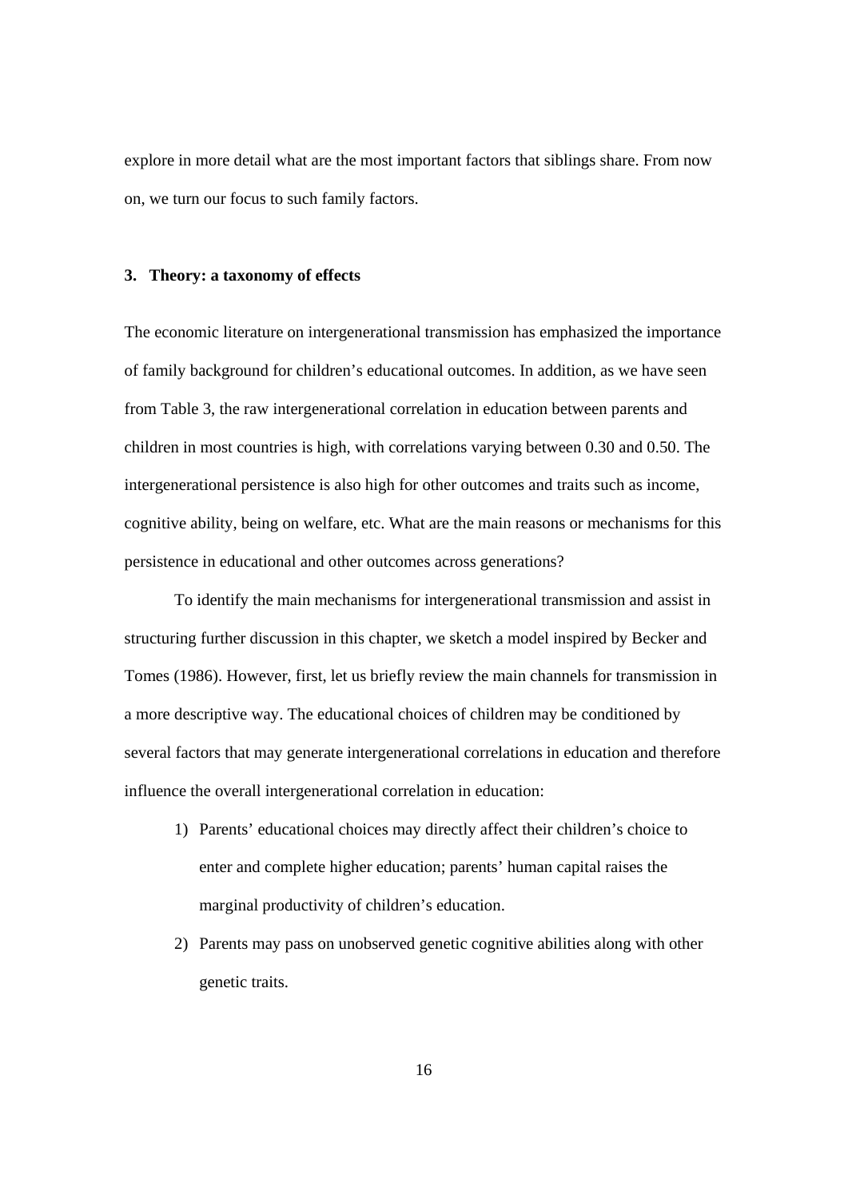explore in more detail what are the most important factors that siblings share. From now on, we turn our focus to such family factors.

## 3. Theory: a taxonomy of effects

The economic literature on intergenerational transmission has emphasized the importance of family background for children's educational outcomes. In addition, as we have seen from Table 3, the raw intergenerational correlation in education between parents and children in most countries is high, with correlations varying between 0.30 and 0.50. The intergenerational persistence is also high for other outcomes and traits such as income, cognitive ability, being on welfare, etc. What are the main reasons or mechanisms for this persistence in educational and other outcomes across generations?

To identify the main mechanisms for intergenerational transmission and assist in structuring further discussion in this chapter, we sketch a model inspired by Becker and Tomes (1986). However, first, let us briefly review the main channels for transmission in a more descriptive way. The educational choices of children may be conditioned by several factors that may generate intergenerational correlations in education and therefore influence the overall intergenerational correlation in education:

1) Parents' educational choices may directly affect their children's choice to enter and complete higher education; parents' human capital raises the marginal productivity of children's education.
2) Parents may pass on unobserved genetic cognitive abilities along with other genetic traits.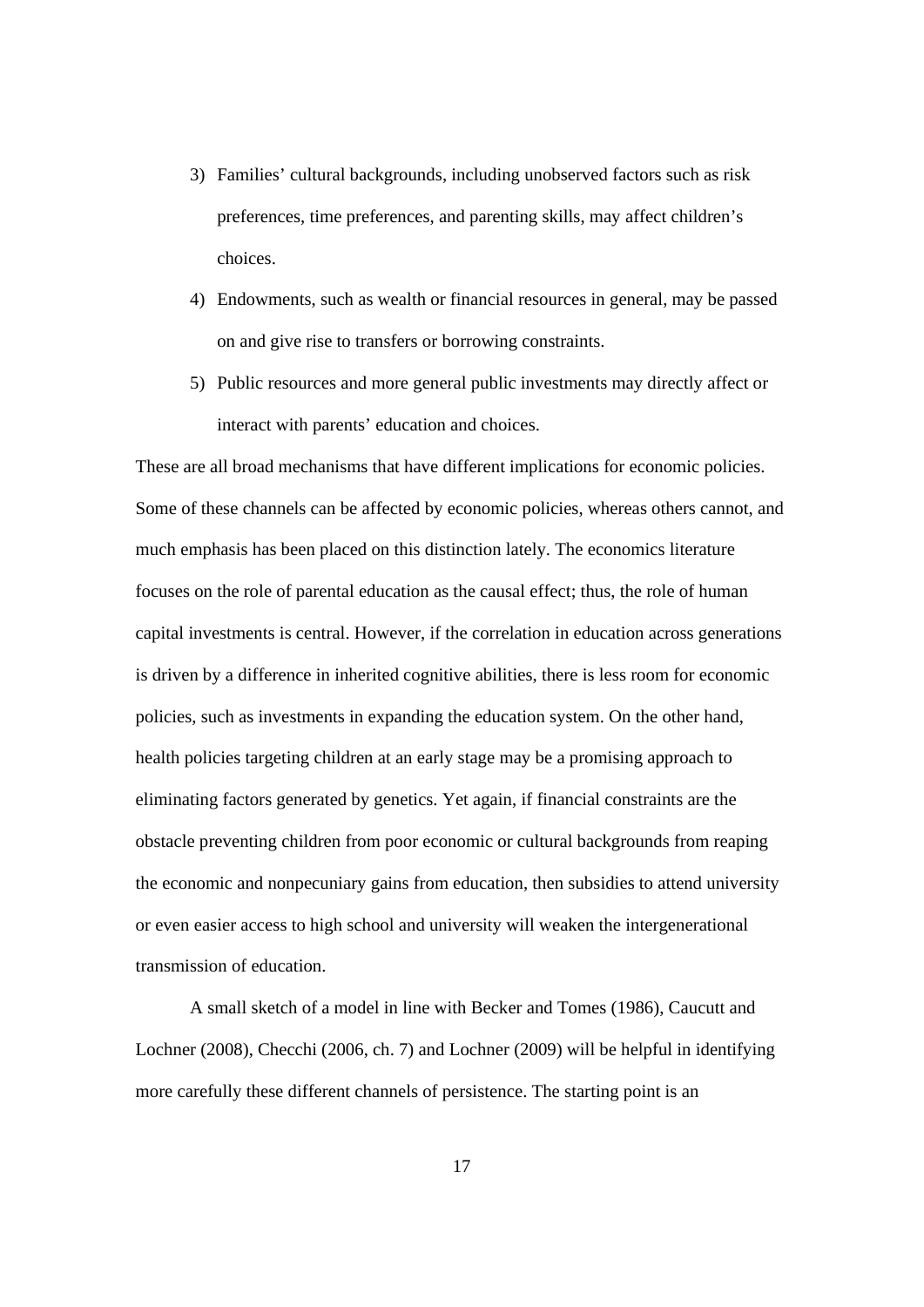3) Families' cultural backgrounds, including unobserved factors such as risk preferences, time preferences, and parenting skills, may affect children's choices.
4) Endowments, such as wealth or financial resources in general, may be passed on and give rise to transfers or borrowing constraints.
5) Public resources and more general public investments may directly affect or interact with parents' education and choices.

These are all broad mechanisms that have different implications for economic policies. Some of these channels can be affected by economic policies, whereas others cannot, and much emphasis has been placed on this distinction lately. The economics literature focuses on the role of parental education as the causal effect; thus, the role of human capital investments is central. However, if the correlation in education across generations is driven by a difference in inherited cognitive abilities, there is less room for economic policies, such as investments in expanding the education system. On the other hand, health policies targeting children at an early stage may be a promising approach to eliminating factors generated by genetics. Yet again, if financial constraints are the obstacle preventing children from poor economic or cultural backgrounds from reaping the economic and nonpecuniary gains from education, then subsidies to attend university or even easier access to high school and university will weaken the intergenerational transmission of education.

A small sketch of a model in line with Becker and Tomes (1986), Caucutt and Lochner (2008), Checchi (2006, ch. 7) and Lochner (2009) will be helpful in identifying more carefully these different channels of persistence. The starting point is an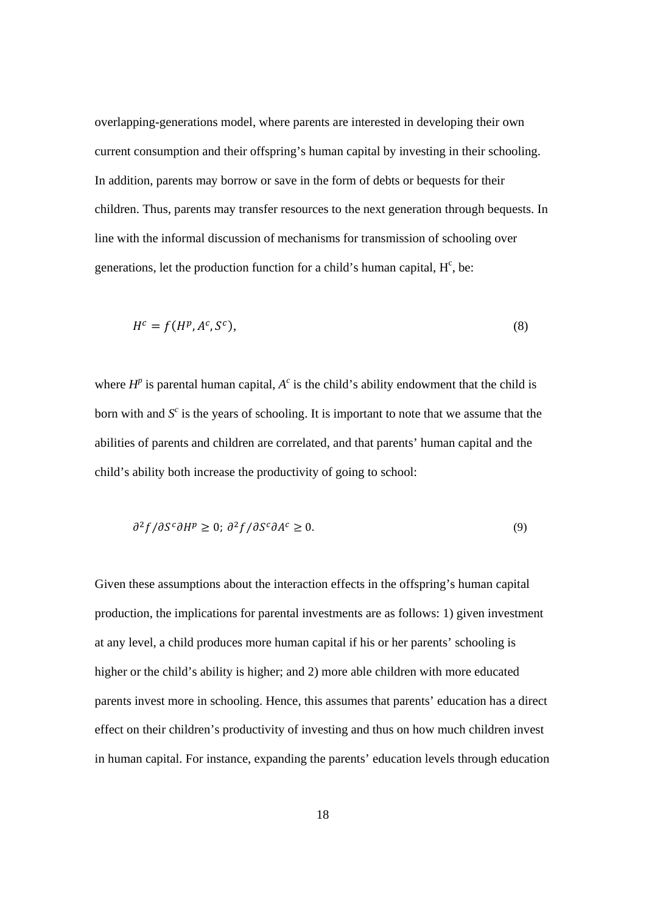overlapping-generations model, where parents are interested in developing their own current consumption and their offspring's human capital by investing in their schooling. In addition, parents may borrow or save in the form of debts or bequests for their children. Thus, parents may transfer resources to the next generation through bequests. In line with the informal discussion of mechanisms for transmission of schooling over generations, let the production function for a child's human capital, $H^c$, be:

$$H^c = f(H^p, A^c, S^c), \tag{8}$$

where $H^p$ is parental human capital, $A^c$ is the child's ability endowment that the child is born with and $S^c$ is the years of schooling. It is important to note that we assume that the abilities of parents and children are correlated, and that parents' human capital and the child's ability both increase the productivity of going to school:

$$\partial^2 f / \partial S^c \partial H^p \geq 0; \; \partial^2 f / \partial S^c \partial A^c \geq 0. \tag{9}$$

Given these assumptions about the interaction effects in the offspring's human capital production, the implications for parental investments are as follows: 1) given investment at any level, a child produces more human capital if his or her parents' schooling is higher or the child's ability is higher; and 2) more able children with more educated parents invest more in schooling. Hence, this assumes that parents' education has a direct effect on their children's productivity of investing and thus on how much children invest in human capital. For instance, expanding the parents' education levels through education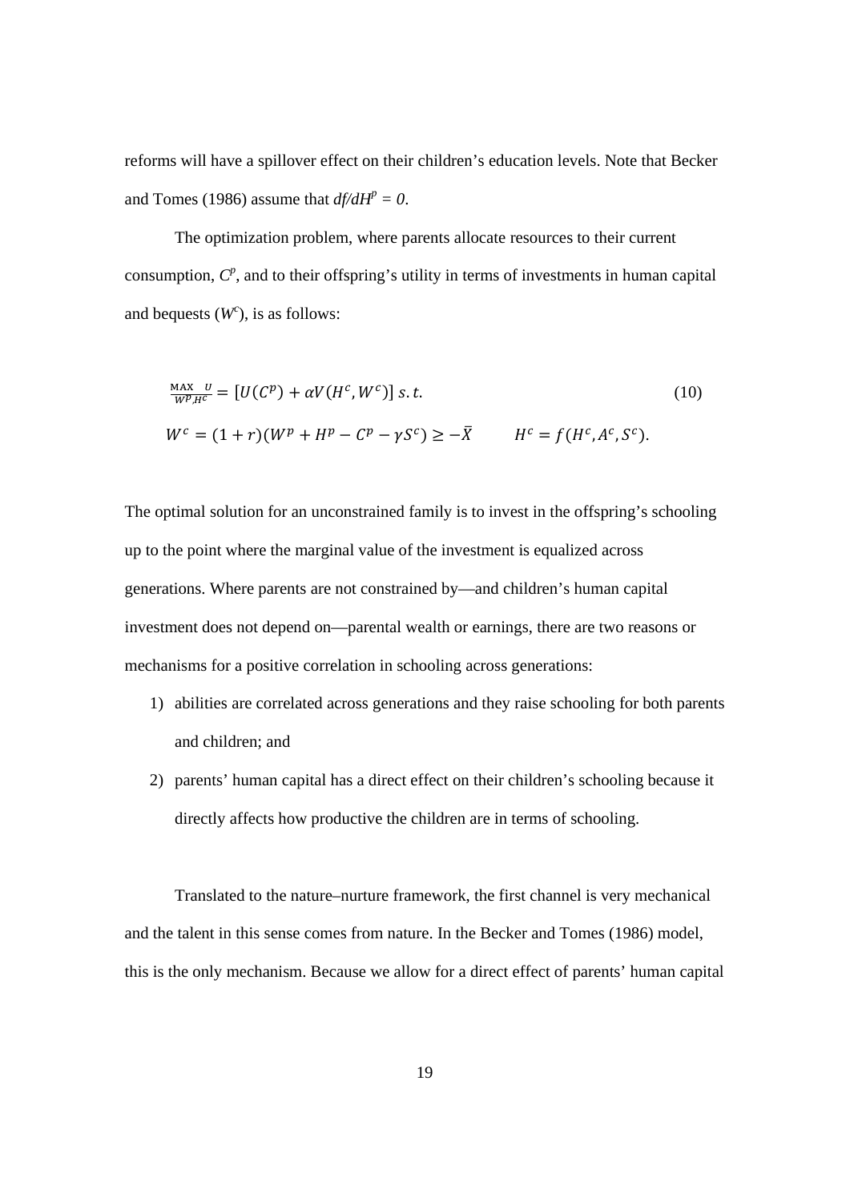reforms will have a spillover effect on their children's education levels. Note that Becker and Tomes (1986) assume that $df/dH^p = 0$.

The optimization problem, where parents allocate resources to their current consumption, $C^p$, and to their offspring's utility in terms of investments in human capital and bequests ($W^c$), is as follows:

$$\frac{\text{MAX}}{W^p, H^c} \frac{U}{} = [U(C^p) + \alpha V(H^c, W^c)] \; s.t. \tag{10}$$

$$W^c = (1 + r)(W^p + H^p - C^p - \gamma S^c) \geq -\bar{X} \qquad H^c = f(H^c, A^c, S^c).$$

The optimal solution for an unconstrained family is to invest in the offspring's schooling up to the point where the marginal value of the investment is equalized across generations. Where parents are not constrained by—and children's human capital investment does not depend on—parental wealth or earnings, there are two reasons or mechanisms for a positive correlation in schooling across generations:

1) abilities are correlated across generations and they raise schooling for both parents and children; and
2) parents' human capital has a direct effect on their children's schooling because it directly affects how productive the children are in terms of schooling.

Translated to the nature–nurture framework, the first channel is very mechanical and the talent in this sense comes from nature. In the Becker and Tomes (1986) model, this is the only mechanism. Because we allow for a direct effect of parents' human capital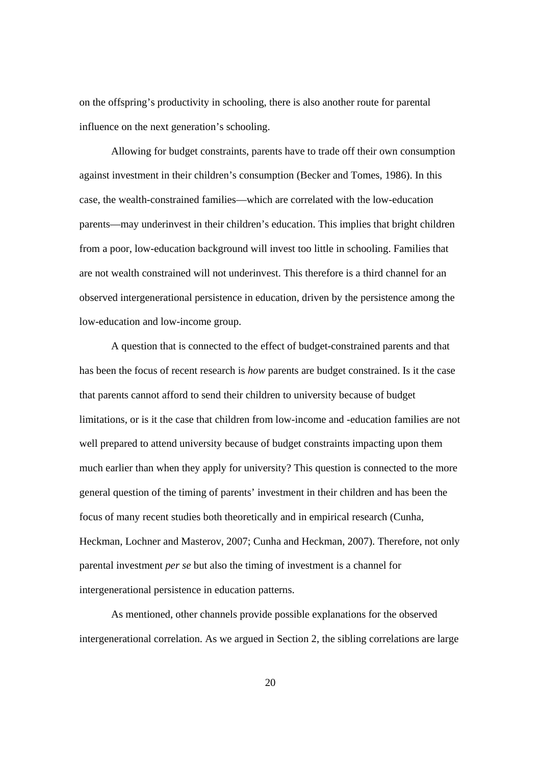on the offspring's productivity in schooling, there is also another route for parental influence on the next generation's schooling.

Allowing for budget constraints, parents have to trade off their own consumption against investment in their children's consumption (Becker and Tomes, 1986). In this case, the wealth-constrained families—which are correlated with the low-education parents—may underinvest in their children's education. This implies that bright children from a poor, low-education background will invest too little in schooling. Families that are not wealth constrained will not underinvest. This therefore is a third channel for an observed intergenerational persistence in education, driven by the persistence among the low-education and low-income group.

A question that is connected to the effect of budget-constrained parents and that has been the focus of recent research is *how* parents are budget constrained. Is it the case that parents cannot afford to send their children to university because of budget limitations, or is it the case that children from low-income and -education families are not well prepared to attend university because of budget constraints impacting upon them much earlier than when they apply for university? This question is connected to the more general question of the timing of parents' investment in their children and has been the focus of many recent studies both theoretically and in empirical research (Cunha, Heckman, Lochner and Masterov, 2007; Cunha and Heckman, 2007). Therefore, not only parental investment *per se* but also the timing of investment is a channel for intergenerational persistence in education patterns.

As mentioned, other channels provide possible explanations for the observed intergenerational correlation. As we argued in Section 2, the sibling correlations are large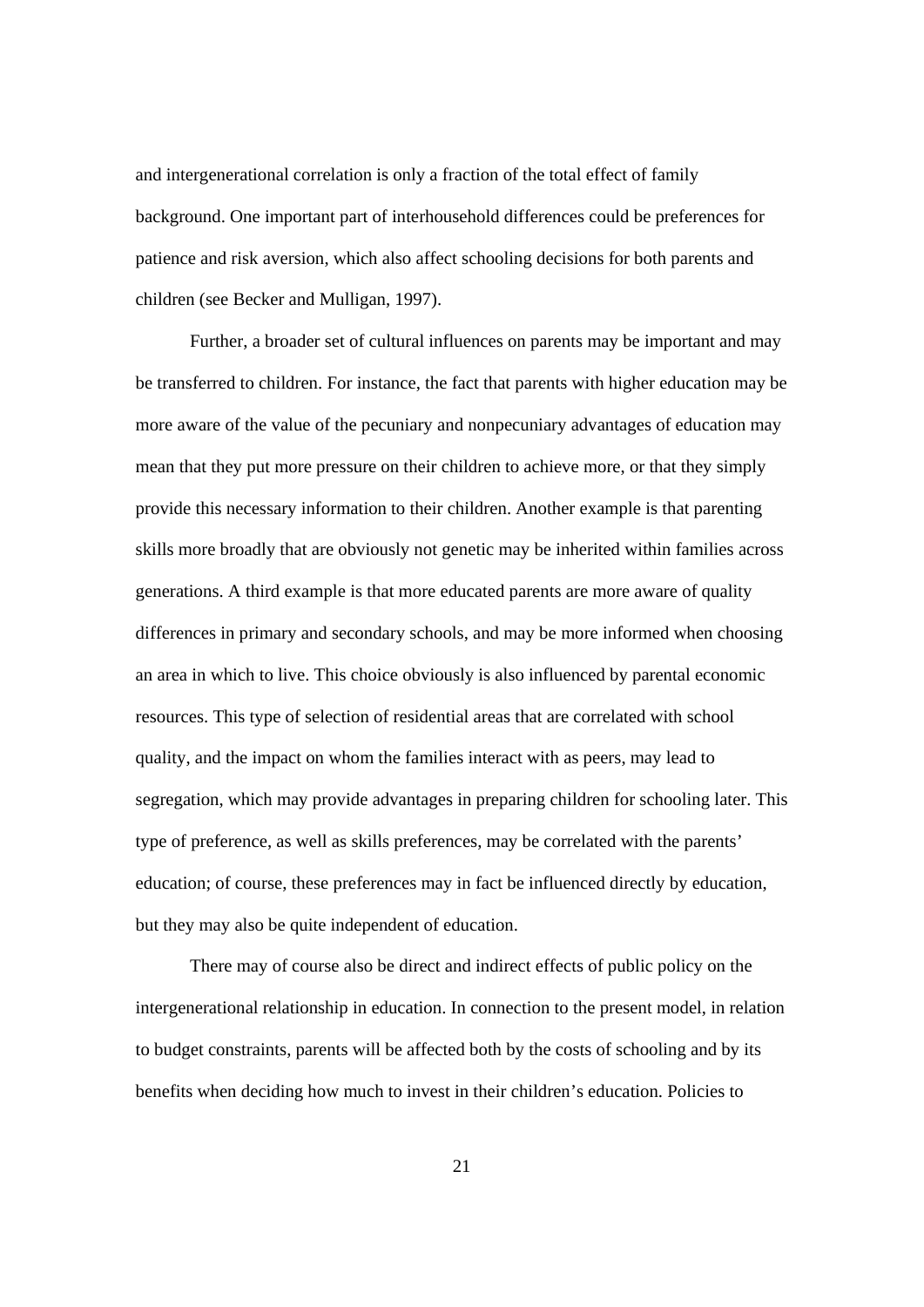and intergenerational correlation is only a fraction of the total effect of family background. One important part of interhousehold differences could be preferences for patience and risk aversion, which also affect schooling decisions for both parents and children (see Becker and Mulligan, 1997).

Further, a broader set of cultural influences on parents may be important and may be transferred to children. For instance, the fact that parents with higher education may be more aware of the value of the pecuniary and nonpecuniary advantages of education may mean that they put more pressure on their children to achieve more, or that they simply provide this necessary information to their children. Another example is that parenting skills more broadly that are obviously not genetic may be inherited within families across generations. A third example is that more educated parents are more aware of quality differences in primary and secondary schools, and may be more informed when choosing an area in which to live. This choice obviously is also influenced by parental economic resources. This type of selection of residential areas that are correlated with school quality, and the impact on whom the families interact with as peers, may lead to segregation, which may provide advantages in preparing children for schooling later. This type of preference, as well as skills preferences, may be correlated with the parents' education; of course, these preferences may in fact be influenced directly by education, but they may also be quite independent of education.

There may of course also be direct and indirect effects of public policy on the intergenerational relationship in education. In connection to the present model, in relation to budget constraints, parents will be affected both by the costs of schooling and by its benefits when deciding how much to invest in their children's education. Policies to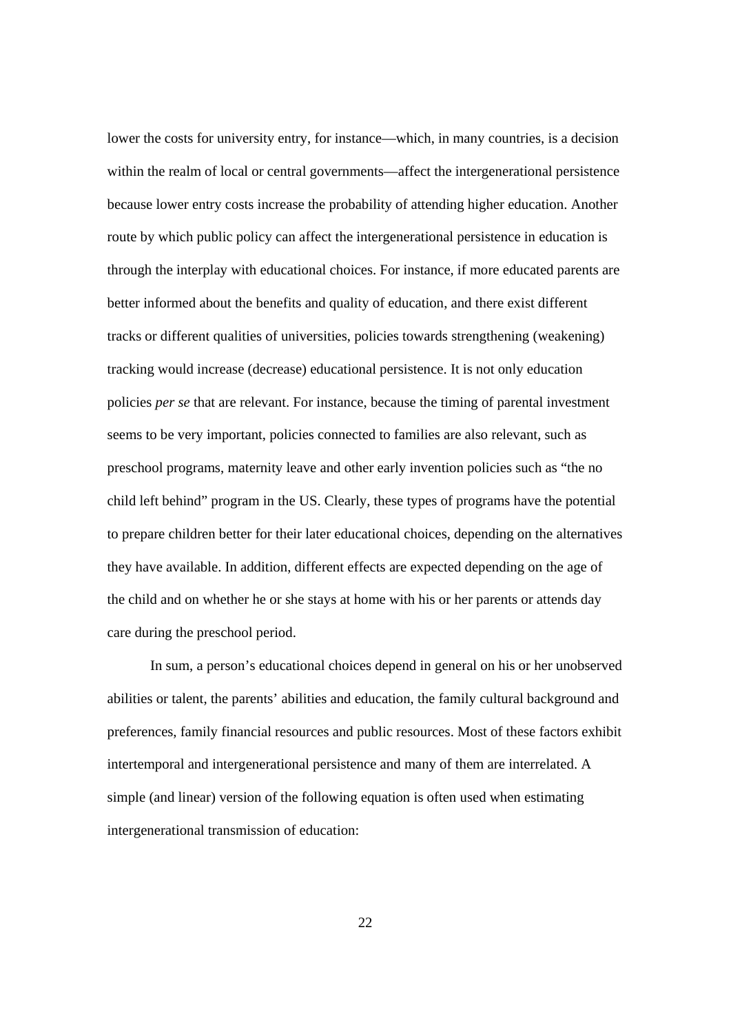lower the costs for university entry, for instance—which, in many countries, is a decision within the realm of local or central governments—affect the intergenerational persistence because lower entry costs increase the probability of attending higher education. Another route by which public policy can affect the intergenerational persistence in education is through the interplay with educational choices. For instance, if more educated parents are better informed about the benefits and quality of education, and there exist different tracks or different qualities of universities, policies towards strengthening (weakening) tracking would increase (decrease) educational persistence. It is not only education policies *per se* that are relevant. For instance, because the timing of parental investment seems to be very important, policies connected to families are also relevant, such as preschool programs, maternity leave and other early invention policies such as "the no child left behind" program in the US. Clearly, these types of programs have the potential to prepare children better for their later educational choices, depending on the alternatives they have available. In addition, different effects are expected depending on the age of the child and on whether he or she stays at home with his or her parents or attends day care during the preschool period.

In sum, a person's educational choices depend in general on his or her unobserved abilities or talent, the parents' abilities and education, the family cultural background and preferences, family financial resources and public resources. Most of these factors exhibit intertemporal and intergenerational persistence and many of them are interrelated. A simple (and linear) version of the following equation is often used when estimating intergenerational transmission of education: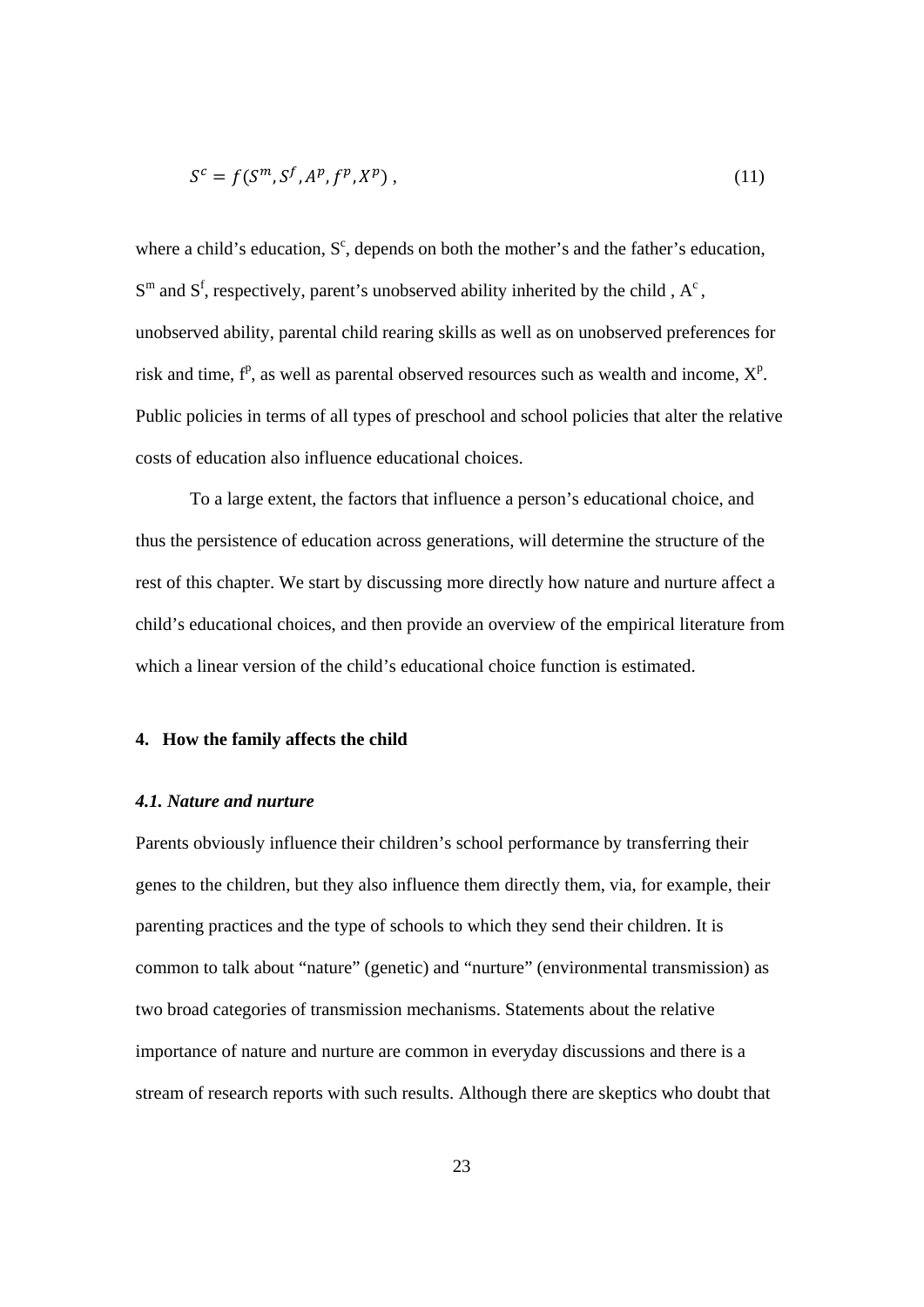$$S^c = f(S^m, S^f, A^p, f^p, X^p) \,, \tag{11}$$

where a child's education, $S^c$, depends on both the mother's and the father's education, $S^m$ and $S^f$, respectively, parent's unobserved ability inherited by the child , $A^c$ , unobserved ability, parental child rearing skills as well as on unobserved preferences for risk and time, $f^p$, as well as parental observed resources such as wealth and income, $X^p$. Public policies in terms of all types of preschool and school policies that alter the relative costs of education also influence educational choices.

To a large extent, the factors that influence a person's educational choice, and thus the persistence of education across generations, will determine the structure of the rest of this chapter. We start by discussing more directly how nature and nurture affect a child's educational choices, and then provide an overview of the empirical literature from which a linear version of the child's educational choice function is estimated.

## 4. How the family affects the child

### *4.1. Nature and nurture*

Parents obviously influence their children's school performance by transferring their genes to the children, but they also influence them directly them, via, for example, their parenting practices and the type of schools to which they send their children. It is common to talk about "nature" (genetic) and "nurture" (environmental transmission) as two broad categories of transmission mechanisms. Statements about the relative importance of nature and nurture are common in everyday discussions and there is a stream of research reports with such results. Although there are skeptics who doubt that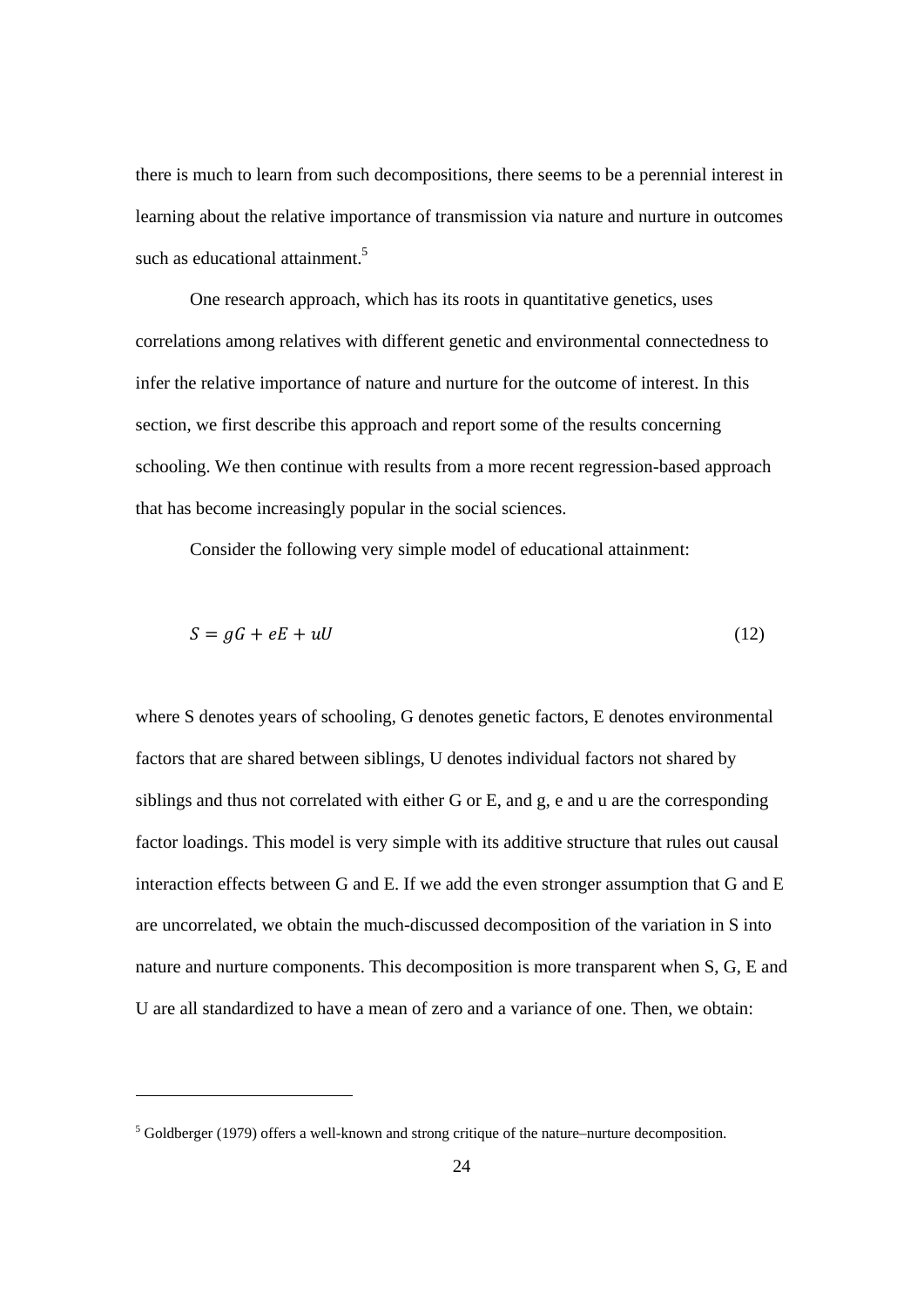there is much to learn from such decompositions, there seems to be a perennial interest in learning about the relative importance of transmission via nature and nurture in outcomes such as educational attainment.[5]

One research approach, which has its roots in quantitative genetics, uses correlations among relatives with different genetic and environmental connectedness to infer the relative importance of nature and nurture for the outcome of interest. In this section, we first describe this approach and report some of the results concerning schooling. We then continue with results from a more recent regression-based approach that has become increasingly popular in the social sciences.

Consider the following very simple model of educational attainment:

$$S = gG + eE + uU \tag{12}$$

where S denotes years of schooling, G denotes genetic factors, E denotes environmental factors that are shared between siblings, U denotes individual factors not shared by siblings and thus not correlated with either G or E, and g, e and u are the corresponding factor loadings. This model is very simple with its additive structure that rules out causal interaction effects between G and E. If we add the even stronger assumption that G and E are uncorrelated, we obtain the much-discussed decomposition of the variation in S into nature and nurture components. This decomposition is more transparent when S, G, E and U are all standardized to have a mean of zero and a variance of one. Then, we obtain:

---

[5] Goldberger (1979) offers a well-known and strong critique of the nature–nurture decomposition.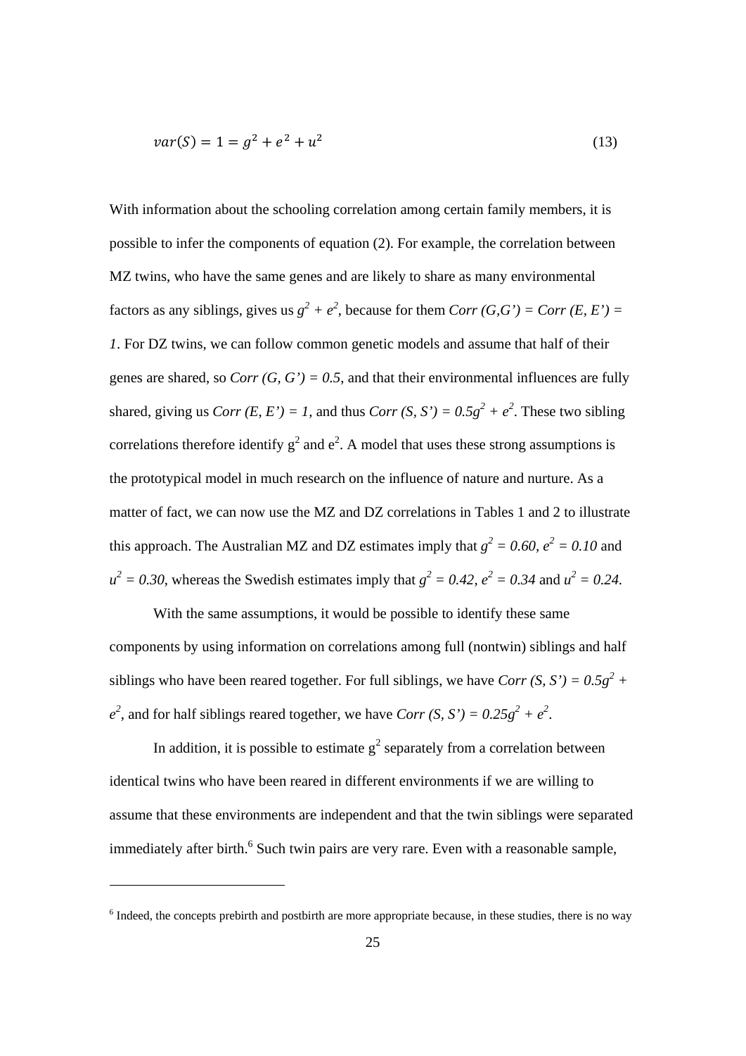$$var(S) = 1 = g^2 + e^2 + u^2 \tag{13}$$

With information about the schooling correlation among certain family members, it is possible to infer the components of equation (2). For example, the correlation between MZ twins, who have the same genes and are likely to share as many environmental factors as any siblings, gives us $g^2 + e^2$, because for them $Corr(G,G') = Corr(E, E') = 1$. For DZ twins, we can follow common genetic models and assume that half of their genes are shared, so $Corr(G, G') = 0.5$, and that their environmental influences are fully shared, giving us $Corr(E, E') = 1$, and thus $Corr(S, S') = 0.5g^2 + e^2$. These two sibling correlations therefore identify $g^2$ and $e^2$. A model that uses these strong assumptions is the prototypical model in much research on the influence of nature and nurture. As a matter of fact, we can now use the MZ and DZ correlations in Tables 1 and 2 to illustrate this approach. The Australian MZ and DZ estimates imply that $g^2 = 0.60$, $e^2 = 0.10$ and $u^2 = 0.30$, whereas the Swedish estimates imply that $g^2 = 0.42$, $e^2 = 0.34$ and $u^2 = 0.24$.

With the same assumptions, it would be possible to identify these same components by using information on correlations among full (nontwin) siblings and half siblings who have been reared together. For full siblings, we have $Corr(S, S') = 0.5g^2 + e^2$, and for half siblings reared together, we have $Corr(S, S') = 0.25g^2 + e^2$.

In addition, it is possible to estimate $g^2$ separately from a correlation between identical twins who have been reared in different environments if we are willing to assume that these environments are independent and that the twin siblings were separated immediately after birth.[6] Such twin pairs are very rare. Even with a reasonable sample,

[6] Indeed, the concepts prebirth and postbirth are more appropriate because, in these studies, there is no way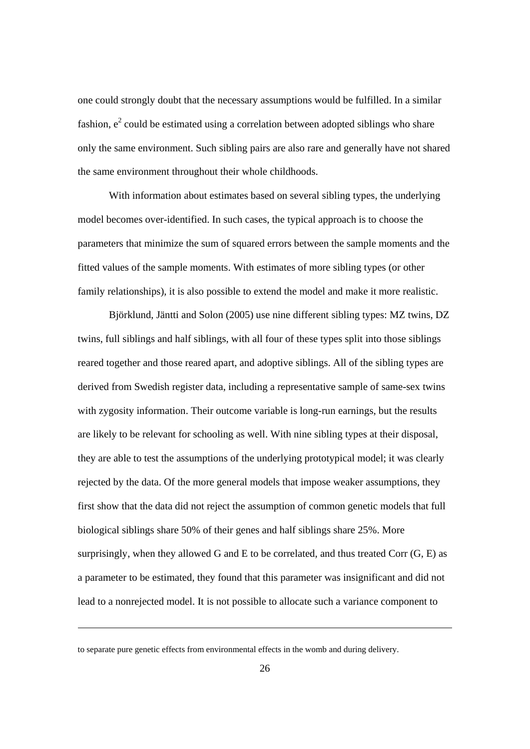one could strongly doubt that the necessary assumptions would be fulfilled. In a similar fashion, $e^2$ could be estimated using a correlation between adopted siblings who share only the same environment. Such sibling pairs are also rare and generally have not shared the same environment throughout their whole childhoods.

With information about estimates based on several sibling types, the underlying model becomes over-identified. In such cases, the typical approach is to choose the parameters that minimize the sum of squared errors between the sample moments and the fitted values of the sample moments. With estimates of more sibling types (or other family relationships), it is also possible to extend the model and make it more realistic.

Björklund, Jäntti and Solon (2005) use nine different sibling types: MZ twins, DZ twins, full siblings and half siblings, with all four of these types split into those siblings reared together and those reared apart, and adoptive siblings. All of the sibling types are derived from Swedish register data, including a representative sample of same-sex twins with zygosity information. Their outcome variable is long-run earnings, but the results are likely to be relevant for schooling as well. With nine sibling types at their disposal, they are able to test the assumptions of the underlying prototypical model; it was clearly rejected by the data. Of the more general models that impose weaker assumptions, they first show that the data did not reject the assumption of common genetic models that full biological siblings share 50% of their genes and half siblings share 25%. More surprisingly, when they allowed G and E to be correlated, and thus treated Corr (G, E) as a parameter to be estimated, they found that this parameter was insignificant and did not lead to a nonrejected model. It is not possible to allocate such a variance component to

---

to separate pure genetic effects from environmental effects in the womb and during delivery.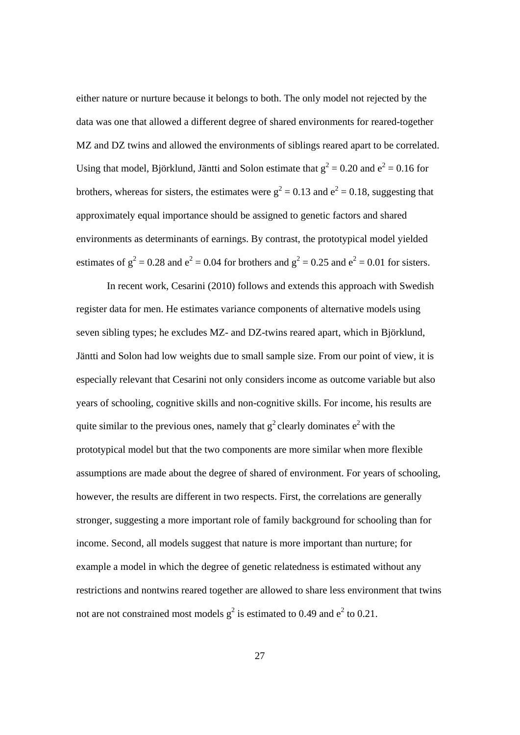either nature or nurture because it belongs to both. The only model not rejected by the data was one that allowed a different degree of shared environments for reared-together MZ and DZ twins and allowed the environments of siblings reared apart to be correlated. Using that model, Björklund, Jäntti and Solon estimate that $g^2 = 0.20$ and $e^2 = 0.16$ for brothers, whereas for sisters, the estimates were $g^2 = 0.13$ and $e^2 = 0.18$, suggesting that approximately equal importance should be assigned to genetic factors and shared environments as determinants of earnings. By contrast, the prototypical model yielded estimates of $g^2 = 0.28$ and $e^2 = 0.04$ for brothers and $g^2 = 0.25$ and $e^2 = 0.01$ for sisters.

In recent work, Cesarini (2010) follows and extends this approach with Swedish register data for men. He estimates variance components of alternative models using seven sibling types; he excludes MZ- and DZ-twins reared apart, which in Björklund, Jäntti and Solon had low weights due to small sample size. From our point of view, it is especially relevant that Cesarini not only considers income as outcome variable but also years of schooling, cognitive skills and non-cognitive skills. For income, his results are quite similar to the previous ones, namely that $g^2$ clearly dominates $e^2$ with the prototypical model but that the two components are more similar when more flexible assumptions are made about the degree of shared of environment. For years of schooling, however, the results are different in two respects. First, the correlations are generally stronger, suggesting a more important role of family background for schooling than for income. Second, all models suggest that nature is more important than nurture; for example a model in which the degree of genetic relatedness is estimated without any restrictions and nontwins reared together are allowed to share less environment that twins not are not constrained most models $g^2$ is estimated to 0.49 and $e^2$ to 0.21.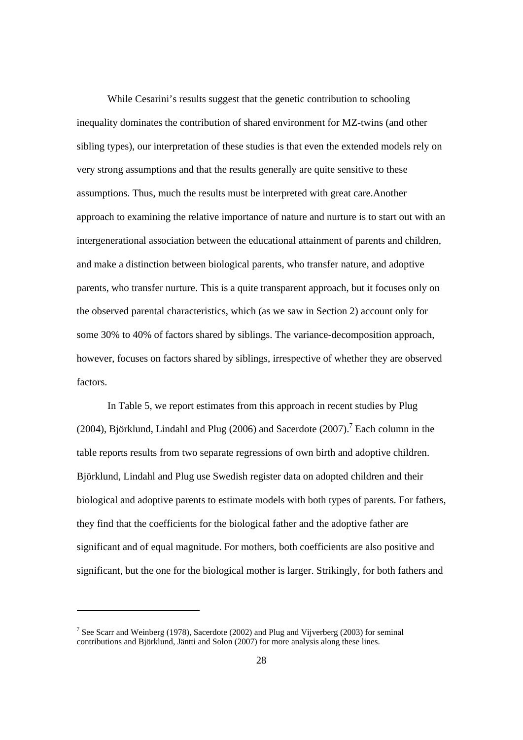While Cesarini's results suggest that the genetic contribution to schooling inequality dominates the contribution of shared environment for MZ-twins (and other sibling types), our interpretation of these studies is that even the extended models rely on very strong assumptions and that the results generally are quite sensitive to these assumptions. Thus, much the results must be interpreted with great care.Another approach to examining the relative importance of nature and nurture is to start out with an intergenerational association between the educational attainment of parents and children, and make a distinction between biological parents, who transfer nature, and adoptive parents, who transfer nurture. This is a quite transparent approach, but it focuses only on the observed parental characteristics, which (as we saw in Section 2) account only for some 30% to 40% of factors shared by siblings. The variance-decomposition approach, however, focuses on factors shared by siblings, irrespective of whether they are observed factors.

In Table 5, we report estimates from this approach in recent studies by Plug (2004), Björklund, Lindahl and Plug (2006) and Sacerdote (2007).[7] Each column in the table reports results from two separate regressions of own birth and adoptive children. Björklund, Lindahl and Plug use Swedish register data on adopted children and their biological and adoptive parents to estimate models with both types of parents. For fathers, they find that the coefficients for the biological father and the adoptive father are significant and of equal magnitude. For mothers, both coefficients are also positive and significant, but the one for the biological mother is larger. Strikingly, for both fathers and

---

[7] See Scarr and Weinberg (1978), Sacerdote (2002) and Plug and Vijverberg (2003) for seminal contributions and Björklund, Jäntti and Solon (2007) for more analysis along these lines.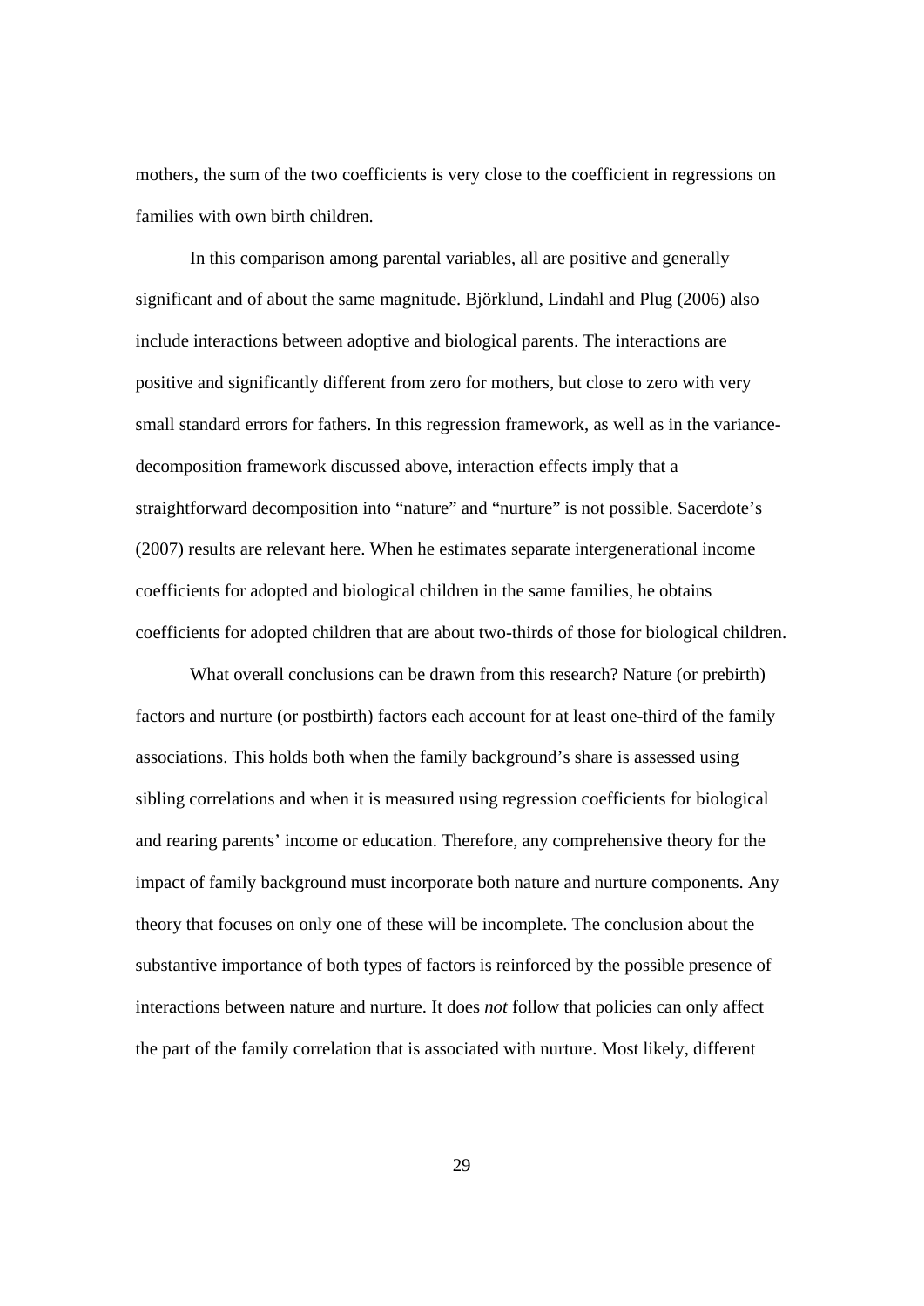mothers, the sum of the two coefficients is very close to the coefficient in regressions on families with own birth children.

In this comparison among parental variables, all are positive and generally significant and of about the same magnitude. Björklund, Lindahl and Plug (2006) also include interactions between adoptive and biological parents. The interactions are positive and significantly different from zero for mothers, but close to zero with very small standard errors for fathers. In this regression framework, as well as in the variance-decomposition framework discussed above, interaction effects imply that a straightforward decomposition into "nature" and "nurture" is not possible. Sacerdote's (2007) results are relevant here. When he estimates separate intergenerational income coefficients for adopted and biological children in the same families, he obtains coefficients for adopted children that are about two-thirds of those for biological children.

What overall conclusions can be drawn from this research? Nature (or prebirth) factors and nurture (or postbirth) factors each account for at least one-third of the family associations. This holds both when the family background's share is assessed using sibling correlations and when it is measured using regression coefficients for biological and rearing parents' income or education. Therefore, any comprehensive theory for the impact of family background must incorporate both nature and nurture components. Any theory that focuses on only one of these will be incomplete. The conclusion about the substantive importance of both types of factors is reinforced by the possible presence of interactions between nature and nurture. It does *not* follow that policies can only affect the part of the family correlation that is associated with nurture. Most likely, different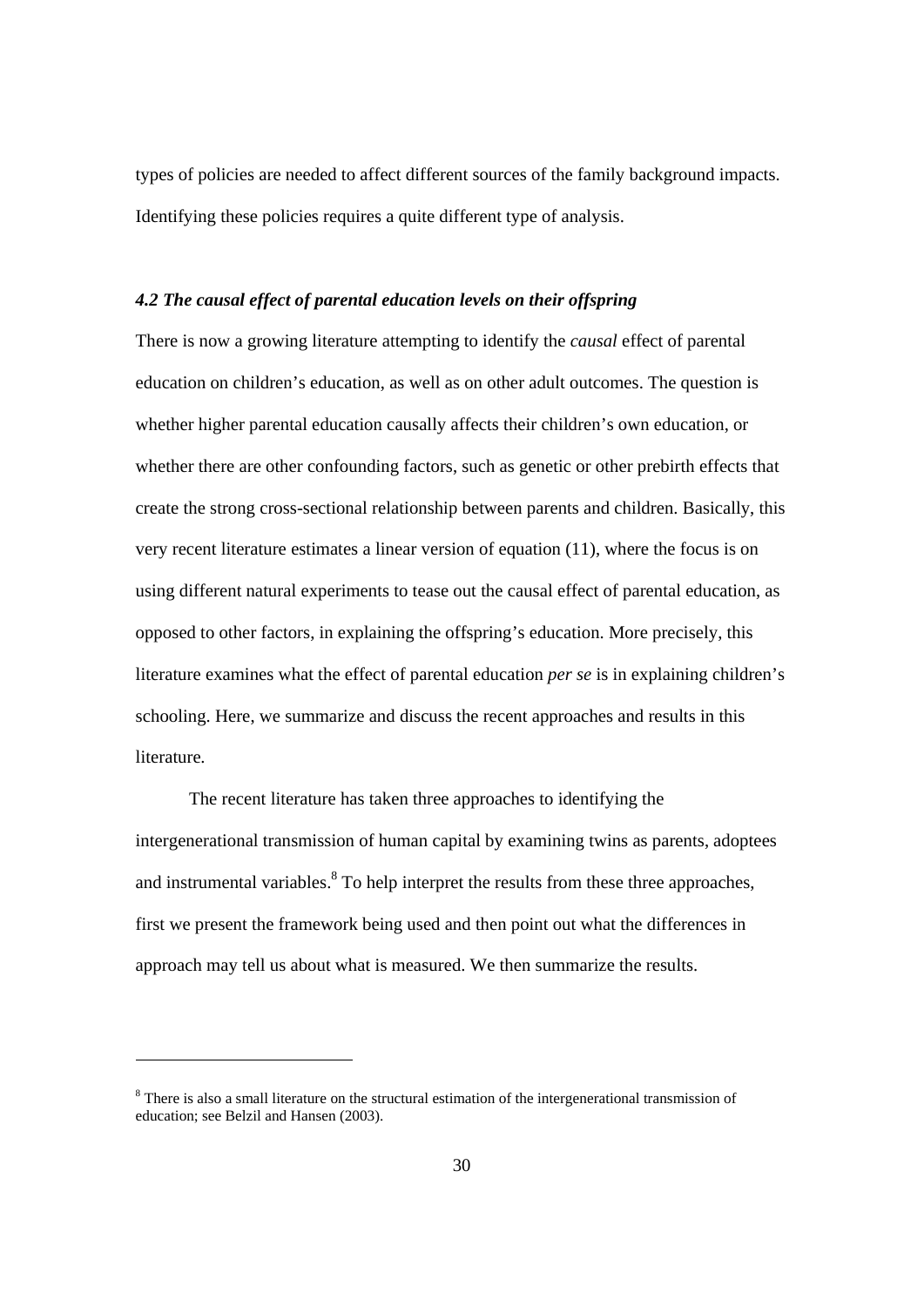types of policies are needed to affect different sources of the family background impacts. Identifying these policies requires a quite different type of analysis.

### *4.2 The causal effect of parental education levels on their offspring*

There is now a growing literature attempting to identify the *causal* effect of parental education on children's education, as well as on other adult outcomes. The question is whether higher parental education causally affects their children's own education, or whether there are other confounding factors, such as genetic or other prebirth effects that create the strong cross-sectional relationship between parents and children. Basically, this very recent literature estimates a linear version of equation (11), where the focus is on using different natural experiments to tease out the causal effect of parental education, as opposed to other factors, in explaining the offspring's education. More precisely, this literature examines what the effect of parental education *per se* is in explaining children's schooling. Here, we summarize and discuss the recent approaches and results in this literature.

The recent literature has taken three approaches to identifying the intergenerational transmission of human capital by examining twins as parents, adoptees and instrumental variables.[8] To help interpret the results from these three approaches, first we present the framework being used and then point out what the differences in approach may tell us about what is measured. We then summarize the results.

---

[8] There is also a small literature on the structural estimation of the intergenerational transmission of education; see Belzil and Hansen (2003).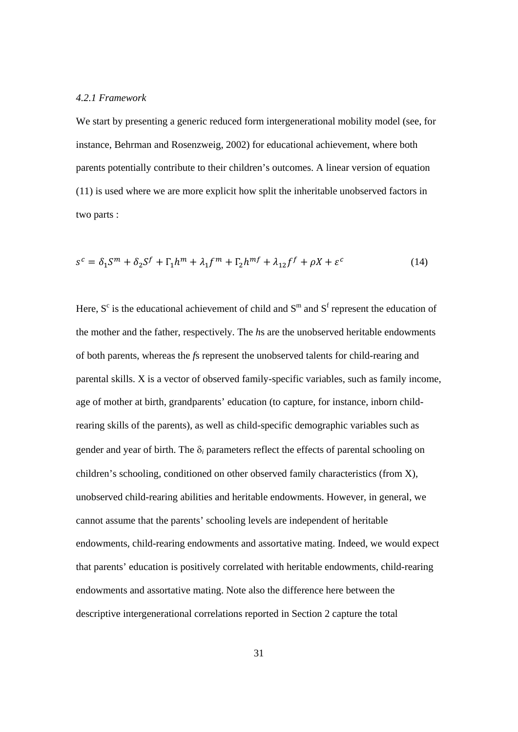*4.2.1 Framework*

We start by presenting a generic reduced form intergenerational mobility model (see, for instance, Behrman and Rosenzweig, 2002) for educational achievement, where both parents potentially contribute to their children's outcomes. A linear version of equation (11) is used where we are more explicit how split the inheritable unobserved factors in two parts :

$$s^c = \delta_1 S^m + \delta_2 S^f + \Gamma_1 h^m + \lambda_1 f^m + \Gamma_2 h^{mf} + \lambda_{12} f^f + \rho X + \varepsilon^c \tag{14}$$

Here, $S^c$ is the educational achievement of child and $S^m$ and $S^f$ represent the education of the mother and the father, respectively. The *h*s are the unobserved heritable endowments of both parents, whereas the *f*s represent the unobserved talents for child-rearing and parental skills. X is a vector of observed family-specific variables, such as family income, age of mother at birth, grandparents' education (to capture, for instance, inborn child-rearing skills of the parents), as well as child-specific demographic variables such as gender and year of birth. The $\delta_i$ parameters reflect the effects of parental schooling on children's schooling, conditioned on other observed family characteristics (from X), unobserved child-rearing abilities and heritable endowments. However, in general, we cannot assume that the parents' schooling levels are independent of heritable endowments, child-rearing endowments and assortative mating. Indeed, we would expect that parents' education is positively correlated with heritable endowments, child-rearing endowments and assortative mating. Note also the difference here between the descriptive intergenerational correlations reported in Section 2 capture the total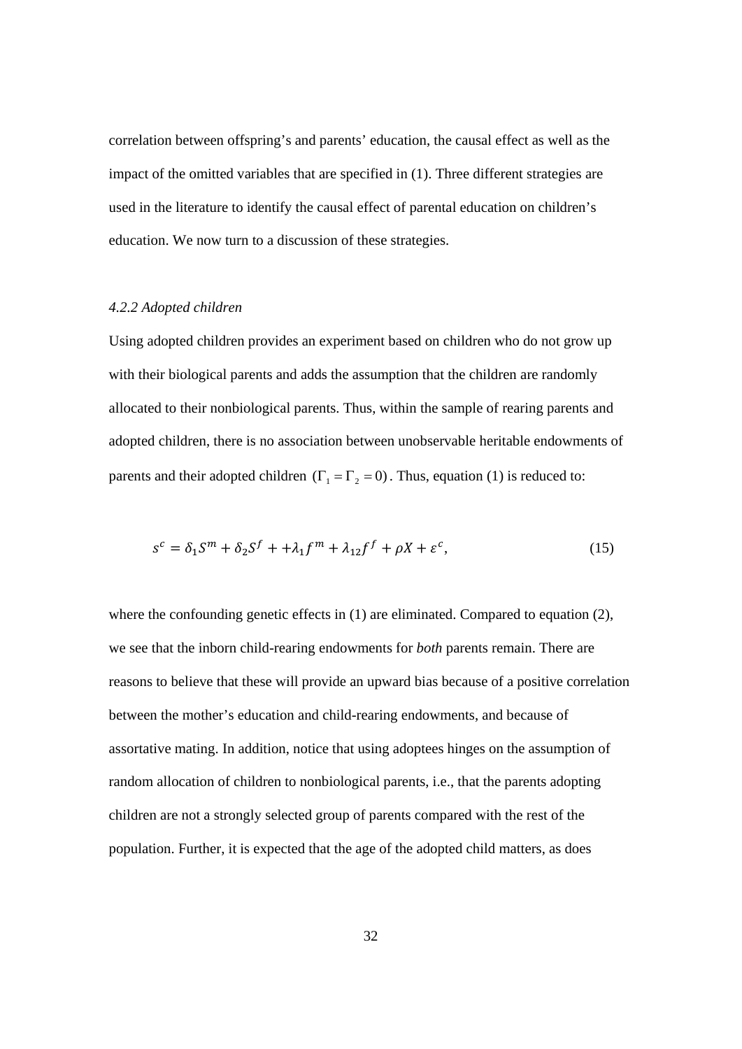correlation between offspring's and parents' education, the causal effect as well as the impact of the omitted variables that are specified in (1). Three different strategies are used in the literature to identify the causal effect of parental education on children's education. We now turn to a discussion of these strategies.

#### *4.2.2 Adopted children*

Using adopted children provides an experiment based on children who do not grow up with their biological parents and adds the assumption that the children are randomly allocated to their nonbiological parents. Thus, within the sample of rearing parents and adopted children, there is no association between unobservable heritable endowments of parents and their adopted children $(\Gamma_1 = \Gamma_2 = 0)$. Thus, equation (1) is reduced to:

$$s^c = \delta_1 S^m + \delta_2 S^f + +\lambda_1 f^m + \lambda_{12} f^f + \rho X + \varepsilon^c, \qquad (15)$$

where the confounding genetic effects in (1) are eliminated. Compared to equation (2), we see that the inborn child-rearing endowments for *both* parents remain. There are reasons to believe that these will provide an upward bias because of a positive correlation between the mother's education and child-rearing endowments, and because of assortative mating. In addition, notice that using adoptees hinges on the assumption of random allocation of children to nonbiological parents, i.e., that the parents adopting children are not a strongly selected group of parents compared with the rest of the population. Further, it is expected that the age of the adopted child matters, as does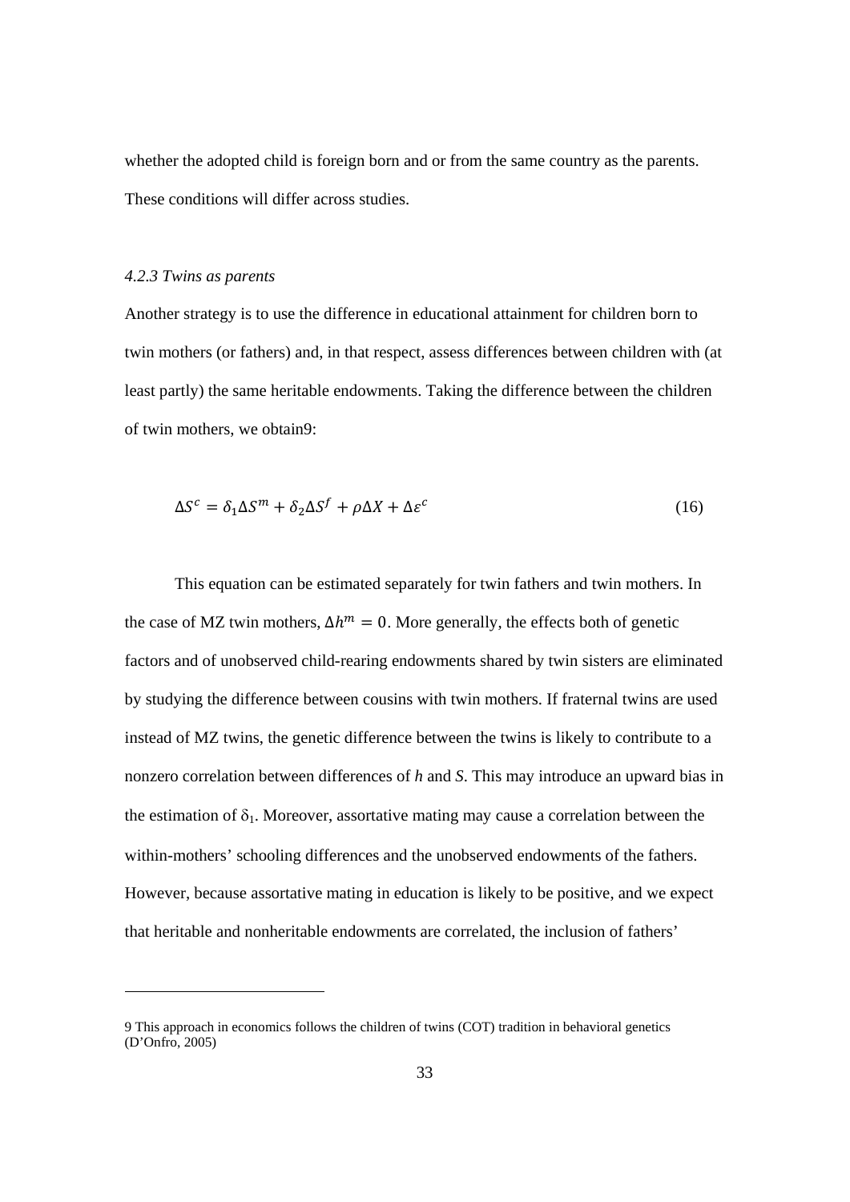whether the adopted child is foreign born and or from the same country as the parents. These conditions will differ across studies.

#### *4.2.3 Twins as parents*

Another strategy is to use the difference in educational attainment for children born to twin mothers (or fathers) and, in that respect, assess differences between children with (at least partly) the same heritable endowments. Taking the difference between the children of twin mothers, we obtain[9]:

$$\Delta S^c = \delta_1 \Delta S^m + \delta_2 \Delta S^f + \rho \Delta X + \Delta \varepsilon^c \tag{16}$$

This equation can be estimated separately for twin fathers and twin mothers. In the case of MZ twin mothers, $\Delta h^m = 0$. More generally, the effects both of genetic factors and of unobserved child-rearing endowments shared by twin sisters are eliminated by studying the difference between cousins with twin mothers. If fraternal twins are used instead of MZ twins, the genetic difference between the twins is likely to contribute to a nonzero correlation between differences of *h* and *S*. This may introduce an upward bias in the estimation of $\delta_1$. Moreover, assortative mating may cause a correlation between the within-mothers' schooling differences and the unobserved endowments of the fathers. However, because assortative mating in education is likely to be positive, and we expect that heritable and nonheritable endowments are correlated, the inclusion of fathers'

---

[9] This approach in economics follows the children of twins (COT) tradition in behavioral genetics (D'Onfro, 2005)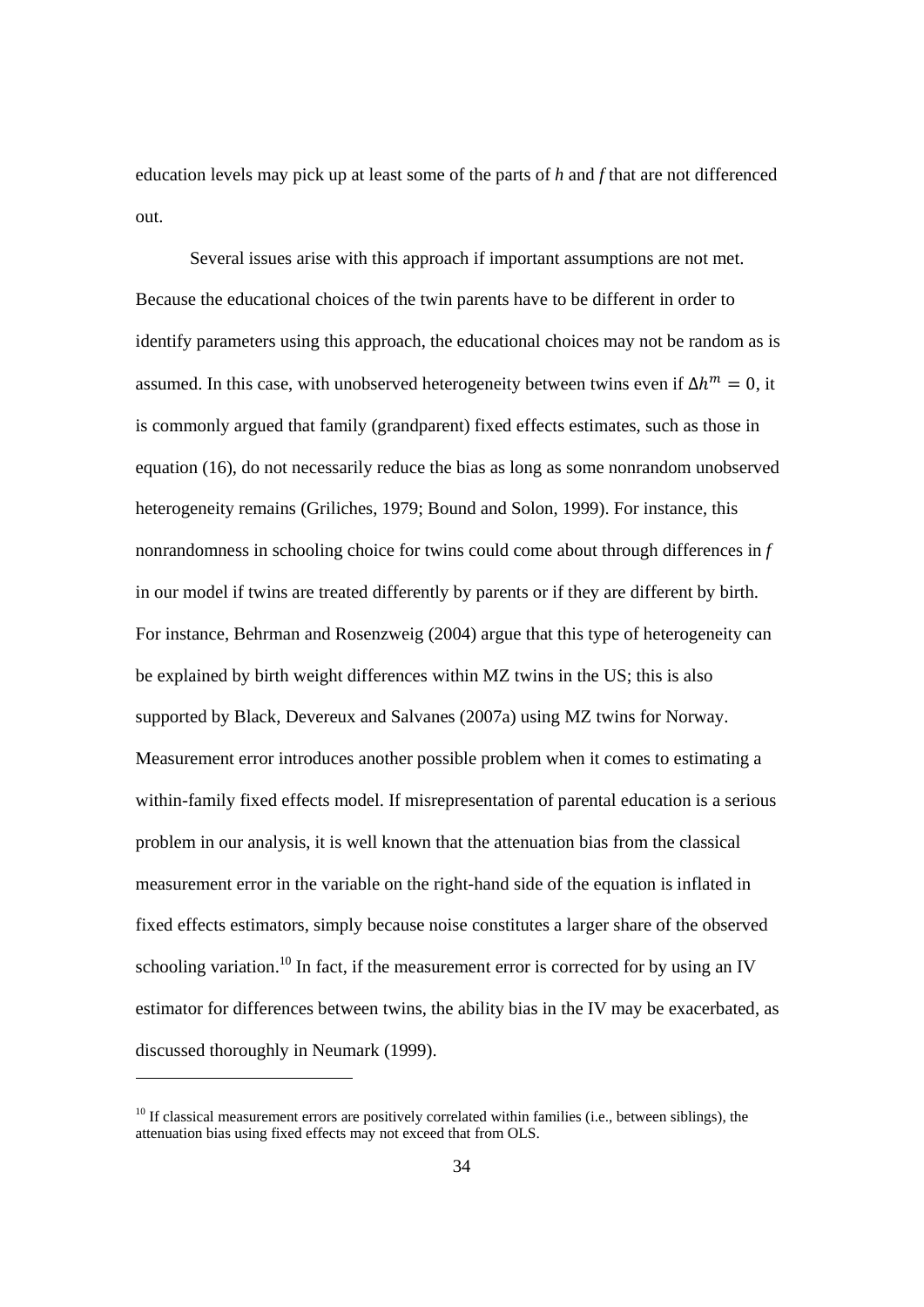education levels may pick up at least some of the parts of *h* and *f* that are not differenced out.

Several issues arise with this approach if important assumptions are not met. Because the educational choices of the twin parents have to be different in order to identify parameters using this approach, the educational choices may not be random as is assumed. In this case, with unobserved heterogeneity between twins even if $\Delta h^m = 0$, it is commonly argued that family (grandparent) fixed effects estimates, such as those in equation (16), do not necessarily reduce the bias as long as some nonrandom unobserved heterogeneity remains (Griliches, 1979; Bound and Solon, 1999). For instance, this nonrandomness in schooling choice for twins could come about through differences in *f* in our model if twins are treated differently by parents or if they are different by birth. For instance, Behrman and Rosenzweig (2004) argue that this type of heterogeneity can be explained by birth weight differences within MZ twins in the US; this is also supported by Black, Devereux and Salvanes (2007a) using MZ twins for Norway. Measurement error introduces another possible problem when it comes to estimating a within-family fixed effects model. If misrepresentation of parental education is a serious problem in our analysis, it is well known that the attenuation bias from the classical measurement error in the variable on the right-hand side of the equation is inflated in fixed effects estimators, simply because noise constitutes a larger share of the observed schooling variation.[10] In fact, if the measurement error is corrected for by using an IV estimator for differences between twins, the ability bias in the IV may be exacerbated, as discussed thoroughly in Neumark (1999).

[10] If classical measurement errors are positively correlated within families (i.e., between siblings), the attenuation bias using fixed effects may not exceed that from OLS.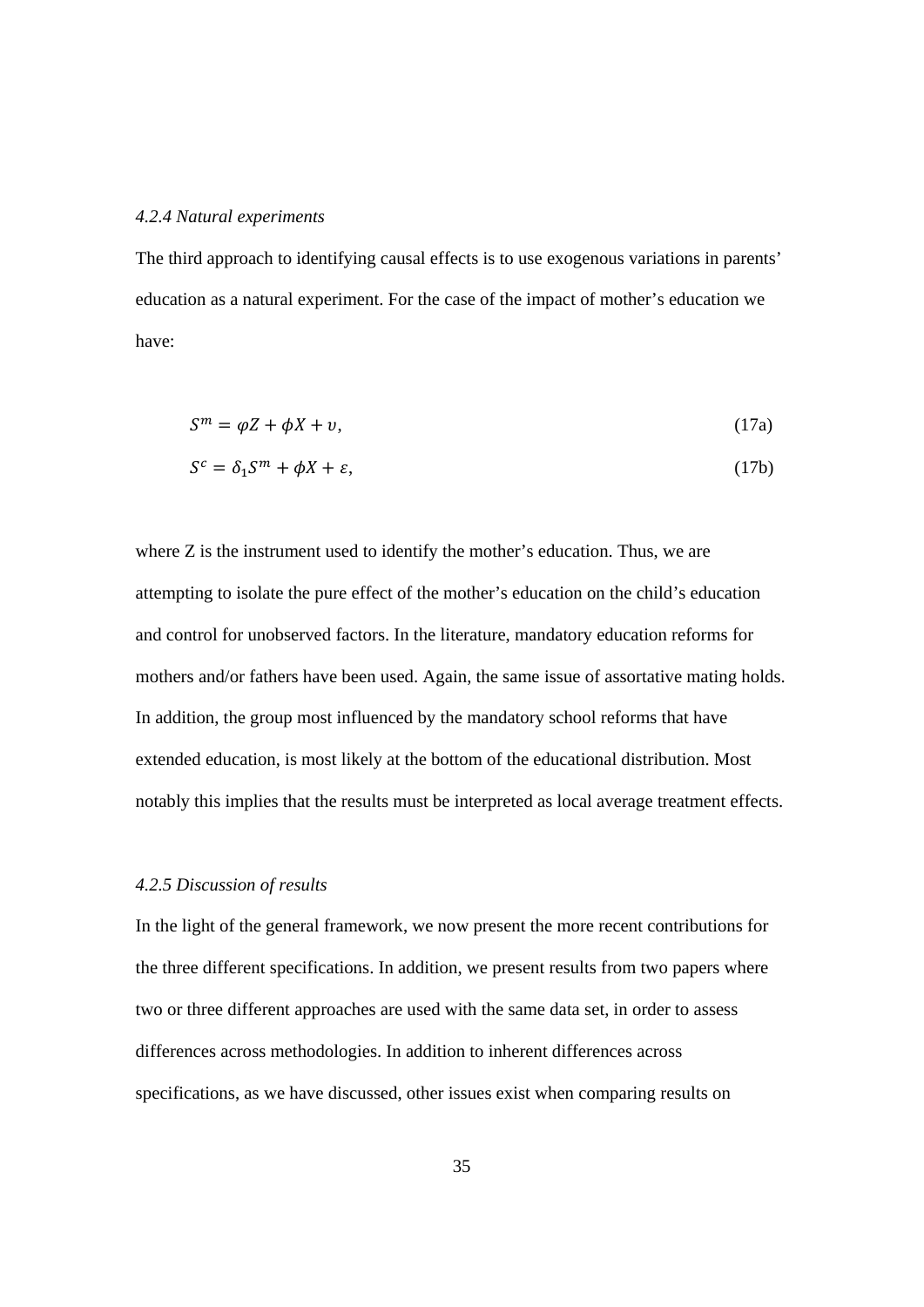#### *4.2.4 Natural experiments*

The third approach to identifying causal effects is to use exogenous variations in parents' education as a natural experiment. For the case of the impact of mother's education we have:

$$S^m = \varphi Z + \phi X + \upsilon, \tag{17a}$$

$$S^c = \delta_1 S^m + \phi X + \varepsilon, \tag{17b}$$

where Z is the instrument used to identify the mother's education. Thus, we are attempting to isolate the pure effect of the mother's education on the child's education and control for unobserved factors. In the literature, mandatory education reforms for mothers and/or fathers have been used. Again, the same issue of assortative mating holds. In addition, the group most influenced by the mandatory school reforms that have extended education, is most likely at the bottom of the educational distribution. Most notably this implies that the results must be interpreted as local average treatment effects.

#### *4.2.5 Discussion of results*

In the light of the general framework, we now present the more recent contributions for the three different specifications. In addition, we present results from two papers where two or three different approaches are used with the same data set, in order to assess differences across methodologies. In addition to inherent differences across specifications, as we have discussed, other issues exist when comparing results on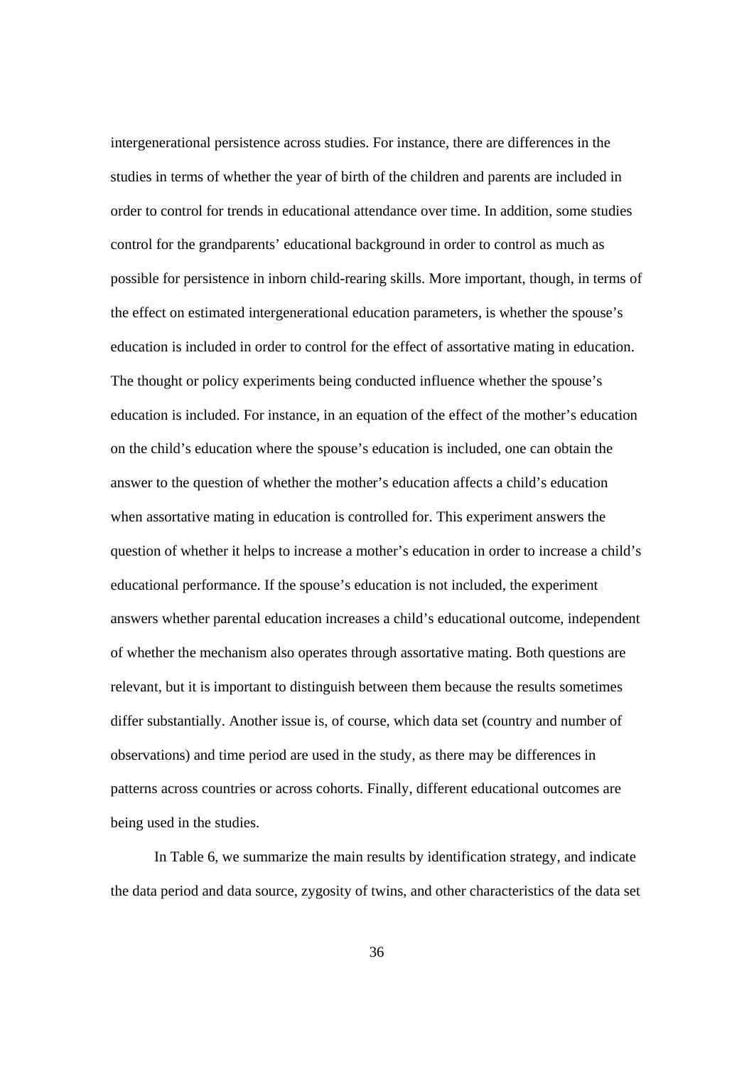intergenerational persistence across studies. For instance, there are differences in the studies in terms of whether the year of birth of the children and parents are included in order to control for trends in educational attendance over time. In addition, some studies control for the grandparents' educational background in order to control as much as possible for persistence in inborn child-rearing skills. More important, though, in terms of the effect on estimated intergenerational education parameters, is whether the spouse's education is included in order to control for the effect of assortative mating in education. The thought or policy experiments being conducted influence whether the spouse's education is included. For instance, in an equation of the effect of the mother's education on the child's education where the spouse's education is included, one can obtain the answer to the question of whether the mother's education affects a child's education when assortative mating in education is controlled for. This experiment answers the question of whether it helps to increase a mother's education in order to increase a child's educational performance. If the spouse's education is not included, the experiment answers whether parental education increases a child's educational outcome, independent of whether the mechanism also operates through assortative mating. Both questions are relevant, but it is important to distinguish between them because the results sometimes differ substantially. Another issue is, of course, which data set (country and number of observations) and time period are used in the study, as there may be differences in patterns across countries or across cohorts. Finally, different educational outcomes are being used in the studies.

In Table 6, we summarize the main results by identification strategy, and indicate the data period and data source, zygosity of twins, and other characteristics of the data set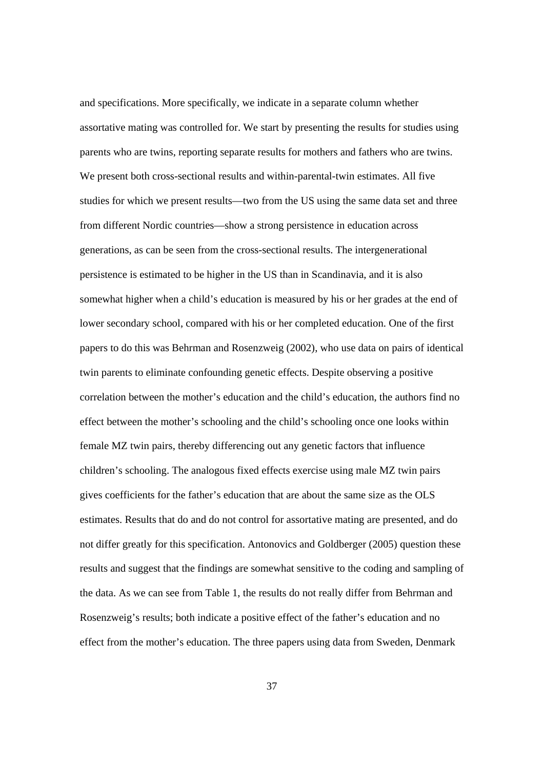and specifications. More specifically, we indicate in a separate column whether assortative mating was controlled for. We start by presenting the results for studies using parents who are twins, reporting separate results for mothers and fathers who are twins. We present both cross-sectional results and within-parental-twin estimates. All five studies for which we present results—two from the US using the same data set and three from different Nordic countries—show a strong persistence in education across generations, as can be seen from the cross-sectional results. The intergenerational persistence is estimated to be higher in the US than in Scandinavia, and it is also somewhat higher when a child's education is measured by his or her grades at the end of lower secondary school, compared with his or her completed education. One of the first papers to do this was Behrman and Rosenzweig (2002), who use data on pairs of identical twin parents to eliminate confounding genetic effects. Despite observing a positive correlation between the mother's education and the child's education, the authors find no effect between the mother's schooling and the child's schooling once one looks within female MZ twin pairs, thereby differencing out any genetic factors that influence children's schooling. The analogous fixed effects exercise using male MZ twin pairs gives coefficients for the father's education that are about the same size as the OLS estimates. Results that do and do not control for assortative mating are presented, and do not differ greatly for this specification. Antonovics and Goldberger (2005) question these results and suggest that the findings are somewhat sensitive to the coding and sampling of the data. As we can see from Table 1, the results do not really differ from Behrman and Rosenzweig's results; both indicate a positive effect of the father's education and no effect from the mother's education. The three papers using data from Sweden, Denmark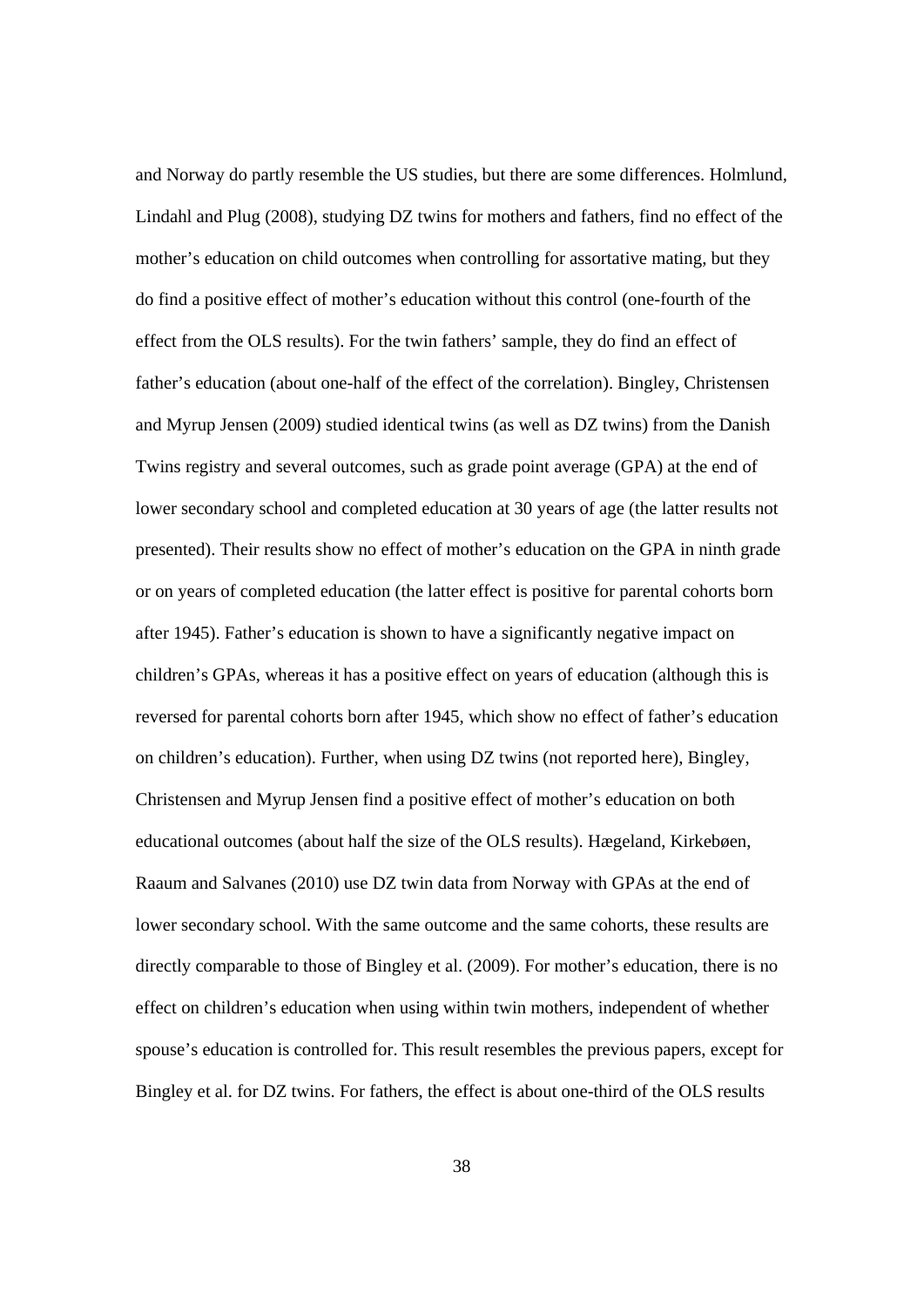and Norway do partly resemble the US studies, but there are some differences. Holmlund, Lindahl and Plug (2008), studying DZ twins for mothers and fathers, find no effect of the mother's education on child outcomes when controlling for assortative mating, but they do find a positive effect of mother's education without this control (one-fourth of the effect from the OLS results). For the twin fathers' sample, they do find an effect of father's education (about one-half of the effect of the correlation). Bingley, Christensen and Myrup Jensen (2009) studied identical twins (as well as DZ twins) from the Danish Twins registry and several outcomes, such as grade point average (GPA) at the end of lower secondary school and completed education at 30 years of age (the latter results not presented). Their results show no effect of mother's education on the GPA in ninth grade or on years of completed education (the latter effect is positive for parental cohorts born after 1945). Father's education is shown to have a significantly negative impact on children's GPAs, whereas it has a positive effect on years of education (although this is reversed for parental cohorts born after 1945, which show no effect of father's education on children's education). Further, when using DZ twins (not reported here), Bingley, Christensen and Myrup Jensen find a positive effect of mother's education on both educational outcomes (about half the size of the OLS results). Hægeland, Kirkebøen, Raaum and Salvanes (2010) use DZ twin data from Norway with GPAs at the end of lower secondary school. With the same outcome and the same cohorts, these results are directly comparable to those of Bingley et al. (2009). For mother's education, there is no effect on children's education when using within twin mothers, independent of whether spouse's education is controlled for. This result resembles the previous papers, except for Bingley et al. for DZ twins. For fathers, the effect is about one-third of the OLS results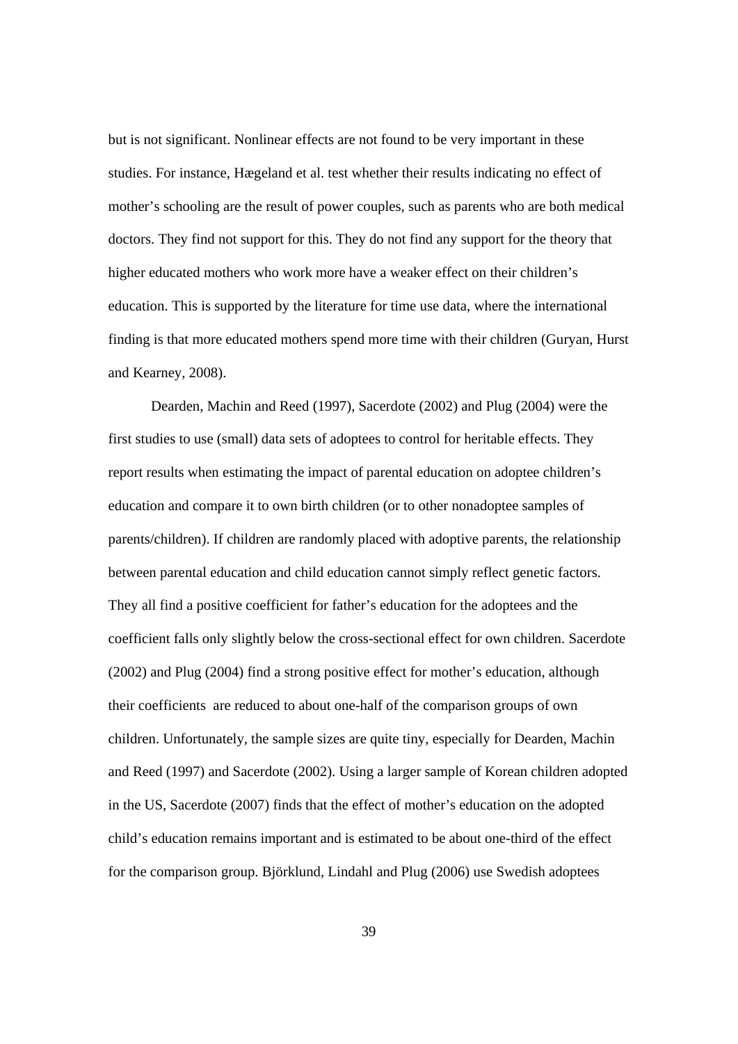but is not significant. Nonlinear effects are not found to be very important in these studies. For instance, Hægeland et al. test whether their results indicating no effect of mother's schooling are the result of power couples, such as parents who are both medical doctors. They find not support for this. They do not find any support for the theory that higher educated mothers who work more have a weaker effect on their children's education. This is supported by the literature for time use data, where the international finding is that more educated mothers spend more time with their children (Guryan, Hurst and Kearney, 2008).

Dearden, Machin and Reed (1997), Sacerdote (2002) and Plug (2004) were the first studies to use (small) data sets of adoptees to control for heritable effects. They report results when estimating the impact of parental education on adoptee children's education and compare it to own birth children (or to other nonadoptee samples of parents/children). If children are randomly placed with adoptive parents, the relationship between parental education and child education cannot simply reflect genetic factors. They all find a positive coefficient for father's education for the adoptees and the coefficient falls only slightly below the cross-sectional effect for own children. Sacerdote (2002) and Plug (2004) find a strong positive effect for mother's education, although their coefficients are reduced to about one-half of the comparison groups of own children. Unfortunately, the sample sizes are quite tiny, especially for Dearden, Machin and Reed (1997) and Sacerdote (2002). Using a larger sample of Korean children adopted in the US, Sacerdote (2007) finds that the effect of mother's education on the adopted child's education remains important and is estimated to be about one-third of the effect for the comparison group. Björklund, Lindahl and Plug (2006) use Swedish adoptees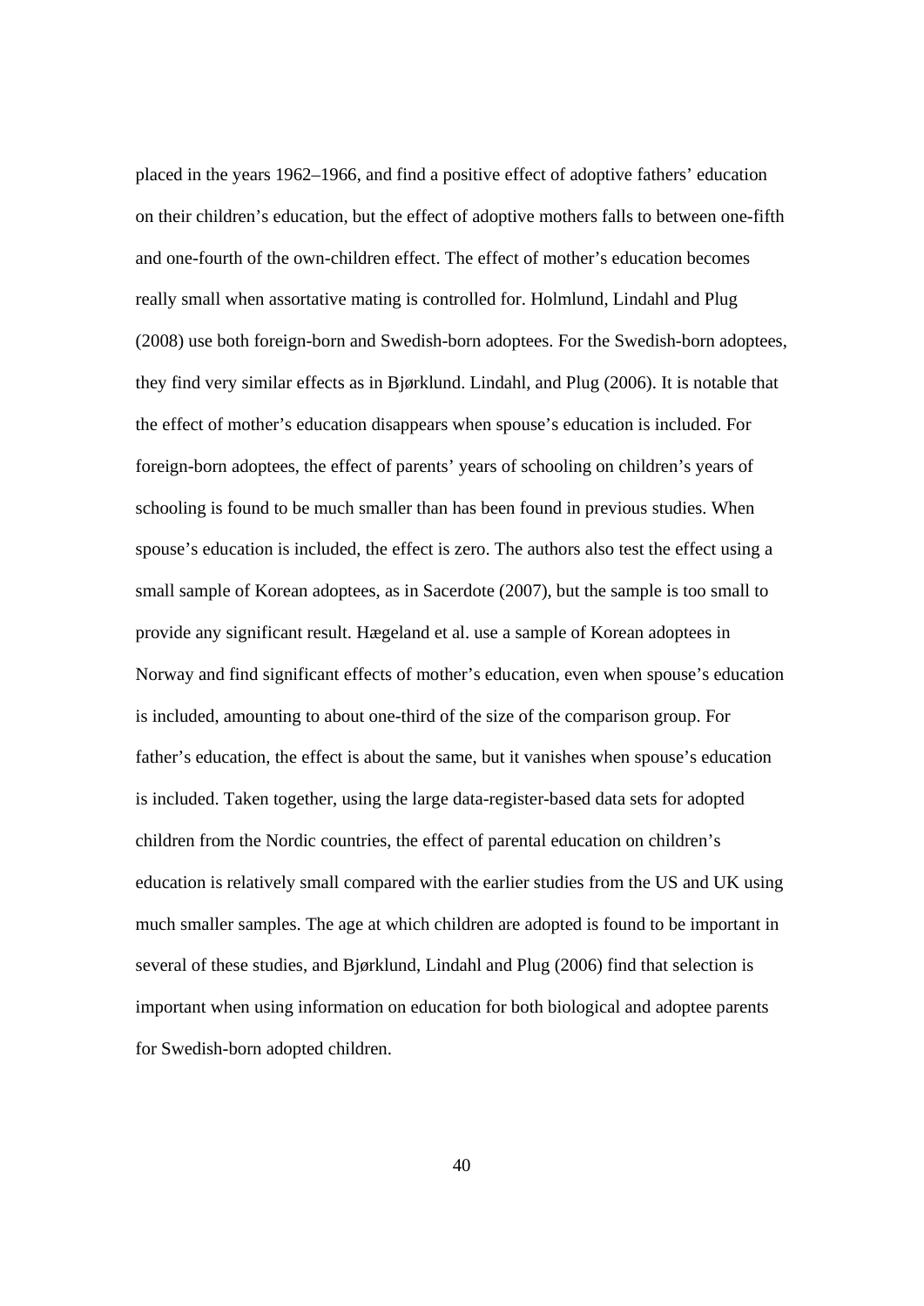placed in the years 1962–1966, and find a positive effect of adoptive fathers' education on their children's education, but the effect of adoptive mothers falls to between one-fifth and one-fourth of the own-children effect. The effect of mother's education becomes really small when assortative mating is controlled for. Holmlund, Lindahl and Plug (2008) use both foreign-born and Swedish-born adoptees. For the Swedish-born adoptees, they find very similar effects as in Bjørklund. Lindahl, and Plug (2006). It is notable that the effect of mother's education disappears when spouse's education is included. For foreign-born adoptees, the effect of parents' years of schooling on children's years of schooling is found to be much smaller than has been found in previous studies. When spouse's education is included, the effect is zero. The authors also test the effect using a small sample of Korean adoptees, as in Sacerdote (2007), but the sample is too small to provide any significant result. Hægeland et al. use a sample of Korean adoptees in Norway and find significant effects of mother's education, even when spouse's education is included, amounting to about one-third of the size of the comparison group. For father's education, the effect is about the same, but it vanishes when spouse's education is included. Taken together, using the large data-register-based data sets for adopted children from the Nordic countries, the effect of parental education on children's education is relatively small compared with the earlier studies from the US and UK using much smaller samples. The age at which children are adopted is found to be important in several of these studies, and Bjørklund, Lindahl and Plug (2006) find that selection is important when using information on education for both biological and adoptee parents for Swedish-born adopted children.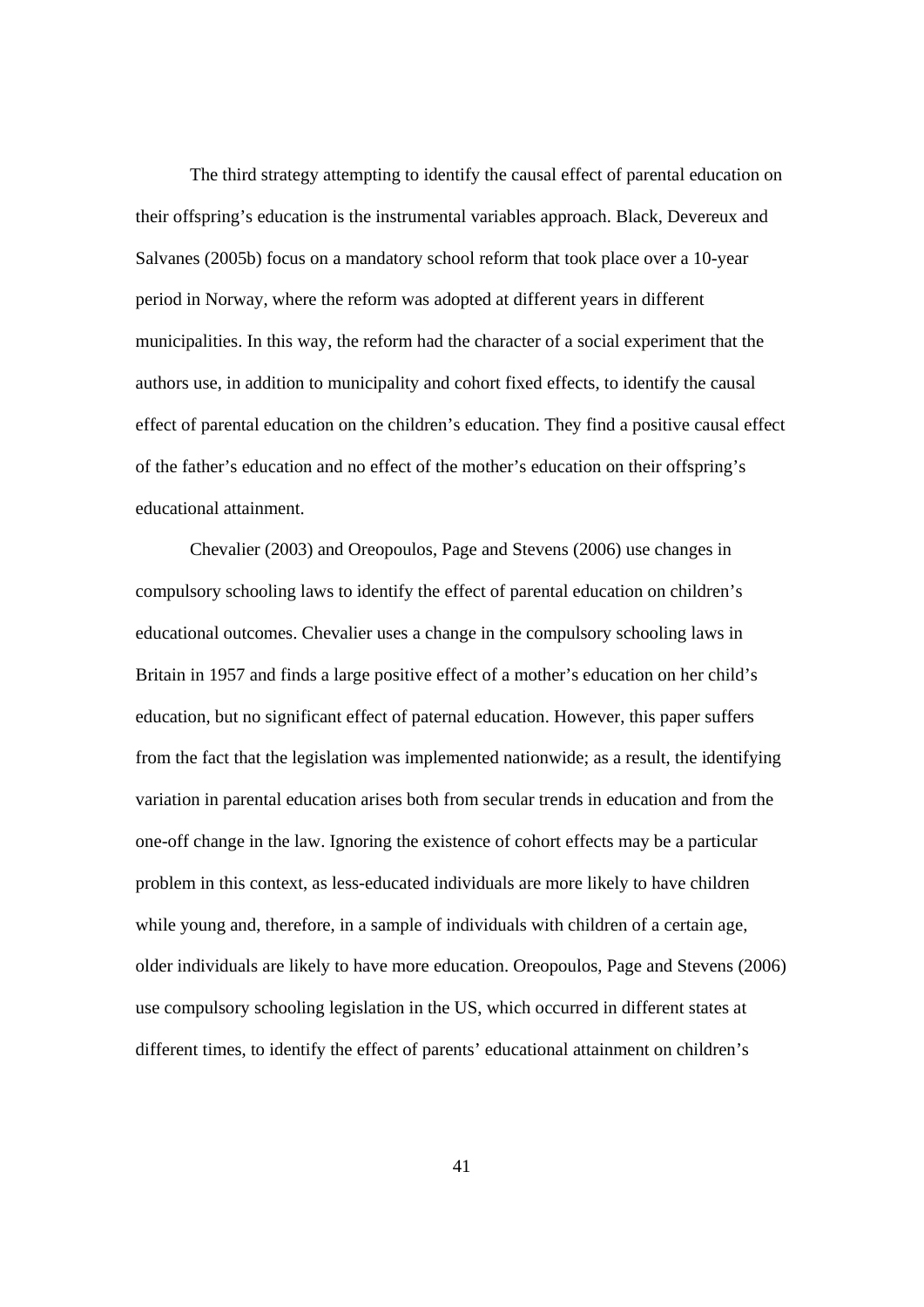The third strategy attempting to identify the causal effect of parental education on their offspring's education is the instrumental variables approach. Black, Devereux and Salvanes (2005b) focus on a mandatory school reform that took place over a 10-year period in Norway, where the reform was adopted at different years in different municipalities. In this way, the reform had the character of a social experiment that the authors use, in addition to municipality and cohort fixed effects, to identify the causal effect of parental education on the children's education. They find a positive causal effect of the father's education and no effect of the mother's education on their offspring's educational attainment.

Chevalier (2003) and Oreopoulos, Page and Stevens (2006) use changes in compulsory schooling laws to identify the effect of parental education on children's educational outcomes. Chevalier uses a change in the compulsory schooling laws in Britain in 1957 and finds a large positive effect of a mother's education on her child's education, but no significant effect of paternal education. However, this paper suffers from the fact that the legislation was implemented nationwide; as a result, the identifying variation in parental education arises both from secular trends in education and from the one-off change in the law. Ignoring the existence of cohort effects may be a particular problem in this context, as less-educated individuals are more likely to have children while young and, therefore, in a sample of individuals with children of a certain age, older individuals are likely to have more education. Oreopoulos, Page and Stevens (2006) use compulsory schooling legislation in the US, which occurred in different states at different times, to identify the effect of parents' educational attainment on children's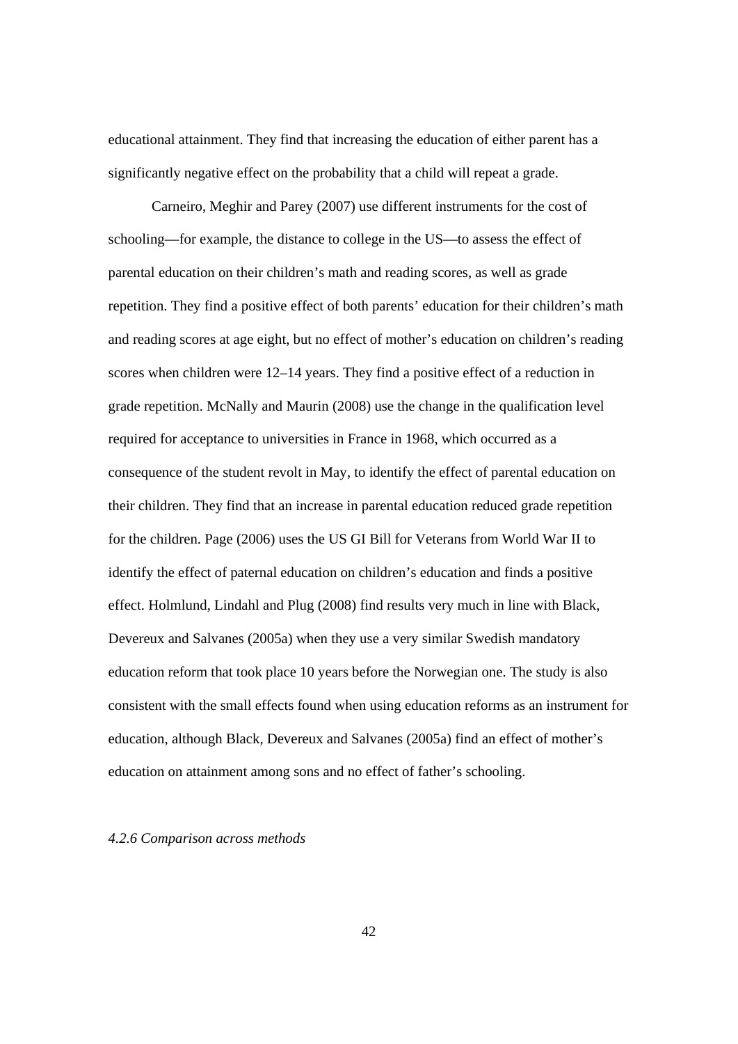educational attainment. They find that increasing the education of either parent has a significantly negative effect on the probability that a child will repeat a grade.

Carneiro, Meghir and Parey (2007) use different instruments for the cost of schooling—for example, the distance to college in the US—to assess the effect of parental education on their children's math and reading scores, as well as grade repetition. They find a positive effect of both parents' education for their children's math and reading scores at age eight, but no effect of mother's education on children's reading scores when children were 12–14 years. They find a positive effect of a reduction in grade repetition. McNally and Maurin (2008) use the change in the qualification level required for acceptance to universities in France in 1968, which occurred as a consequence of the student revolt in May, to identify the effect of parental education on their children. They find that an increase in parental education reduced grade repetition for the children. Page (2006) uses the US GI Bill for Veterans from World War II to identify the effect of paternal education on children's education and finds a positive effect. Holmlund, Lindahl and Plug (2008) find results very much in line with Black, Devereux and Salvanes (2005a) when they use a very similar Swedish mandatory education reform that took place 10 years before the Norwegian one. The study is also consistent with the small effects found when using education reforms as an instrument for education, although Black, Devereux and Salvanes (2005a) find an effect of mother's education on attainment among sons and no effect of father's schooling.

#### *4.2.6 Comparison across methods*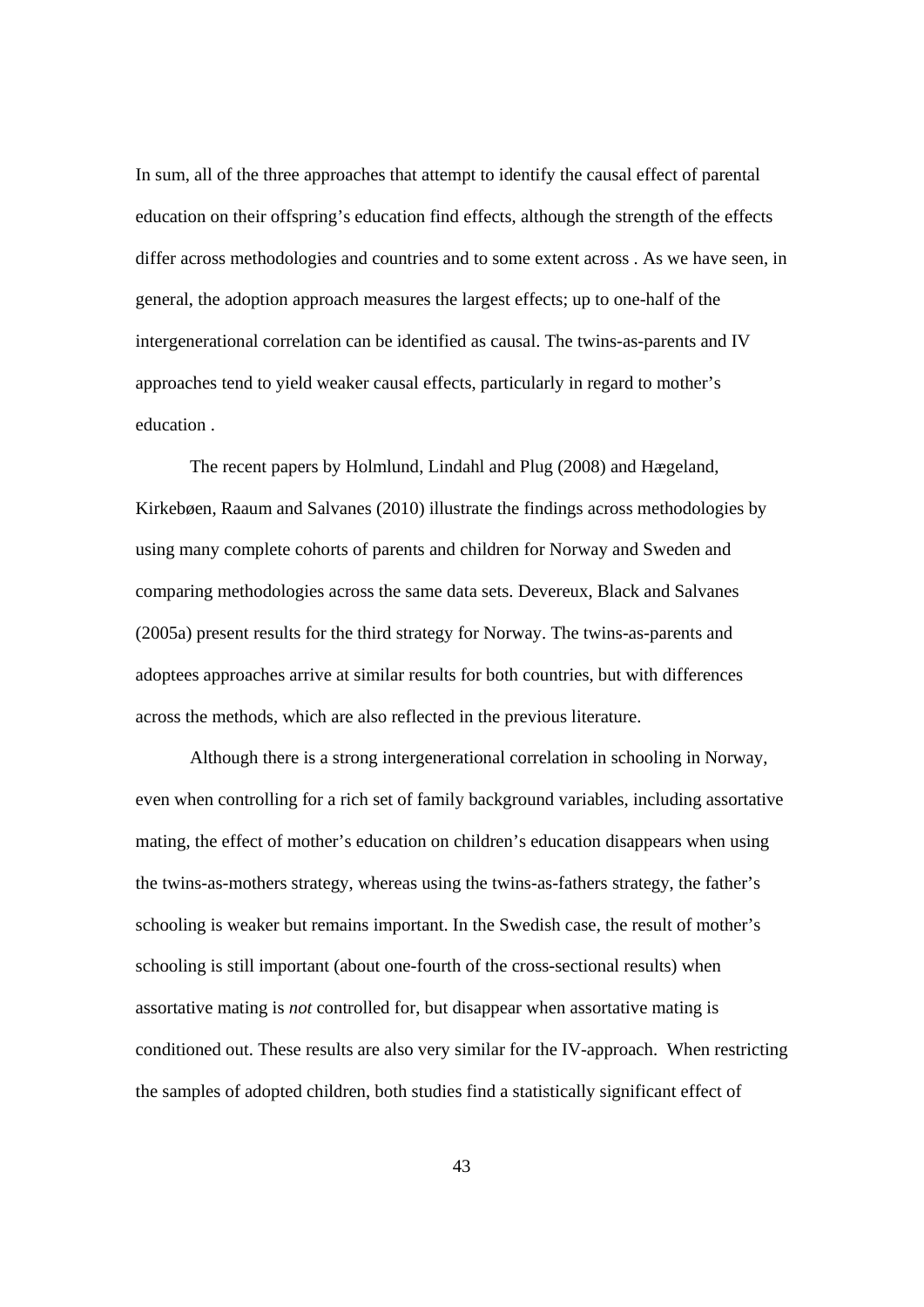In sum, all of the three approaches that attempt to identify the causal effect of parental education on their offspring's education find effects, although the strength of the effects differ across methodologies and countries and to some extent across . As we have seen, in general, the adoption approach measures the largest effects; up to one-half of the intergenerational correlation can be identified as causal. The twins-as-parents and IV approaches tend to yield weaker causal effects, particularly in regard to mother's education .

The recent papers by Holmlund, Lindahl and Plug (2008) and Hægeland, Kirkebøen, Raaum and Salvanes (2010) illustrate the findings across methodologies by using many complete cohorts of parents and children for Norway and Sweden and comparing methodologies across the same data sets. Devereux, Black and Salvanes (2005a) present results for the third strategy for Norway. The twins-as-parents and adoptees approaches arrive at similar results for both countries, but with differences across the methods, which are also reflected in the previous literature.

Although there is a strong intergenerational correlation in schooling in Norway, even when controlling for a rich set of family background variables, including assortative mating, the effect of mother's education on children's education disappears when using the twins-as-mothers strategy, whereas using the twins-as-fathers strategy, the father's schooling is weaker but remains important. In the Swedish case, the result of mother's schooling is still important (about one-fourth of the cross-sectional results) when assortative mating is *not* controlled for, but disappear when assortative mating is conditioned out. These results are also very similar for the IV-approach. When restricting the samples of adopted children, both studies find a statistically significant effect of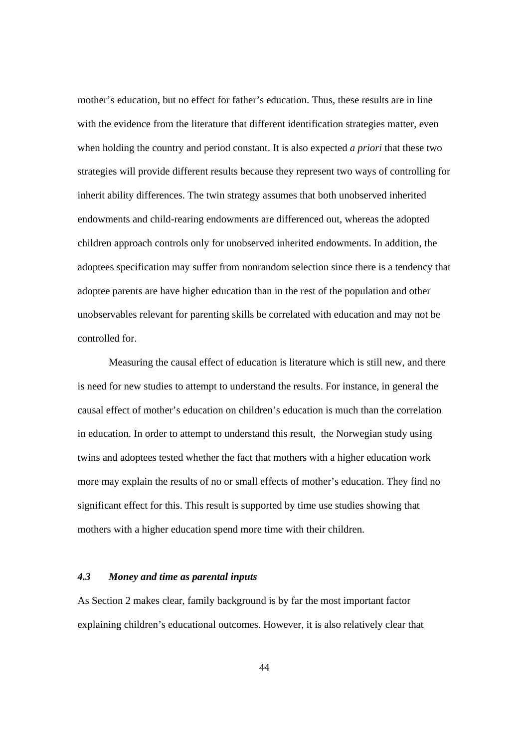mother's education, but no effect for father's education. Thus, these results are in line with the evidence from the literature that different identification strategies matter, even when holding the country and period constant. It is also expected *a priori* that these two strategies will provide different results because they represent two ways of controlling for inherit ability differences. The twin strategy assumes that both unobserved inherited endowments and child-rearing endowments are differenced out, whereas the adopted children approach controls only for unobserved inherited endowments. In addition, the adoptees specification may suffer from nonrandom selection since there is a tendency that adoptee parents are have higher education than in the rest of the population and other unobservables relevant for parenting skills be correlated with education and may not be controlled for.

Measuring the causal effect of education is literature which is still new, and there is need for new studies to attempt to understand the results. For instance, in general the causal effect of mother's education on children's education is much than the correlation in education. In order to attempt to understand this result, the Norwegian study using twins and adoptees tested whether the fact that mothers with a higher education work more may explain the results of no or small effects of mother's education. They find no significant effect for this. This result is supported by time use studies showing that mothers with a higher education spend more time with their children.

### *4.3 Money and time as parental inputs*

As Section 2 makes clear, family background is by far the most important factor explaining children's educational outcomes. However, it is also relatively clear that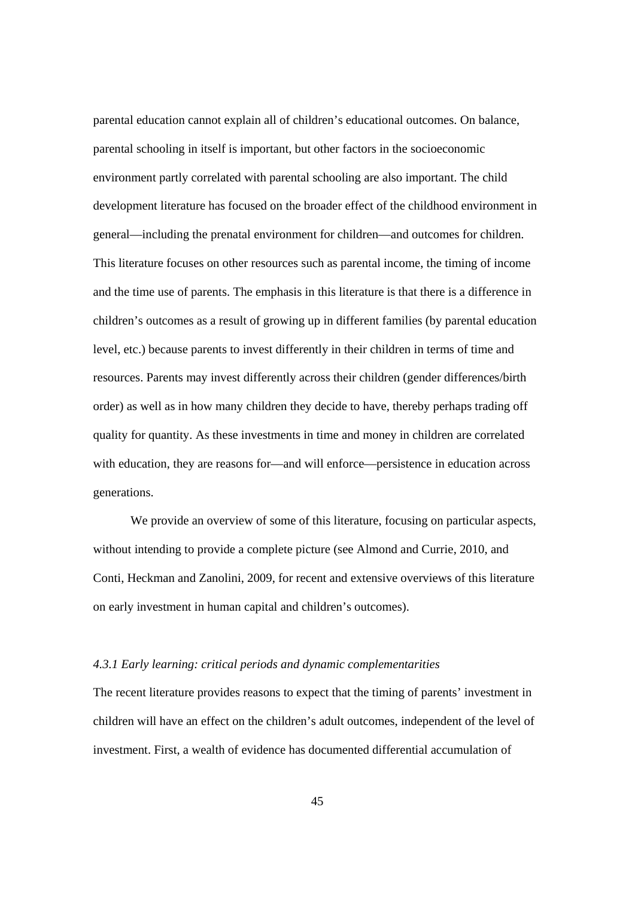parental education cannot explain all of children's educational outcomes. On balance, parental schooling in itself is important, but other factors in the socioeconomic environment partly correlated with parental schooling are also important. The child development literature has focused on the broader effect of the childhood environment in general—including the prenatal environment for children—and outcomes for children. This literature focuses on other resources such as parental income, the timing of income and the time use of parents. The emphasis in this literature is that there is a difference in children's outcomes as a result of growing up in different families (by parental education level, etc.) because parents to invest differently in their children in terms of time and resources. Parents may invest differently across their children (gender differences/birth order) as well as in how many children they decide to have, thereby perhaps trading off quality for quantity. As these investments in time and money in children are correlated with education, they are reasons for—and will enforce—persistence in education across generations.

We provide an overview of some of this literature, focusing on particular aspects, without intending to provide a complete picture (see Almond and Currie, 2010, and Conti, Heckman and Zanolini, 2009, for recent and extensive overviews of this literature on early investment in human capital and children's outcomes).

### *4.3.1 Early learning: critical periods and dynamic complementarities*

The recent literature provides reasons to expect that the timing of parents' investment in children will have an effect on the children's adult outcomes, independent of the level of investment. First, a wealth of evidence has documented differential accumulation of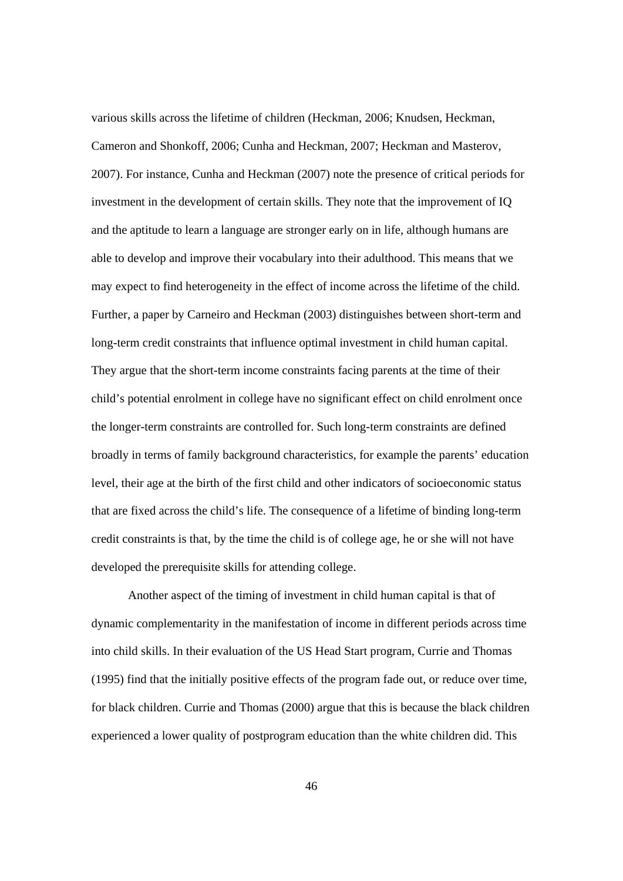various skills across the lifetime of children (Heckman, 2006; Knudsen, Heckman, Cameron and Shonkoff, 2006; Cunha and Heckman, 2007; Heckman and Masterov, 2007). For instance, Cunha and Heckman (2007) note the presence of critical periods for investment in the development of certain skills. They note that the improvement of IQ and the aptitude to learn a language are stronger early on in life, although humans are able to develop and improve their vocabulary into their adulthood. This means that we may expect to find heterogeneity in the effect of income across the lifetime of the child. Further, a paper by Carneiro and Heckman (2003) distinguishes between short-term and long-term credit constraints that influence optimal investment in child human capital. They argue that the short-term income constraints facing parents at the time of their child's potential enrolment in college have no significant effect on child enrolment once the longer-term constraints are controlled for. Such long-term constraints are defined broadly in terms of family background characteristics, for example the parents' education level, their age at the birth of the first child and other indicators of socioeconomic status that are fixed across the child's life. The consequence of a lifetime of binding long-term credit constraints is that, by the time the child is of college age, he or she will not have developed the prerequisite skills for attending college.

Another aspect of the timing of investment in child human capital is that of dynamic complementarity in the manifestation of income in different periods across time into child skills. In their evaluation of the US Head Start program, Currie and Thomas (1995) find that the initially positive effects of the program fade out, or reduce over time, for black children. Currie and Thomas (2000) argue that this is because the black children experienced a lower quality of postprogram education than the white children did. This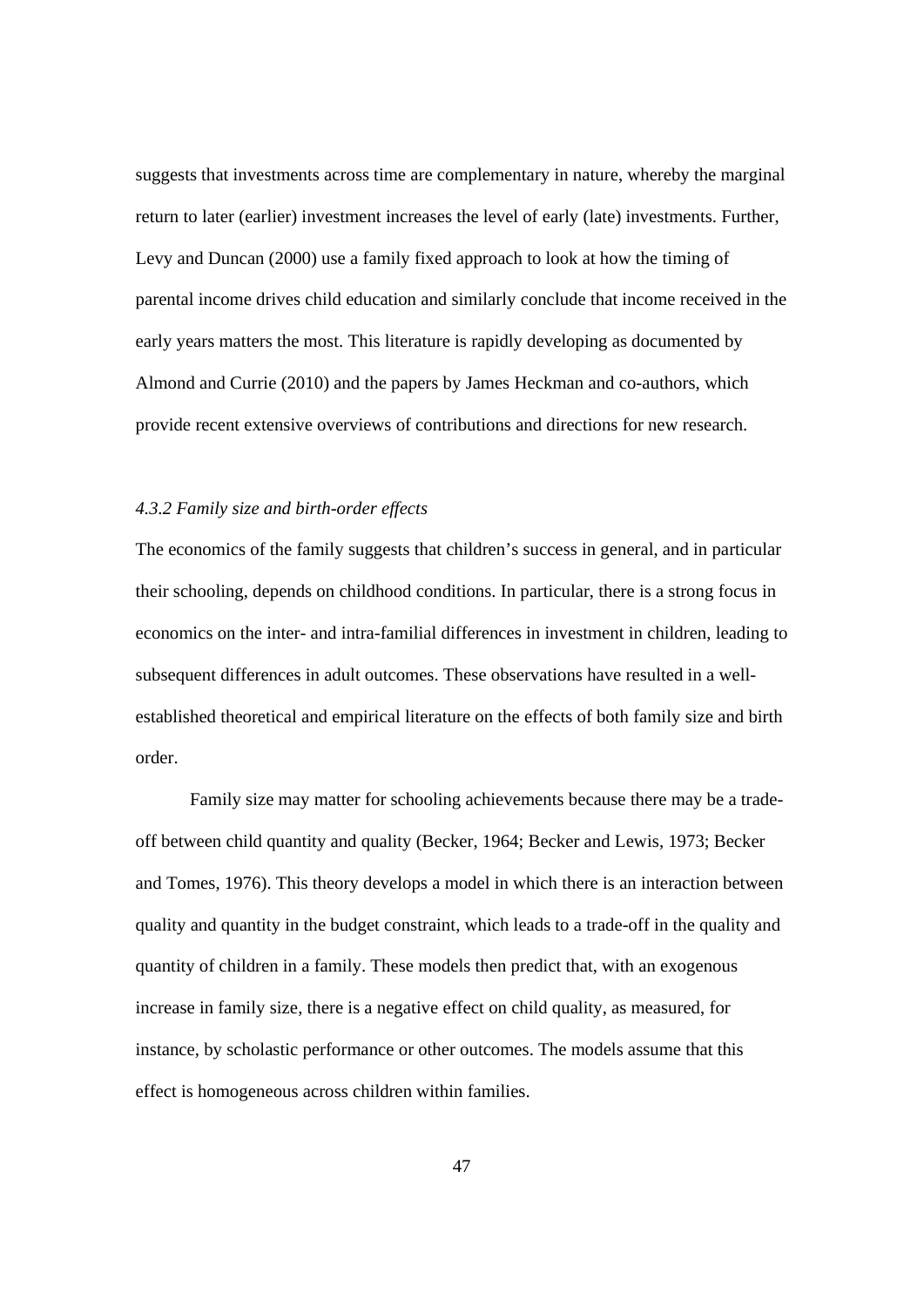suggests that investments across time are complementary in nature, whereby the marginal return to later (earlier) investment increases the level of early (late) investments. Further, Levy and Duncan (2000) use a family fixed approach to look at how the timing of parental income drives child education and similarly conclude that income received in the early years matters the most. This literature is rapidly developing as documented by Almond and Currie (2010) and the papers by James Heckman and co-authors, which provide recent extensive overviews of contributions and directions for new research.

### *4.3.2 Family size and birth-order effects*

The economics of the family suggests that children's success in general, and in particular their schooling, depends on childhood conditions. In particular, there is a strong focus in economics on the inter- and intra-familial differences in investment in children, leading to subsequent differences in adult outcomes. These observations have resulted in a well-established theoretical and empirical literature on the effects of both family size and birth order.

Family size may matter for schooling achievements because there may be a trade-off between child quantity and quality (Becker, 1964; Becker and Lewis, 1973; Becker and Tomes, 1976). This theory develops a model in which there is an interaction between quality and quantity in the budget constraint, which leads to a trade-off in the quality and quantity of children in a family. These models then predict that, with an exogenous increase in family size, there is a negative effect on child quality, as measured, for instance, by scholastic performance or other outcomes. The models assume that this effect is homogeneous across children within families.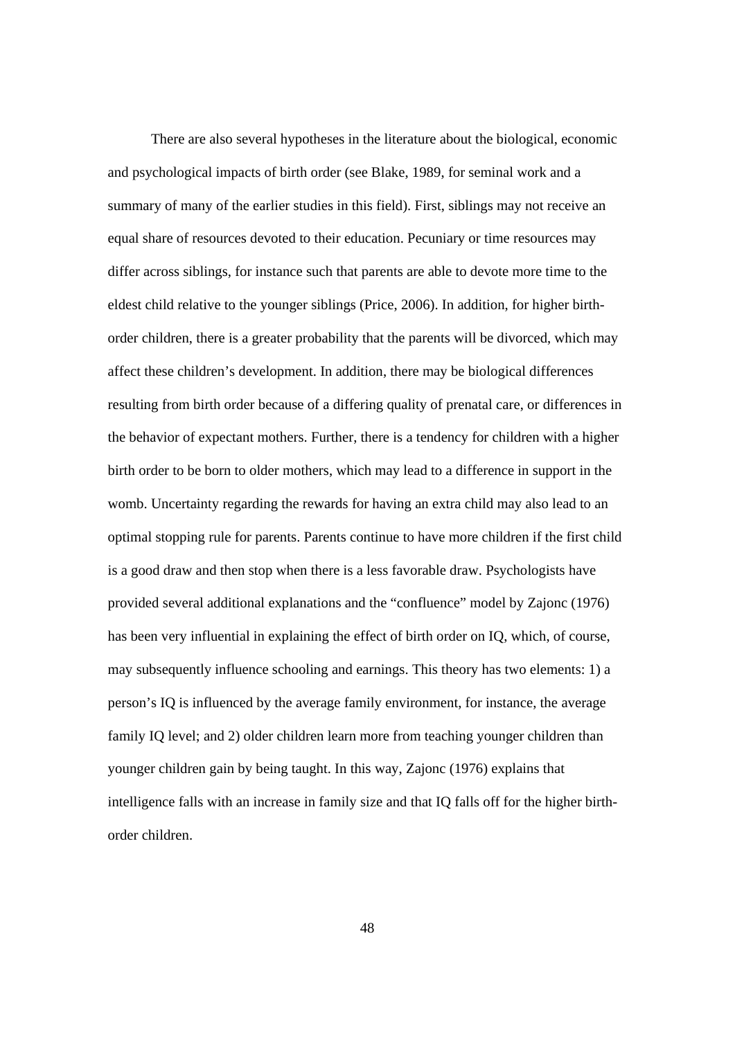There are also several hypotheses in the literature about the biological, economic and psychological impacts of birth order (see Blake, 1989, for seminal work and a summary of many of the earlier studies in this field). First, siblings may not receive an equal share of resources devoted to their education. Pecuniary or time resources may differ across siblings, for instance such that parents are able to devote more time to the eldest child relative to the younger siblings (Price, 2006). In addition, for higher birth-order children, there is a greater probability that the parents will be divorced, which may affect these children's development. In addition, there may be biological differences resulting from birth order because of a differing quality of prenatal care, or differences in the behavior of expectant mothers. Further, there is a tendency for children with a higher birth order to be born to older mothers, which may lead to a difference in support in the womb. Uncertainty regarding the rewards for having an extra child may also lead to an optimal stopping rule for parents. Parents continue to have more children if the first child is a good draw and then stop when there is a less favorable draw. Psychologists have provided several additional explanations and the "confluence" model by Zajonc (1976) has been very influential in explaining the effect of birth order on IQ, which, of course, may subsequently influence schooling and earnings. This theory has two elements: 1) a person's IQ is influenced by the average family environment, for instance, the average family IQ level; and 2) older children learn more from teaching younger children than younger children gain by being taught. In this way, Zajonc (1976) explains that intelligence falls with an increase in family size and that IQ falls off for the higher birth-order children.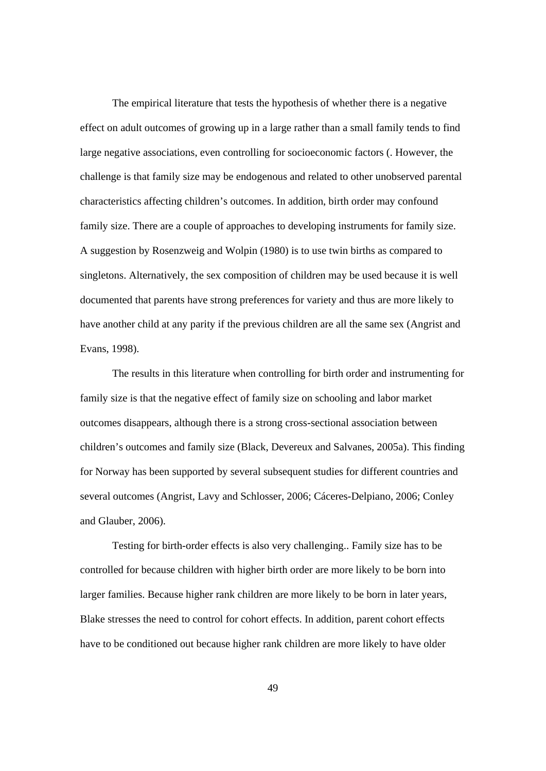The empirical literature that tests the hypothesis of whether there is a negative effect on adult outcomes of growing up in a large rather than a small family tends to find large negative associations, even controlling for socioeconomic factors (. However, the challenge is that family size may be endogenous and related to other unobserved parental characteristics affecting children's outcomes. In addition, birth order may confound family size. There are a couple of approaches to developing instruments for family size. A suggestion by Rosenzweig and Wolpin (1980) is to use twin births as compared to singletons. Alternatively, the sex composition of children may be used because it is well documented that parents have strong preferences for variety and thus are more likely to have another child at any parity if the previous children are all the same sex (Angrist and Evans, 1998).

The results in this literature when controlling for birth order and instrumenting for family size is that the negative effect of family size on schooling and labor market outcomes disappears, although there is a strong cross-sectional association between children's outcomes and family size (Black, Devereux and Salvanes, 2005a). This finding for Norway has been supported by several subsequent studies for different countries and several outcomes (Angrist, Lavy and Schlosser, 2006; Cáceres-Delpiano, 2006; Conley and Glauber, 2006).

Testing for birth-order effects is also very challenging.. Family size has to be controlled for because children with higher birth order are more likely to be born into larger families. Because higher rank children are more likely to be born in later years, Blake stresses the need to control for cohort effects. In addition, parent cohort effects have to be conditioned out because higher rank children are more likely to have older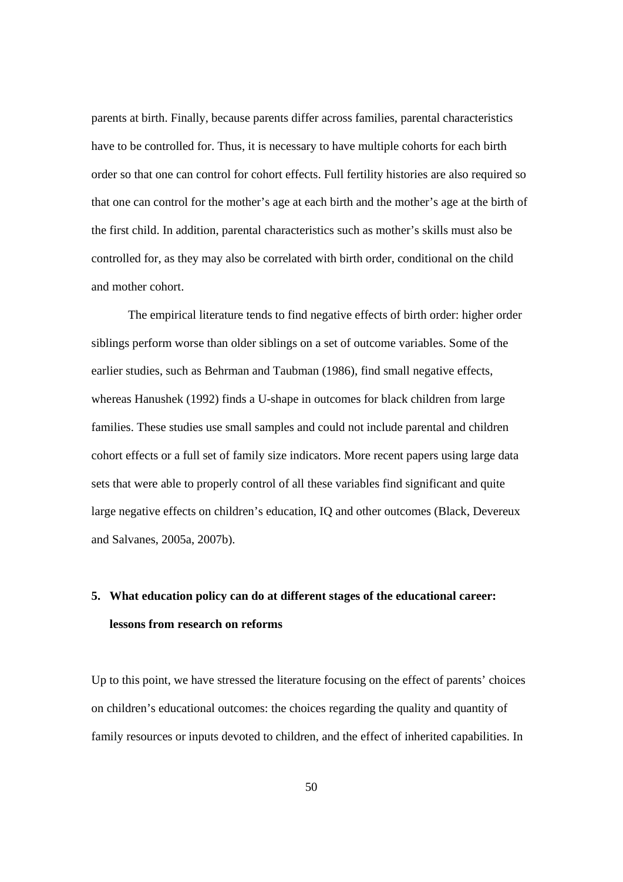parents at birth. Finally, because parents differ across families, parental characteristics have to be controlled for. Thus, it is necessary to have multiple cohorts for each birth order so that one can control for cohort effects. Full fertility histories are also required so that one can control for the mother's age at each birth and the mother's age at the birth of the first child. In addition, parental characteristics such as mother's skills must also be controlled for, as they may also be correlated with birth order, conditional on the child and mother cohort.

The empirical literature tends to find negative effects of birth order: higher order siblings perform worse than older siblings on a set of outcome variables. Some of the earlier studies, such as Behrman and Taubman (1986), find small negative effects, whereas Hanushek (1992) finds a U-shape in outcomes for black children from large families. These studies use small samples and could not include parental and children cohort effects or a full set of family size indicators. More recent papers using large data sets that were able to properly control of all these variables find significant and quite large negative effects on children's education, IQ and other outcomes (Black, Devereux and Salvanes, 2005a, 2007b).

## 5. What education policy can do at different stages of the educational career: lessons from research on reforms

Up to this point, we have stressed the literature focusing on the effect of parents' choices on children's educational outcomes: the choices regarding the quality and quantity of family resources or inputs devoted to children, and the effect of inherited capabilities. In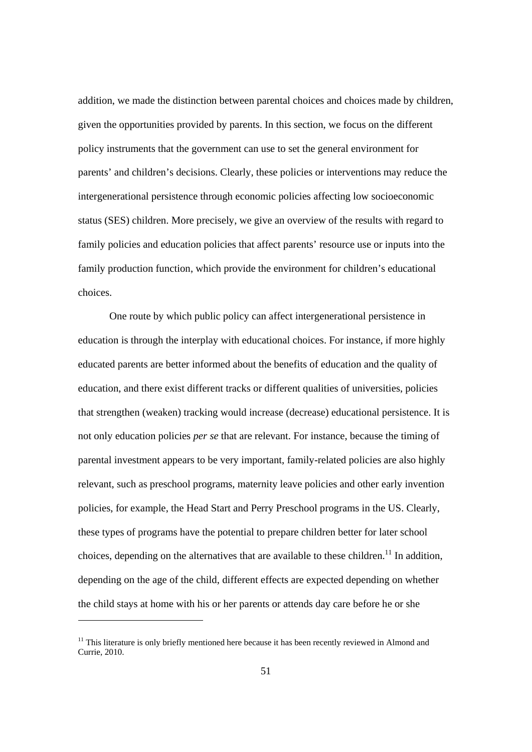addition, we made the distinction between parental choices and choices made by children, given the opportunities provided by parents. In this section, we focus on the different policy instruments that the government can use to set the general environment for parents' and children's decisions. Clearly, these policies or interventions may reduce the intergenerational persistence through economic policies affecting low socioeconomic status (SES) children. More precisely, we give an overview of the results with regard to family policies and education policies that affect parents' resource use or inputs into the family production function, which provide the environment for children's educational choices.

One route by which public policy can affect intergenerational persistence in education is through the interplay with educational choices. For instance, if more highly educated parents are better informed about the benefits of education and the quality of education, and there exist different tracks or different qualities of universities, policies that strengthen (weaken) tracking would increase (decrease) educational persistence. It is not only education policies *per se* that are relevant. For instance, because the timing of parental investment appears to be very important, family-related policies are also highly relevant, such as preschool programs, maternity leave policies and other early invention policies, for example, the Head Start and Perry Preschool programs in the US. Clearly, these types of programs have the potential to prepare children better for later school choices, depending on the alternatives that are available to these children.[11] In addition, depending on the age of the child, different effects are expected depending on whether the child stays at home with his or her parents or attends day care before he or she

[11] This literature is only briefly mentioned here because it has been recently reviewed in Almond and Currie, 2010.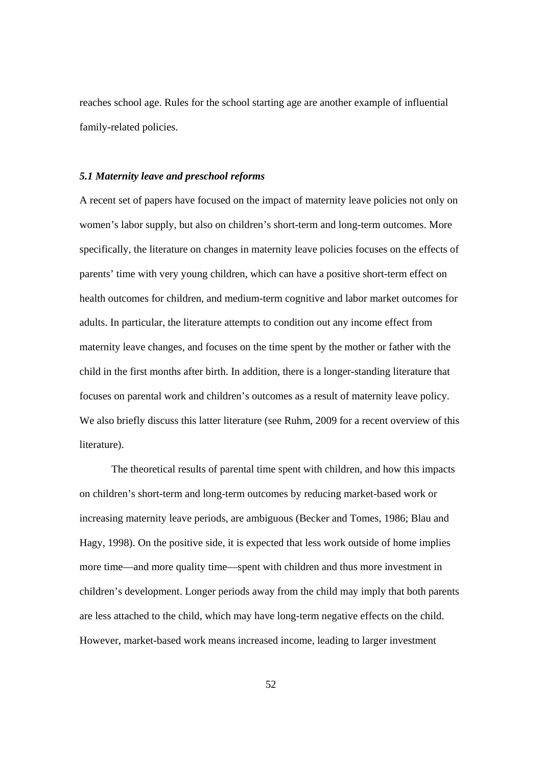reaches school age. Rules for the school starting age are another example of influential family-related policies.

### *5.1 Maternity leave and preschool reforms*

A recent set of papers have focused on the impact of maternity leave policies not only on women's labor supply, but also on children's short-term and long-term outcomes. More specifically, the literature on changes in maternity leave policies focuses on the effects of parents' time with very young children, which can have a positive short-term effect on health outcomes for children, and medium-term cognitive and labor market outcomes for adults. In particular, the literature attempts to condition out any income effect from maternity leave changes, and focuses on the time spent by the mother or father with the child in the first months after birth. In addition, there is a longer-standing literature that focuses on parental work and children's outcomes as a result of maternity leave policy. We also briefly discuss this latter literature (see Ruhm, 2009 for a recent overview of this literature).

The theoretical results of parental time spent with children, and how this impacts on children's short-term and long-term outcomes by reducing market-based work or increasing maternity leave periods, are ambiguous (Becker and Tomes, 1986; Blau and Hagy, 1998). On the positive side, it is expected that less work outside of home implies more time—and more quality time—spent with children and thus more investment in children's development. Longer periods away from the child may imply that both parents are less attached to the child, which may have long-term negative effects on the child. However, market-based work means increased income, leading to larger investment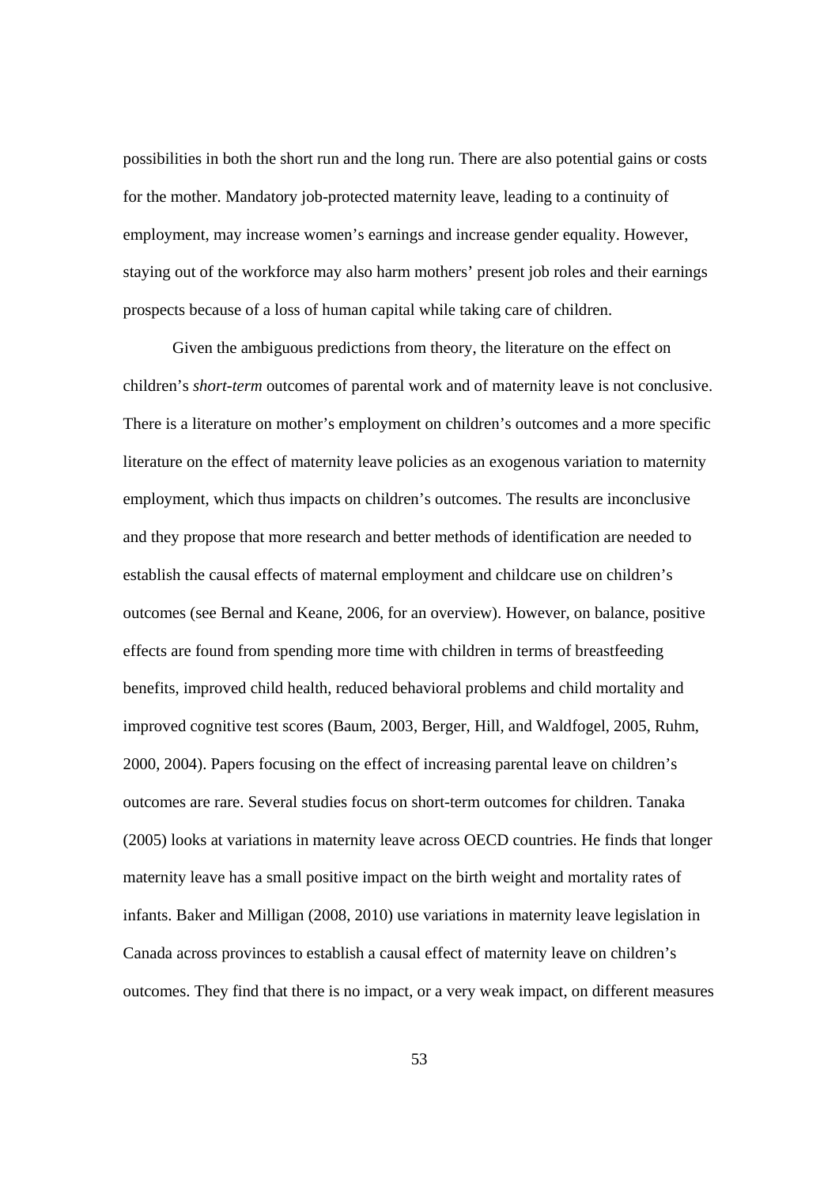possibilities in both the short run and the long run. There are also potential gains or costs for the mother. Mandatory job-protected maternity leave, leading to a continuity of employment, may increase women's earnings and increase gender equality. However, staying out of the workforce may also harm mothers' present job roles and their earnings prospects because of a loss of human capital while taking care of children.

Given the ambiguous predictions from theory, the literature on the effect on children's *short-term* outcomes of parental work and of maternity leave is not conclusive. There is a literature on mother's employment on children's outcomes and a more specific literature on the effect of maternity leave policies as an exogenous variation to maternity employment, which thus impacts on children's outcomes. The results are inconclusive and they propose that more research and better methods of identification are needed to establish the causal effects of maternal employment and childcare use on children's outcomes (see Bernal and Keane, 2006, for an overview). However, on balance, positive effects are found from spending more time with children in terms of breastfeeding benefits, improved child health, reduced behavioral problems and child mortality and improved cognitive test scores (Baum, 2003, Berger, Hill, and Waldfogel, 2005, Ruhm, 2000, 2004). Papers focusing on the effect of increasing parental leave on children's outcomes are rare. Several studies focus on short-term outcomes for children. Tanaka (2005) looks at variations in maternity leave across OECD countries. He finds that longer maternity leave has a small positive impact on the birth weight and mortality rates of infants. Baker and Milligan (2008, 2010) use variations in maternity leave legislation in Canada across provinces to establish a causal effect of maternity leave on children's outcomes. They find that there is no impact, or a very weak impact, on different measures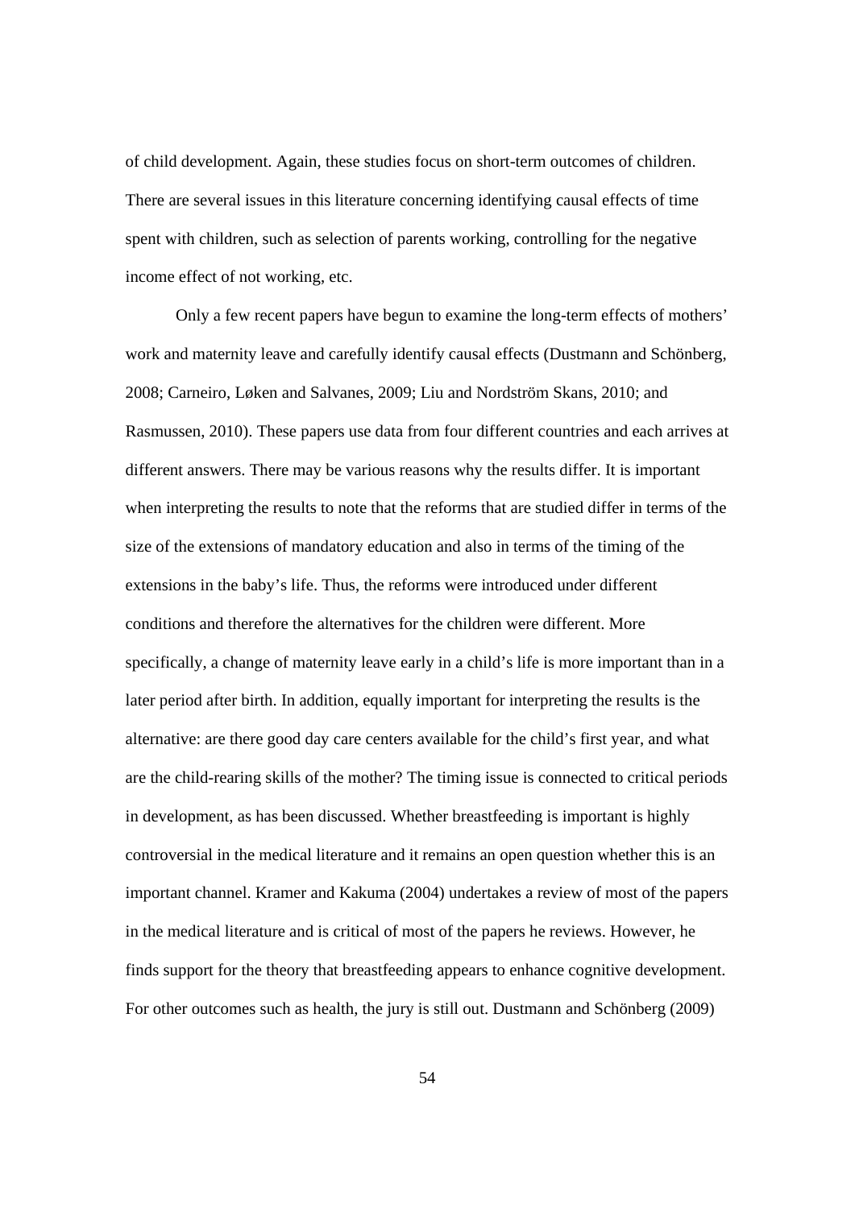of child development. Again, these studies focus on short-term outcomes of children. There are several issues in this literature concerning identifying causal effects of time spent with children, such as selection of parents working, controlling for the negative income effect of not working, etc.

Only a few recent papers have begun to examine the long-term effects of mothers' work and maternity leave and carefully identify causal effects (Dustmann and Schönberg, 2008; Carneiro, Løken and Salvanes, 2009; Liu and Nordström Skans, 2010; and Rasmussen, 2010). These papers use data from four different countries and each arrives at different answers. There may be various reasons why the results differ. It is important when interpreting the results to note that the reforms that are studied differ in terms of the size of the extensions of mandatory education and also in terms of the timing of the extensions in the baby's life. Thus, the reforms were introduced under different conditions and therefore the alternatives for the children were different. More specifically, a change of maternity leave early in a child's life is more important than in a later period after birth. In addition, equally important for interpreting the results is the alternative: are there good day care centers available for the child's first year, and what are the child-rearing skills of the mother? The timing issue is connected to critical periods in development, as has been discussed. Whether breastfeeding is important is highly controversial in the medical literature and it remains an open question whether this is an important channel. Kramer and Kakuma (2004) undertakes a review of most of the papers in the medical literature and is critical of most of the papers he reviews. However, he finds support for the theory that breastfeeding appears to enhance cognitive development. For other outcomes such as health, the jury is still out. Dustmann and Schönberg (2009)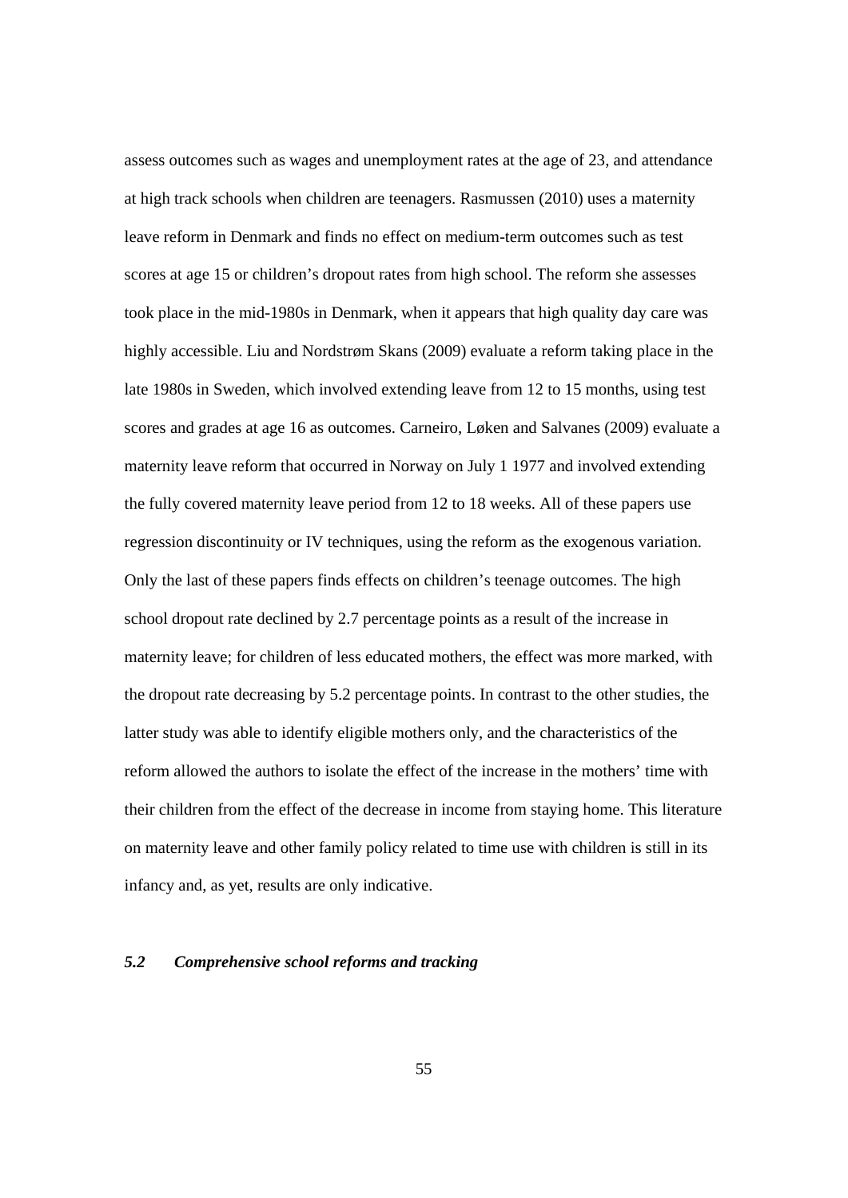assess outcomes such as wages and unemployment rates at the age of 23, and attendance at high track schools when children are teenagers. Rasmussen (2010) uses a maternity leave reform in Denmark and finds no effect on medium-term outcomes such as test scores at age 15 or children's dropout rates from high school. The reform she assesses took place in the mid-1980s in Denmark, when it appears that high quality day care was highly accessible. Liu and Nordstrøm Skans (2009) evaluate a reform taking place in the late 1980s in Sweden, which involved extending leave from 12 to 15 months, using test scores and grades at age 16 as outcomes. Carneiro, Løken and Salvanes (2009) evaluate a maternity leave reform that occurred in Norway on July 1 1977 and involved extending the fully covered maternity leave period from 12 to 18 weeks. All of these papers use regression discontinuity or IV techniques, using the reform as the exogenous variation. Only the last of these papers finds effects on children's teenage outcomes. The high school dropout rate declined by 2.7 percentage points as a result of the increase in maternity leave; for children of less educated mothers, the effect was more marked, with the dropout rate decreasing by 5.2 percentage points. In contrast to the other studies, the latter study was able to identify eligible mothers only, and the characteristics of the reform allowed the authors to isolate the effect of the increase in the mothers' time with their children from the effect of the decrease in income from staying home. This literature on maternity leave and other family policy related to time use with children is still in its infancy and, as yet, results are only indicative.

### *5.2 Comprehensive school reforms and tracking*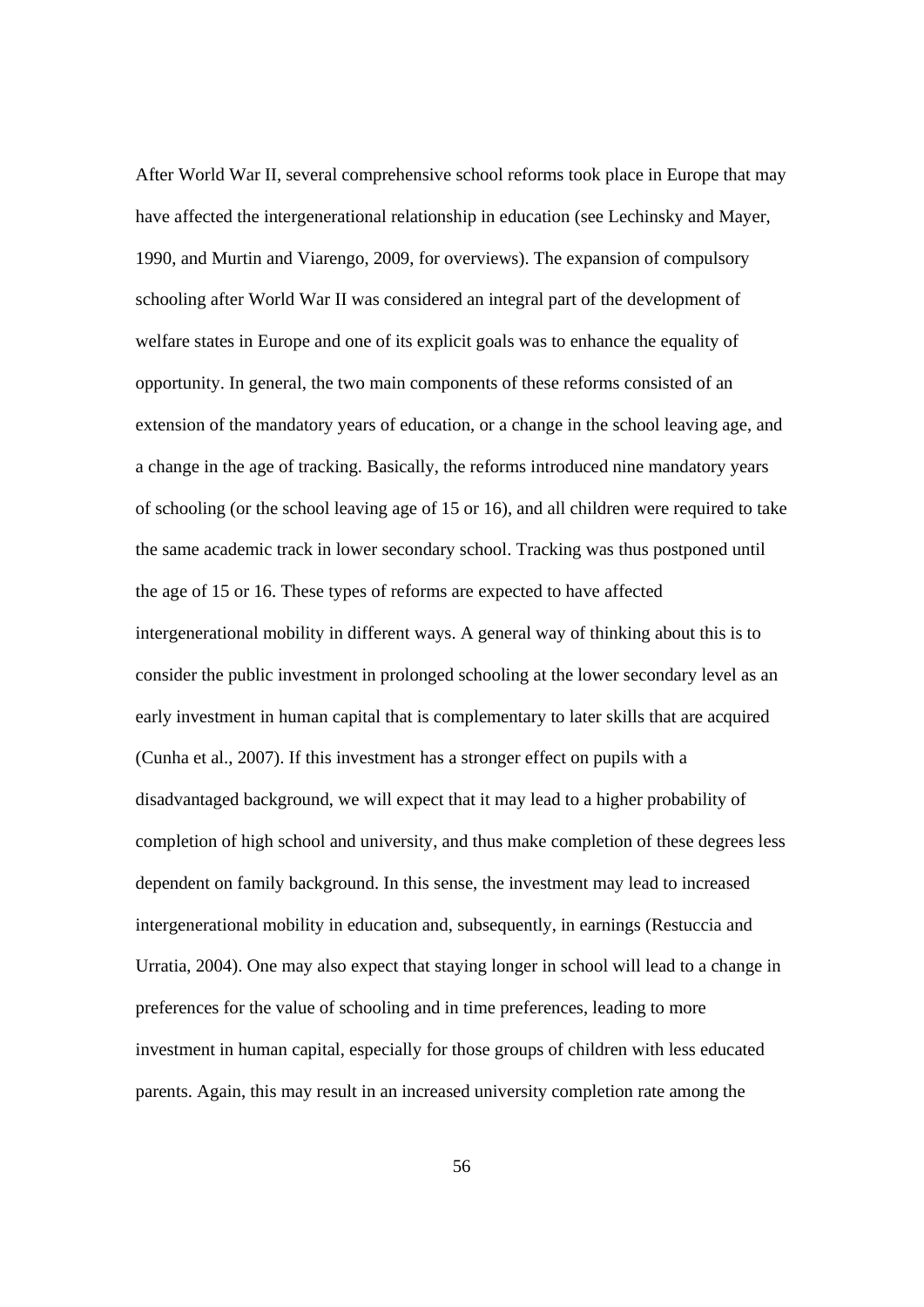After World War II, several comprehensive school reforms took place in Europe that may have affected the intergenerational relationship in education (see Lechinsky and Mayer, 1990, and Murtin and Viarengo, 2009, for overviews). The expansion of compulsory schooling after World War II was considered an integral part of the development of welfare states in Europe and one of its explicit goals was to enhance the equality of opportunity. In general, the two main components of these reforms consisted of an extension of the mandatory years of education, or a change in the school leaving age, and a change in the age of tracking. Basically, the reforms introduced nine mandatory years of schooling (or the school leaving age of 15 or 16), and all children were required to take the same academic track in lower secondary school. Tracking was thus postponed until the age of 15 or 16. These types of reforms are expected to have affected intergenerational mobility in different ways. A general way of thinking about this is to consider the public investment in prolonged schooling at the lower secondary level as an early investment in human capital that is complementary to later skills that are acquired (Cunha et al., 2007). If this investment has a stronger effect on pupils with a disadvantaged background, we will expect that it may lead to a higher probability of completion of high school and university, and thus make completion of these degrees less dependent on family background. In this sense, the investment may lead to increased intergenerational mobility in education and, subsequently, in earnings (Restuccia and Urratia, 2004). One may also expect that staying longer in school will lead to a change in preferences for the value of schooling and in time preferences, leading to more investment in human capital, especially for those groups of children with less educated parents. Again, this may result in an increased university completion rate among the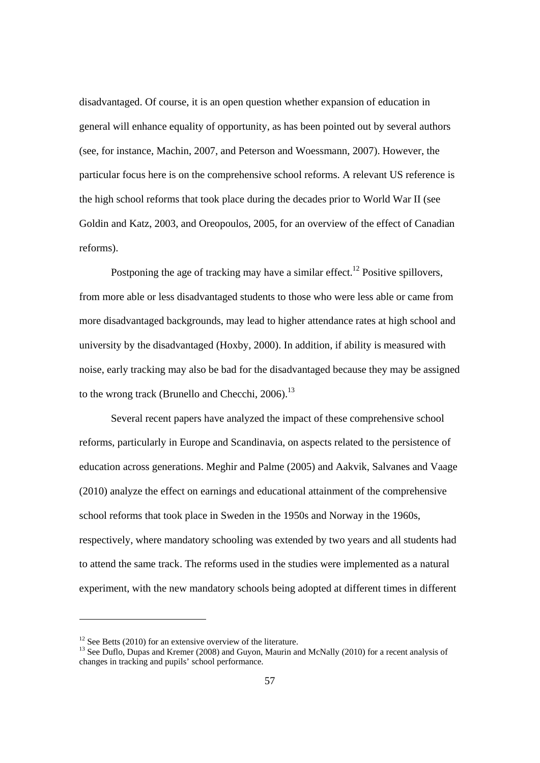disadvantaged. Of course, it is an open question whether expansion of education in general will enhance equality of opportunity, as has been pointed out by several authors (see, for instance, Machin, 2007, and Peterson and Woessmann, 2007). However, the particular focus here is on the comprehensive school reforms. A relevant US reference is the high school reforms that took place during the decades prior to World War II (see Goldin and Katz, 2003, and Oreopoulos, 2005, for an overview of the effect of Canadian reforms).

Postponing the age of tracking may have a similar effect.[12] Positive spillovers, from more able or less disadvantaged students to those who were less able or came from more disadvantaged backgrounds, may lead to higher attendance rates at high school and university by the disadvantaged (Hoxby, 2000). In addition, if ability is measured with noise, early tracking may also be bad for the disadvantaged because they may be assigned to the wrong track (Brunello and Checchi, 2006).[13]

Several recent papers have analyzed the impact of these comprehensive school reforms, particularly in Europe and Scandinavia, on aspects related to the persistence of education across generations. Meghir and Palme (2005) and Aakvik, Salvanes and Vaage (2010) analyze the effect on earnings and educational attainment of the comprehensive school reforms that took place in Sweden in the 1950s and Norway in the 1960s, respectively, where mandatory schooling was extended by two years and all students had to attend the same track. The reforms used in the studies were implemented as a natural experiment, with the new mandatory schools being adopted at different times in different

---

[12] See Betts (2010) for an extensive overview of the literature.

[13] See Duflo, Dupas and Kremer (2008) and Guyon, Maurin and McNally (2010) for a recent analysis of changes in tracking and pupils' school performance.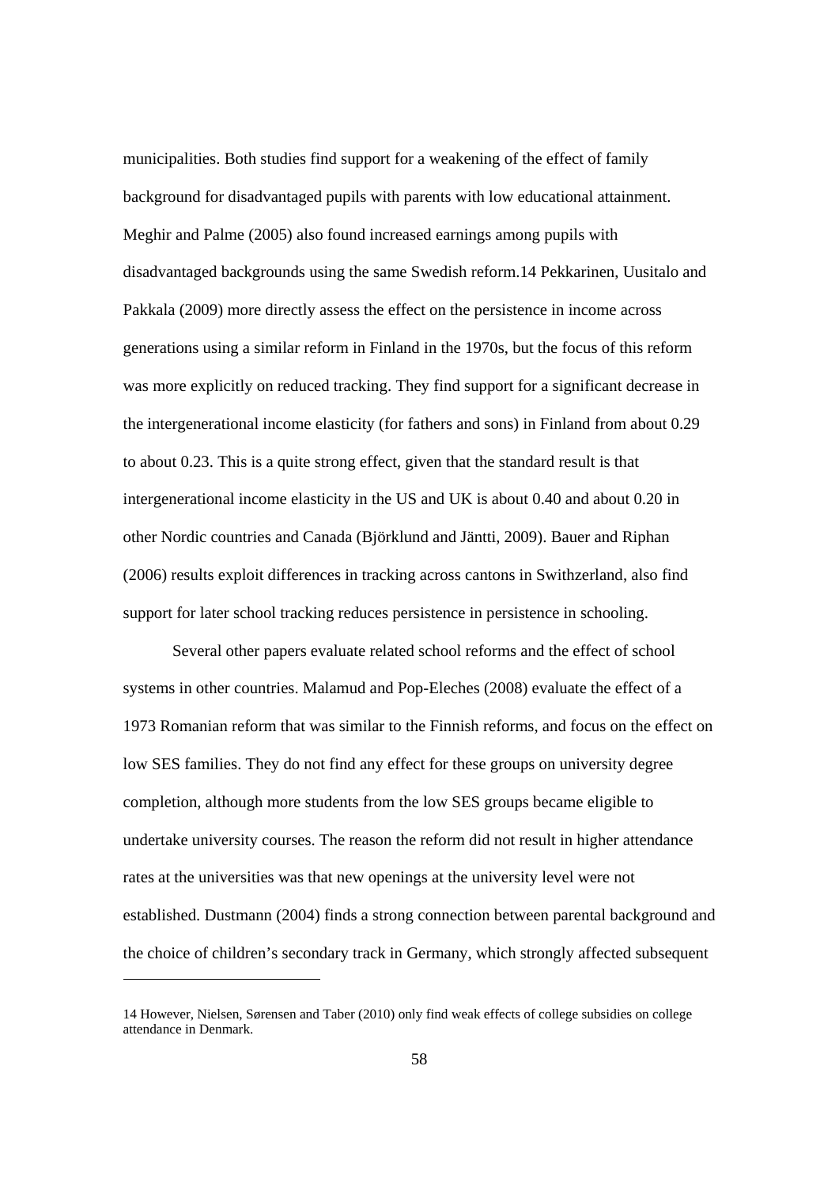municipalities. Both studies find support for a weakening of the effect of family background for disadvantaged pupils with parents with low educational attainment. Meghir and Palme (2005) also found increased earnings among pupils with disadvantaged backgrounds using the same Swedish reform.[14] Pekkarinen, Uusitalo and Pakkala (2009) more directly assess the effect on the persistence in income across generations using a similar reform in Finland in the 1970s, but the focus of this reform was more explicitly on reduced tracking. They find support for a significant decrease in the intergenerational income elasticity (for fathers and sons) in Finland from about 0.29 to about 0.23. This is a quite strong effect, given that the standard result is that intergenerational income elasticity in the US and UK is about 0.40 and about 0.20 in other Nordic countries and Canada (Björklund and Jäntti, 2009). Bauer and Riphan (2006) results exploit differences in tracking across cantons in Swithzerland, also find support for later school tracking reduces persistence in persistence in schooling.

Several other papers evaluate related school reforms and the effect of school systems in other countries. Malamud and Pop-Eleches (2008) evaluate the effect of a 1973 Romanian reform that was similar to the Finnish reforms, and focus on the effect on low SES families. They do not find any effect for these groups on university degree completion, although more students from the low SES groups became eligible to undertake university courses. The reason the reform did not result in higher attendance rates at the universities was that new openings at the university level were not established. Dustmann (2004) finds a strong connection between parental background and the choice of children's secondary track in Germany, which strongly affected subsequent

---

14 However, Nielsen, Sørensen and Taber (2010) only find weak effects of college subsidies on college attendance in Denmark.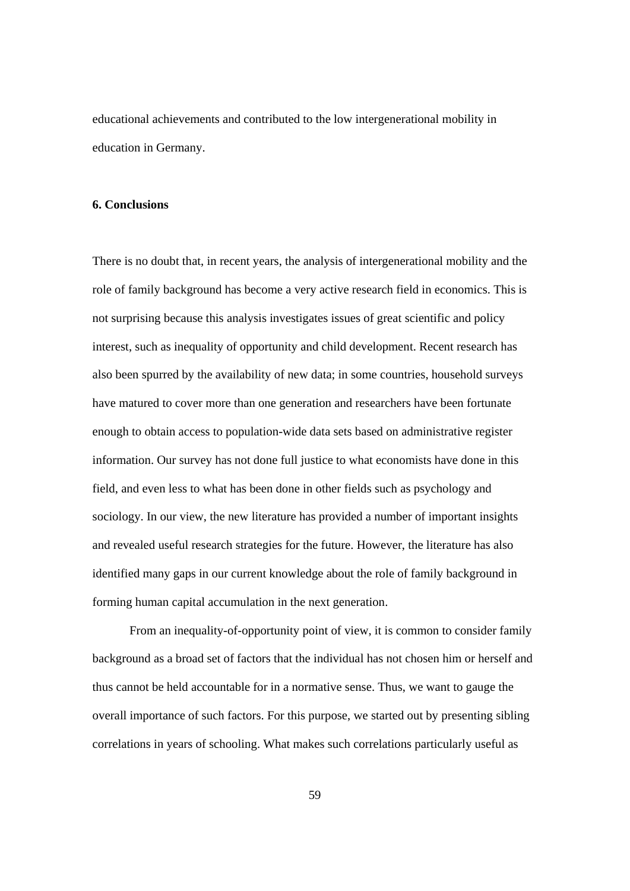educational achievements and contributed to the low intergenerational mobility in education in Germany.

## 6. Conclusions

There is no doubt that, in recent years, the analysis of intergenerational mobility and the role of family background has become a very active research field in economics. This is not surprising because this analysis investigates issues of great scientific and policy interest, such as inequality of opportunity and child development. Recent research has also been spurred by the availability of new data; in some countries, household surveys have matured to cover more than one generation and researchers have been fortunate enough to obtain access to population-wide data sets based on administrative register information. Our survey has not done full justice to what economists have done in this field, and even less to what has been done in other fields such as psychology and sociology. In our view, the new literature has provided a number of important insights and revealed useful research strategies for the future. However, the literature has also identified many gaps in our current knowledge about the role of family background in forming human capital accumulation in the next generation.

From an inequality-of-opportunity point of view, it is common to consider family background as a broad set of factors that the individual has not chosen him or herself and thus cannot be held accountable for in a normative sense. Thus, we want to gauge the overall importance of such factors. For this purpose, we started out by presenting sibling correlations in years of schooling. What makes such correlations particularly useful as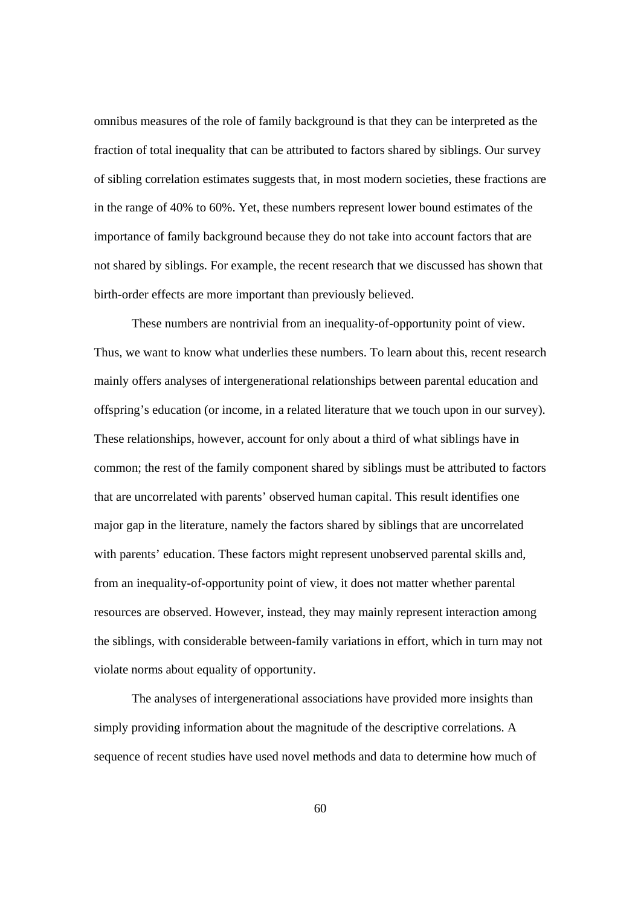omnibus measures of the role of family background is that they can be interpreted as the fraction of total inequality that can be attributed to factors shared by siblings. Our survey of sibling correlation estimates suggests that, in most modern societies, these fractions are in the range of 40% to 60%. Yet, these numbers represent lower bound estimates of the importance of family background because they do not take into account factors that are not shared by siblings. For example, the recent research that we discussed has shown that birth-order effects are more important than previously believed.

These numbers are nontrivial from an inequality-of-opportunity point of view. Thus, we want to know what underlies these numbers. To learn about this, recent research mainly offers analyses of intergenerational relationships between parental education and offspring's education (or income, in a related literature that we touch upon in our survey). These relationships, however, account for only about a third of what siblings have in common; the rest of the family component shared by siblings must be attributed to factors that are uncorrelated with parents' observed human capital. This result identifies one major gap in the literature, namely the factors shared by siblings that are uncorrelated with parents' education. These factors might represent unobserved parental skills and, from an inequality-of-opportunity point of view, it does not matter whether parental resources are observed. However, instead, they may mainly represent interaction among the siblings, with considerable between-family variations in effort, which in turn may not violate norms about equality of opportunity.

The analyses of intergenerational associations have provided more insights than simply providing information about the magnitude of the descriptive correlations. A sequence of recent studies have used novel methods and data to determine how much of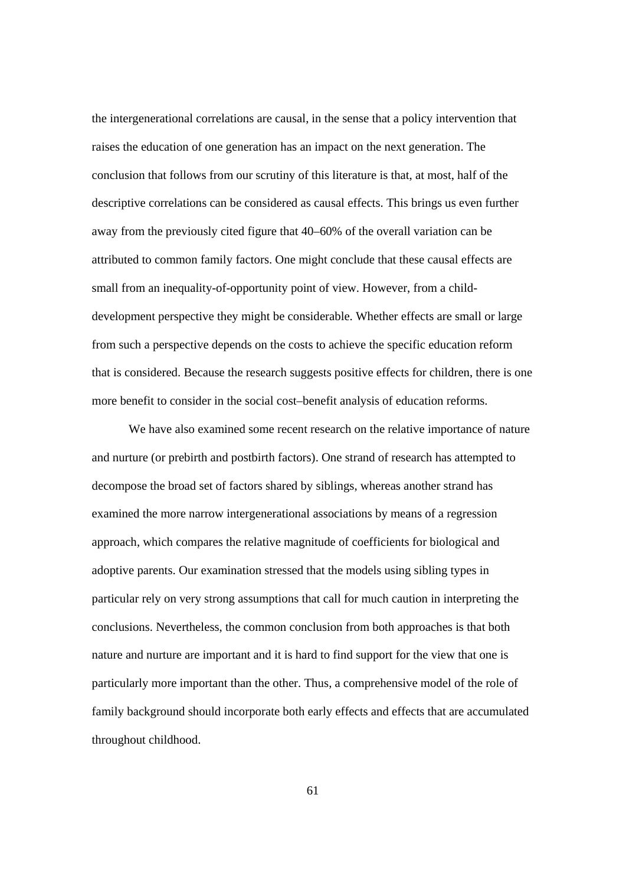the intergenerational correlations are causal, in the sense that a policy intervention that raises the education of one generation has an impact on the next generation. The conclusion that follows from our scrutiny of this literature is that, at most, half of the descriptive correlations can be considered as causal effects. This brings us even further away from the previously cited figure that 40–60% of the overall variation can be attributed to common family factors. One might conclude that these causal effects are small from an inequality-of-opportunity point of view. However, from a child-development perspective they might be considerable. Whether effects are small or large from such a perspective depends on the costs to achieve the specific education reform that is considered. Because the research suggests positive effects for children, there is one more benefit to consider in the social cost–benefit analysis of education reforms.

We have also examined some recent research on the relative importance of nature and nurture (or prebirth and postbirth factors). One strand of research has attempted to decompose the broad set of factors shared by siblings, whereas another strand has examined the more narrow intergenerational associations by means of a regression approach, which compares the relative magnitude of coefficients for biological and adoptive parents. Our examination stressed that the models using sibling types in particular rely on very strong assumptions that call for much caution in interpreting the conclusions. Nevertheless, the common conclusion from both approaches is that both nature and nurture are important and it is hard to find support for the view that one is particularly more important than the other. Thus, a comprehensive model of the role of family background should incorporate both early effects and effects that are accumulated throughout childhood.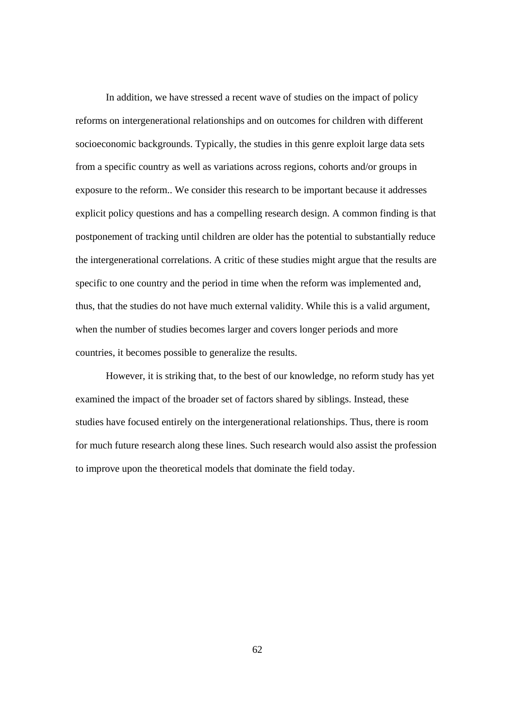In addition, we have stressed a recent wave of studies on the impact of policy reforms on intergenerational relationships and on outcomes for children with different socioeconomic backgrounds. Typically, the studies in this genre exploit large data sets from a specific country as well as variations across regions, cohorts and/or groups in exposure to the reform.. We consider this research to be important because it addresses explicit policy questions and has a compelling research design. A common finding is that postponement of tracking until children are older has the potential to substantially reduce the intergenerational correlations. A critic of these studies might argue that the results are specific to one country and the period in time when the reform was implemented and, thus, that the studies do not have much external validity. While this is a valid argument, when the number of studies becomes larger and covers longer periods and more countries, it becomes possible to generalize the results.

However, it is striking that, to the best of our knowledge, no reform study has yet examined the impact of the broader set of factors shared by siblings. Instead, these studies have focused entirely on the intergenerational relationships. Thus, there is room for much future research along these lines. Such research would also assist the profession to improve upon the theoretical models that dominate the field today.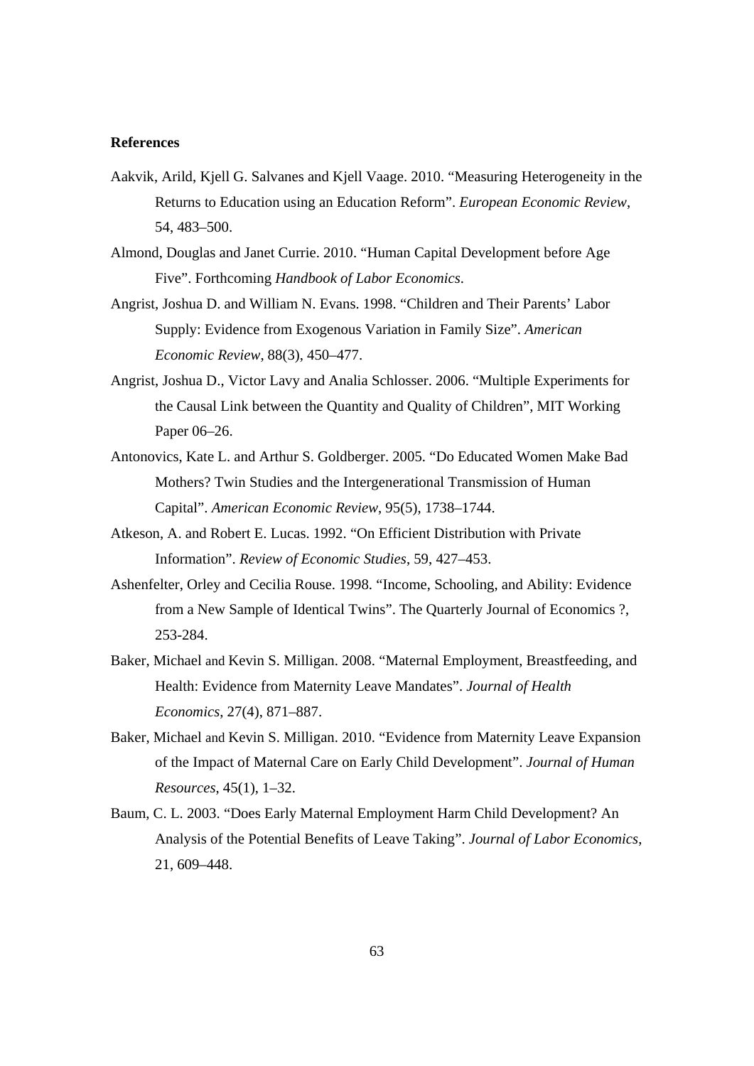**References**

Aakvik, Arild, Kjell G. Salvanes and Kjell Vaage. 2010. "Measuring Heterogeneity in the Returns to Education using an Education Reform". *European Economic Review*, 54, 483–500.

Almond, Douglas and Janet Currie. 2010. "Human Capital Development before Age Five". Forthcoming *Handbook of Labor Economics*.

Angrist, Joshua D. and William N. Evans. 1998. "Children and Their Parents' Labor Supply: Evidence from Exogenous Variation in Family Size". *American Economic Review*, 88(3), 450–477.

Angrist, Joshua D., Victor Lavy and Analia Schlosser. 2006. "Multiple Experiments for the Causal Link between the Quantity and Quality of Children", MIT Working Paper 06–26.

Antonovics, Kate L. and Arthur S. Goldberger. 2005. "Do Educated Women Make Bad Mothers? Twin Studies and the Intergenerational Transmission of Human Capital". *American Economic Review*, 95(5), 1738–1744.

Atkeson, A. and Robert E. Lucas. 1992. "On Efficient Distribution with Private Information". *Review of Economic Studies*, 59, 427–453.

Ashenfelter, Orley and Cecilia Rouse. 1998. "Income, Schooling, and Ability: Evidence from a New Sample of Identical Twins". The Quarterly Journal of Economics ?, 253-284.

Baker, Michael and Kevin S. Milligan. 2008. "Maternal Employment, Breastfeeding, and Health: Evidence from Maternity Leave Mandates". *Journal of Health Economics*, 27(4), 871–887.

Baker, Michael and Kevin S. Milligan. 2010. "Evidence from Maternity Leave Expansion of the Impact of Maternal Care on Early Child Development". *Journal of Human Resources*, 45(1), 1–32.

Baum, C. L. 2003. "Does Early Maternal Employment Harm Child Development? An Analysis of the Potential Benefits of Leave Taking". *Journal of Labor Economics*, 21, 609–448.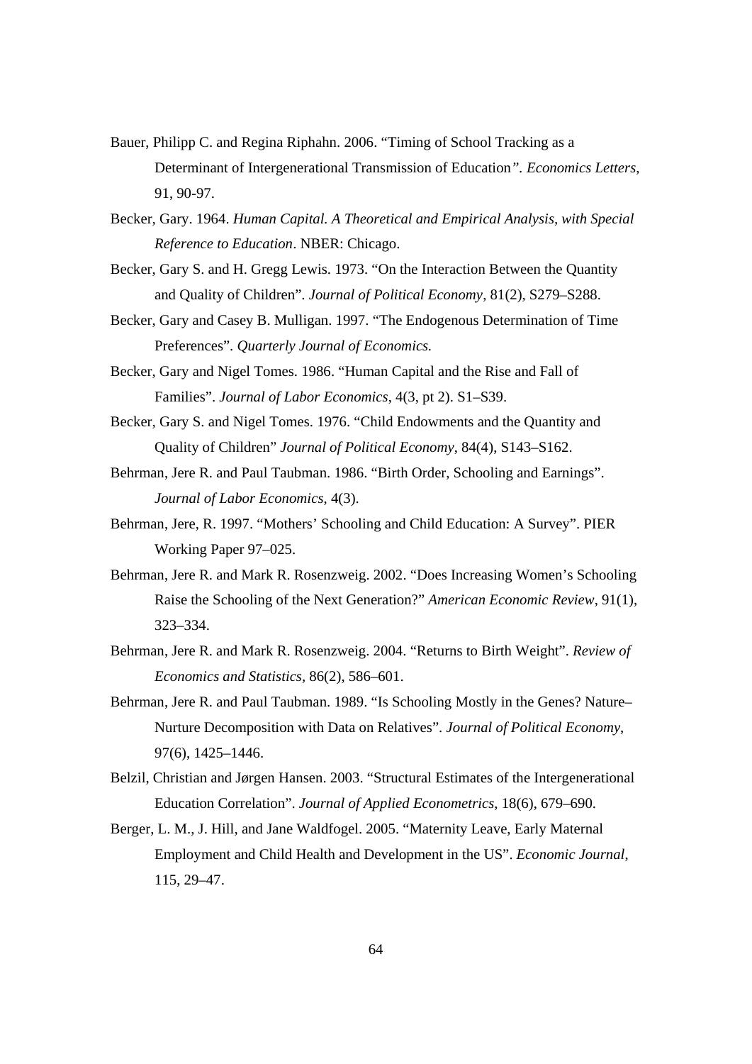Bauer, Philipp C. and Regina Riphahn. 2006. "Timing of School Tracking as a Determinant of Intergenerational Transmission of Education". *Economics Letters*, 91, 90-97.

Becker, Gary. 1964. *Human Capital. A Theoretical and Empirical Analysis, with Special Reference to Education*. NBER: Chicago.

Becker, Gary S. and H. Gregg Lewis. 1973. "On the Interaction Between the Quantity and Quality of Children". *Journal of Political Economy*, 81(2), S279–S288.

Becker, Gary and Casey B. Mulligan. 1997. "The Endogenous Determination of Time Preferences". *Quarterly Journal of Economics.*

Becker, Gary and Nigel Tomes. 1986. "Human Capital and the Rise and Fall of Families". *Journal of Labor Economics*, 4(3, pt 2). S1–S39.

Becker, Gary S. and Nigel Tomes. 1976. "Child Endowments and the Quantity and Quality of Children" *Journal of Political Economy*, 84(4), S143–S162.

Behrman, Jere R. and Paul Taubman. 1986. "Birth Order, Schooling and Earnings". *Journal of Labor Economics*, 4(3).

Behrman, Jere, R. 1997. "Mothers' Schooling and Child Education: A Survey". PIER Working Paper 97–025.

Behrman, Jere R. and Mark R. Rosenzweig. 2002. "Does Increasing Women's Schooling Raise the Schooling of the Next Generation?" *American Economic Review*, 91(1), 323–334.

Behrman, Jere R. and Mark R. Rosenzweig. 2004. "Returns to Birth Weight". *Review of Economics and Statistics*, 86(2), 586–601.

Behrman, Jere R. and Paul Taubman. 1989. "Is Schooling Mostly in the Genes? Nature–Nurture Decomposition with Data on Relatives". *Journal of Political Economy*, 97(6), 1425–1446.

Belzil, Christian and Jørgen Hansen. 2003. "Structural Estimates of the Intergenerational Education Correlation". *Journal of Applied Econometrics*, 18(6), 679–690.

Berger, L. M., J. Hill, and Jane Waldfogel. 2005. "Maternity Leave, Early Maternal Employment and Child Health and Development in the US". *Economic Journal*, 115, 29–47.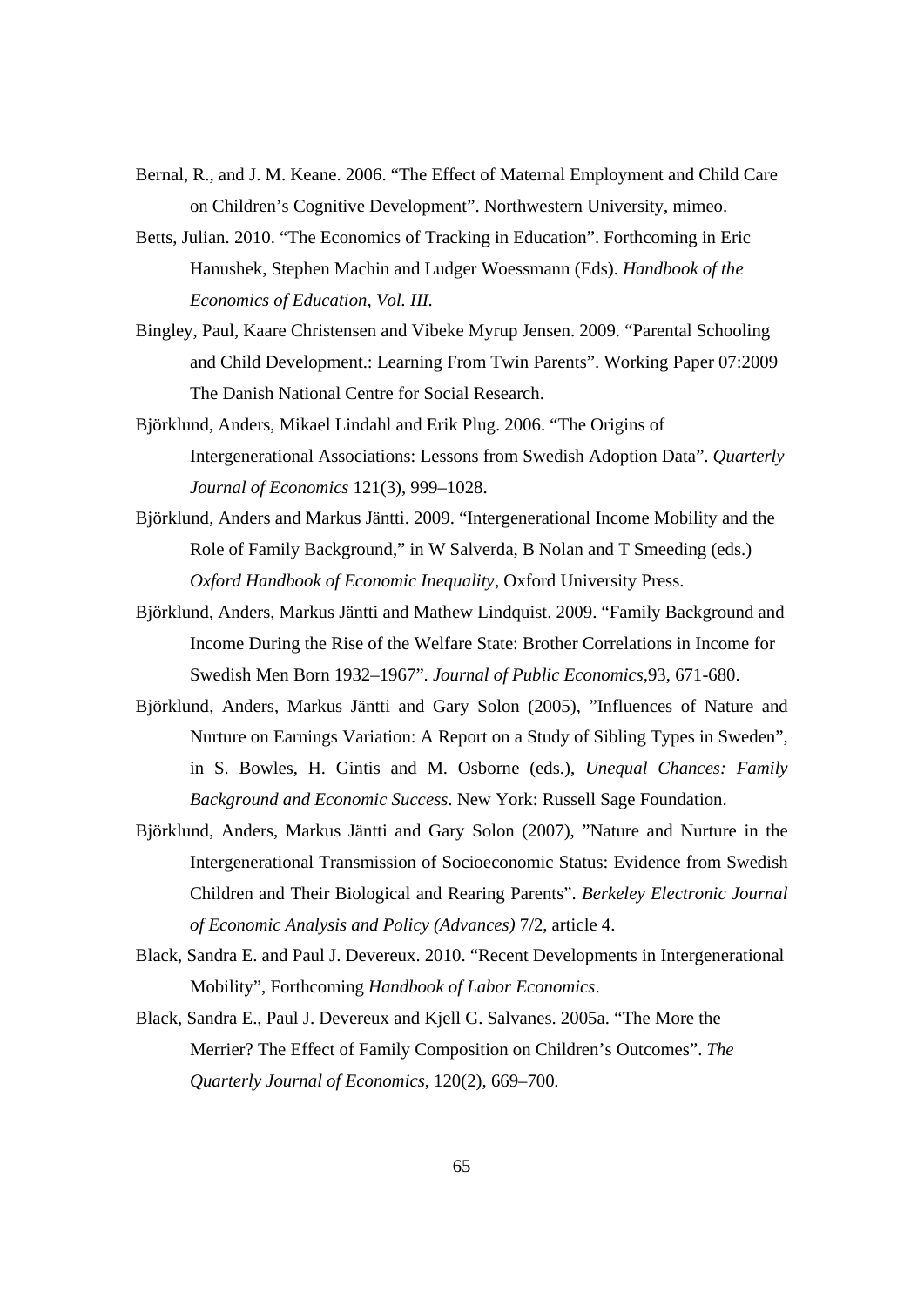Bernal, R., and J. M. Keane. 2006. "The Effect of Maternal Employment and Child Care on Children's Cognitive Development". Northwestern University, mimeo.

Betts, Julian. 2010. "The Economics of Tracking in Education". Forthcoming in Eric Hanushek, Stephen Machin and Ludger Woessmann (Eds). *Handbook of the Economics of Education, Vol. III.*

Bingley, Paul, Kaare Christensen and Vibeke Myrup Jensen. 2009. "Parental Schooling and Child Development.: Learning From Twin Parents". Working Paper 07:2009 The Danish National Centre for Social Research.

Björklund, Anders, Mikael Lindahl and Erik Plug. 2006. "The Origins of Intergenerational Associations: Lessons from Swedish Adoption Data". *Quarterly Journal of Economics* 121(3), 999–1028.

Björklund, Anders and Markus Jäntti. 2009. "Intergenerational Income Mobility and the Role of Family Background," in W Salverda, B Nolan and T Smeeding (eds.) *Oxford Handbook of Economic Inequality*, Oxford University Press.

Björklund, Anders, Markus Jäntti and Mathew Lindquist. 2009. "Family Background and Income During the Rise of the Welfare State: Brother Correlations in Income for Swedish Men Born 1932–1967". *Journal of Public Economics*,93, 671-680.

Björklund, Anders, Markus Jäntti and Gary Solon (2005), "Influences of Nature and Nurture on Earnings Variation: A Report on a Study of Sibling Types in Sweden", in S. Bowles, H. Gintis and M. Osborne (eds.), *Unequal Chances: Family Background and Economic Success*. New York: Russell Sage Foundation.

Björklund, Anders, Markus Jäntti and Gary Solon (2007), "Nature and Nurture in the Intergenerational Transmission of Socioeconomic Status: Evidence from Swedish Children and Their Biological and Rearing Parents". *Berkeley Electronic Journal of Economic Analysis and Policy (Advances)* 7/2, article 4.

Black, Sandra E. and Paul J. Devereux. 2010. "Recent Developments in Intergenerational Mobility", Forthcoming *Handbook of Labor Economics*.

Black, Sandra E., Paul J. Devereux and Kjell G. Salvanes. 2005a. "The More the Merrier? The Effect of Family Composition on Children's Outcomes". *The Quarterly Journal of Economics*, 120(2), 669–700.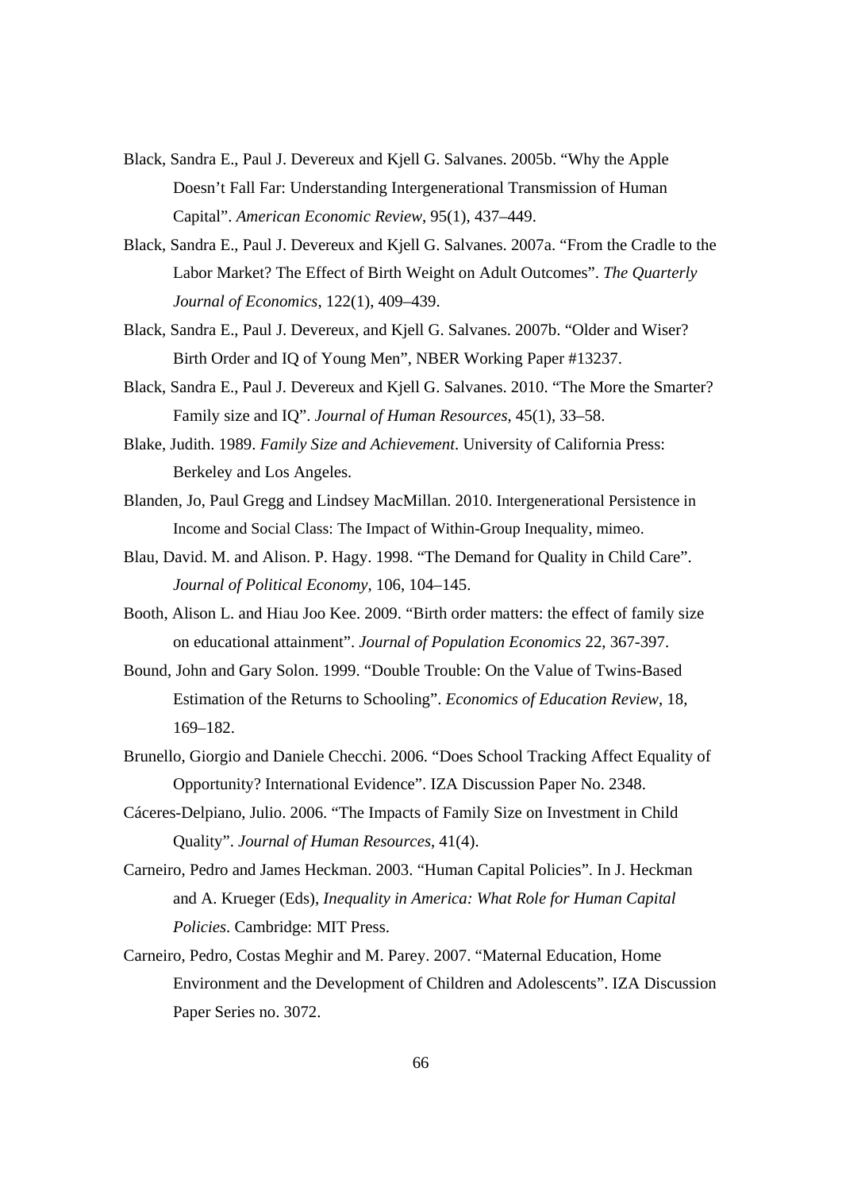Black, Sandra E., Paul J. Devereux and Kjell G. Salvanes. 2005b. "Why the Apple Doesn't Fall Far: Understanding Intergenerational Transmission of Human Capital". *American Economic Review*, 95(1), 437–449.

Black, Sandra E., Paul J. Devereux and Kjell G. Salvanes. 2007a. "From the Cradle to the Labor Market? The Effect of Birth Weight on Adult Outcomes". *The Quarterly Journal of Economics*, 122(1), 409–439.

Black, Sandra E., Paul J. Devereux, and Kjell G. Salvanes. 2007b. "Older and Wiser? Birth Order and IQ of Young Men", NBER Working Paper #13237.

Black, Sandra E., Paul J. Devereux and Kjell G. Salvanes. 2010. "The More the Smarter? Family size and IQ". *Journal of Human Resources*, 45(1), 33–58.

Blake, Judith. 1989. *Family Size and Achievement*. University of California Press: Berkeley and Los Angeles.

Blanden, Jo, Paul Gregg and Lindsey MacMillan. 2010. Intergenerational Persistence in Income and Social Class: The Impact of Within-Group Inequality, mimeo.

Blau, David. M. and Alison. P. Hagy. 1998. "The Demand for Quality in Child Care". *Journal of Political Economy*, 106, 104–145.

Booth, Alison L. and Hiau Joo Kee. 2009. "Birth order matters: the effect of family size on educational attainment". *Journal of Population Economics* 22, 367-397.

Bound, John and Gary Solon. 1999. "Double Trouble: On the Value of Twins-Based Estimation of the Returns to Schooling". *Economics of Education Review*, 18, 169–182.

Brunello, Giorgio and Daniele Checchi. 2006. "Does School Tracking Affect Equality of Opportunity? International Evidence". IZA Discussion Paper No. 2348.

Cáceres-Delpiano, Julio. 2006. "The Impacts of Family Size on Investment in Child Quality". *Journal of Human Resources*, 41(4).

Carneiro, Pedro and James Heckman. 2003. "Human Capital Policies". In J. Heckman and A. Krueger (Eds), *Inequality in America: What Role for Human Capital Policies*. Cambridge: MIT Press.

Carneiro, Pedro, Costas Meghir and M. Parey. 2007. "Maternal Education, Home Environment and the Development of Children and Adolescents". IZA Discussion Paper Series no. 3072.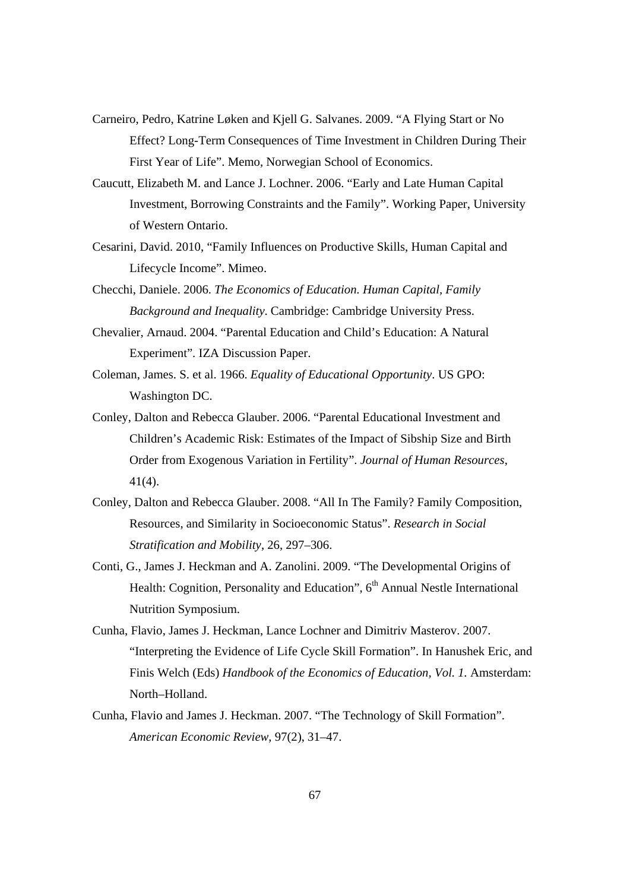Carneiro, Pedro, Katrine Løken and Kjell G. Salvanes. 2009. "A Flying Start or No Effect? Long-Term Consequences of Time Investment in Children During Their First Year of Life". Memo, Norwegian School of Economics.

Caucutt, Elizabeth M. and Lance J. Lochner. 2006. "Early and Late Human Capital Investment, Borrowing Constraints and the Family". Working Paper, University of Western Ontario.

Cesarini, David. 2010, "Family Influences on Productive Skills, Human Capital and Lifecycle Income". Mimeo.

Checchi, Daniele. 2006. *The Economics of Education. Human Capital, Family Background and Inequality*. Cambridge: Cambridge University Press.

Chevalier, Arnaud. 2004. "Parental Education and Child's Education: A Natural Experiment". IZA Discussion Paper.

Coleman, James. S. et al. 1966. *Equality of Educational Opportunity*. US GPO: Washington DC.

Conley, Dalton and Rebecca Glauber. 2006. "Parental Educational Investment and Children's Academic Risk: Estimates of the Impact of Sibship Size and Birth Order from Exogenous Variation in Fertility". *Journal of Human Resources*, 41(4).

Conley, Dalton and Rebecca Glauber. 2008. "All In The Family? Family Composition, Resources, and Similarity in Socioeconomic Status". *Research in Social Stratification and Mobility*, 26, 297–306.

Conti, G., James J. Heckman and A. Zanolini. 2009. "The Developmental Origins of Health: Cognition, Personality and Education", 6th Annual Nestle International Nutrition Symposium.

Cunha, Flavio, James J. Heckman, Lance Lochner and Dimitriv Masterov. 2007. "Interpreting the Evidence of Life Cycle Skill Formation". In Hanushek Eric, and Finis Welch (Eds) *Handbook of the Economics of Education, Vol. 1.* Amsterdam: North–Holland.

Cunha, Flavio and James J. Heckman. 2007. "The Technology of Skill Formation". *American Economic Review*, 97(2), 31–47.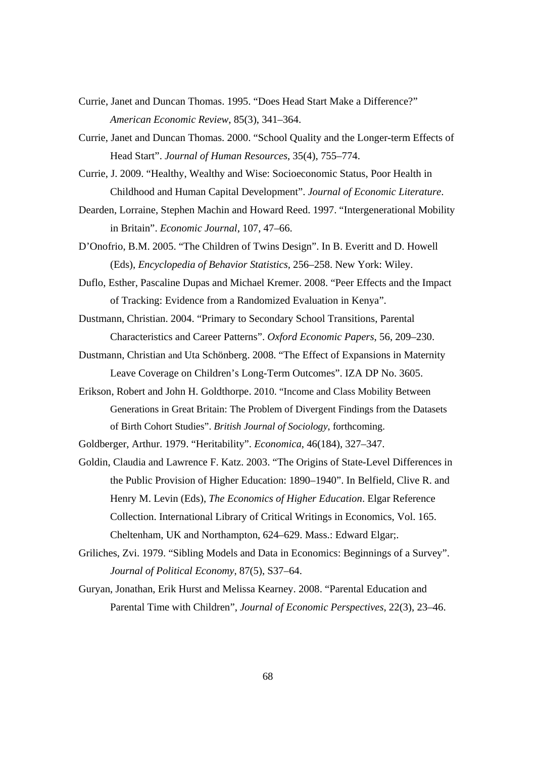Currie, Janet and Duncan Thomas. 1995. "Does Head Start Make a Difference?" *American Economic Review*, 85(3), 341–364.

Currie, Janet and Duncan Thomas. 2000. "School Quality and the Longer-term Effects of Head Start". *Journal of Human Resources*, 35(4), 755–774.

Currie, J. 2009. "Healthy, Wealthy and Wise: Socioeconomic Status, Poor Health in Childhood and Human Capital Development". *Journal of Economic Literature*.

Dearden, Lorraine, Stephen Machin and Howard Reed. 1997. "Intergenerational Mobility in Britain". *Economic Journal*, 107, 47–66.

D'Onofrio, B.M. 2005. "The Children of Twins Design". In B. Everitt and D. Howell (Eds), *Encyclopedia of Behavior Statistics*, 256–258. New York: Wiley.

Duflo, Esther, Pascaline Dupas and Michael Kremer. 2008. "Peer Effects and the Impact of Tracking: Evidence from a Randomized Evaluation in Kenya".

Dustmann, Christian. 2004. "Primary to Secondary School Transitions, Parental Characteristics and Career Patterns". *Oxford Economic Papers*, 56, 209–230.

Dustmann, Christian and Uta Schönberg. 2008. "The Effect of Expansions in Maternity Leave Coverage on Children's Long-Term Outcomes". IZA DP No. 3605.

Erikson, Robert and John H. Goldthorpe. 2010. "Income and Class Mobility Between Generations in Great Britain: The Problem of Divergent Findings from the Datasets of Birth Cohort Studies". *British Journal of Sociology*, forthcoming.

Goldberger, Arthur. 1979. "Heritability". *Economica*, 46(184), 327–347.

Goldin, Claudia and Lawrence F. Katz. 2003. "The Origins of State-Level Differences in the Public Provision of Higher Education: 1890–1940". In Belfield, Clive R. and Henry M. Levin (Eds), *The Economics of Higher Education*. Elgar Reference Collection. International Library of Critical Writings in Economics, Vol. 165. Cheltenham, UK and Northampton, 624–629. Mass.: Edward Elgar;.

Griliches, Zvi. 1979. "Sibling Models and Data in Economics: Beginnings of a Survey". *Journal of Political Economy*, 87(5), S37–64.

Guryan, Jonathan, Erik Hurst and Melissa Kearney. 2008. "Parental Education and Parental Time with Children", *Journal of Economic Perspectives*, 22(3), 23–46.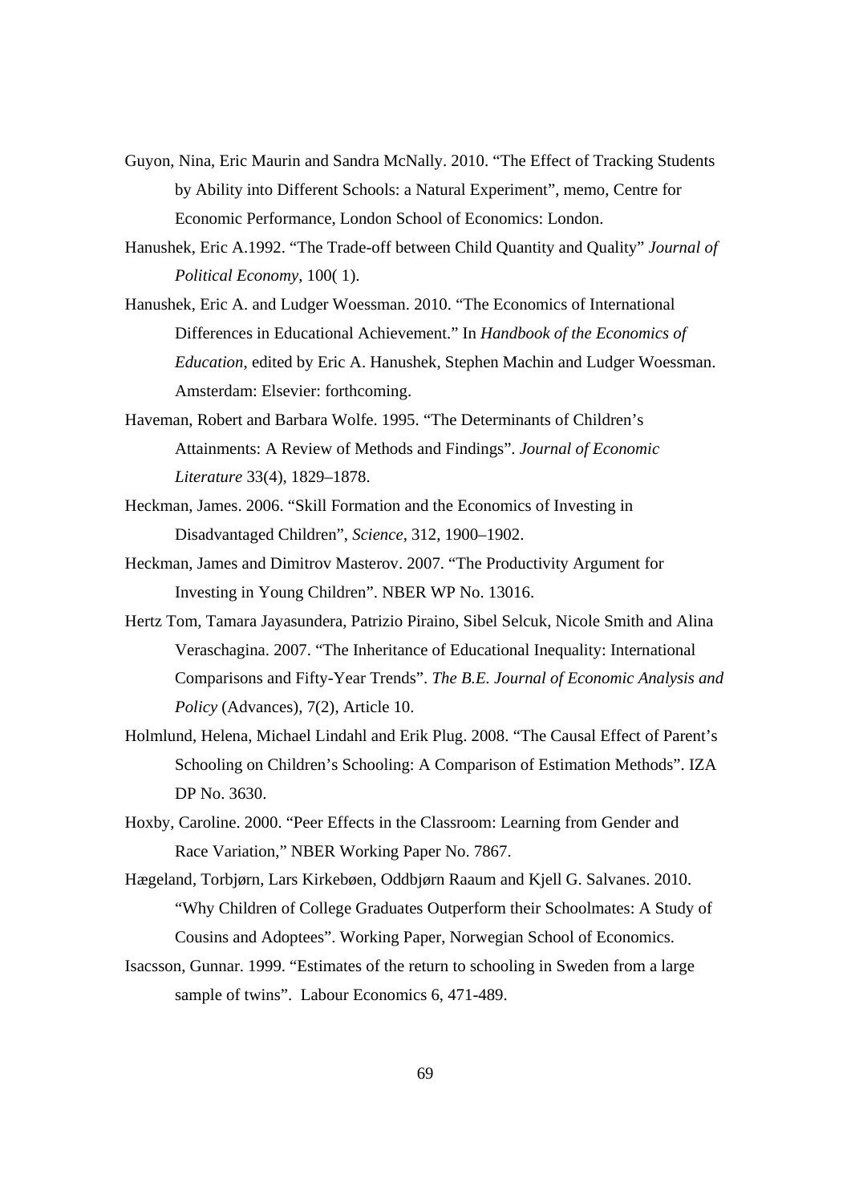Guyon, Nina, Eric Maurin and Sandra McNally. 2010. "The Effect of Tracking Students by Ability into Different Schools: a Natural Experiment", memo, Centre for Economic Performance, London School of Economics: London.

Hanushek, Eric A.1992. "The Trade-off between Child Quantity and Quality" *Journal of Political Economy*, 100( 1).

Hanushek, Eric A. and Ludger Woessman. 2010. "The Economics of International Differences in Educational Achievement." In *Handbook of the Economics of Education*, edited by Eric A. Hanushek, Stephen Machin and Ludger Woessman. Amsterdam: Elsevier: forthcoming.

Haveman, Robert and Barbara Wolfe. 1995. "The Determinants of Children's Attainments: A Review of Methods and Findings". *Journal of Economic Literature* 33(4), 1829–1878.

Heckman, James. 2006. "Skill Formation and the Economics of Investing in Disadvantaged Children", *Science*, 312, 1900–1902.

Heckman, James and Dimitrov Masterov. 2007. "The Productivity Argument for Investing in Young Children". NBER WP No. 13016.

Hertz Tom, Tamara Jayasundera, Patrizio Piraino, Sibel Selcuk, Nicole Smith and Alina Veraschagina. 2007. "The Inheritance of Educational Inequality: International Comparisons and Fifty-Year Trends". *The B.E. Journal of Economic Analysis and Policy* (Advances), 7(2), Article 10.

Holmlund, Helena, Michael Lindahl and Erik Plug. 2008. "The Causal Effect of Parent's Schooling on Children's Schooling: A Comparison of Estimation Methods". IZA DP No. 3630.

Hoxby, Caroline. 2000. "Peer Effects in the Classroom: Learning from Gender and Race Variation," NBER Working Paper No. 7867.

Hægeland, Torbjørn, Lars Kirkebøen, Oddbjørn Raaum and Kjell G. Salvanes. 2010. "Why Children of College Graduates Outperform their Schoolmates: A Study of Cousins and Adoptees". Working Paper, Norwegian School of Economics.

Isacsson, Gunnar. 1999. "Estimates of the return to schooling in Sweden from a large sample of twins". Labour Economics 6, 471-489.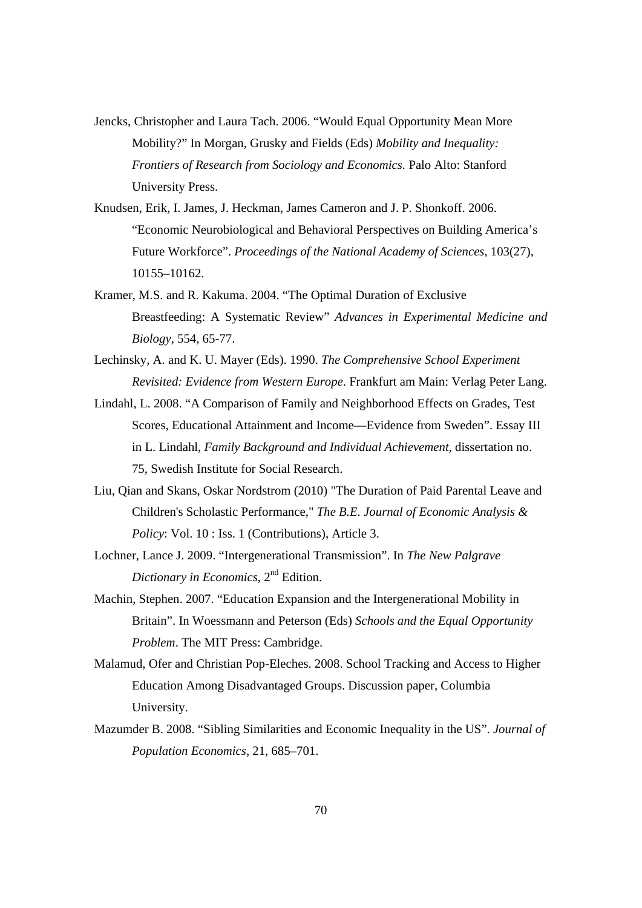Jencks, Christopher and Laura Tach. 2006. "Would Equal Opportunity Mean More Mobility?" In Morgan, Grusky and Fields (Eds) *Mobility and Inequality: Frontiers of Research from Sociology and Economics.* Palo Alto: Stanford University Press.

Knudsen, Erik, I. James, J. Heckman, James Cameron and J. P. Shonkoff. 2006. "Economic Neurobiological and Behavioral Perspectives on Building America's Future Workforce". *Proceedings of the National Academy of Sciences*, 103(27), 10155–10162.

Kramer, M.S. and R. Kakuma. 2004. "The Optimal Duration of Exclusive Breastfeeding: A Systematic Review" *Advances in Experimental Medicine and Biology*, 554, 65-77.

Lechinsky, A. and K. U. Mayer (Eds). 1990. *The Comprehensive School Experiment Revisited: Evidence from Western Europe*. Frankfurt am Main: Verlag Peter Lang.

Lindahl, L. 2008. "A Comparison of Family and Neighborhood Effects on Grades, Test Scores, Educational Attainment and Income—Evidence from Sweden". Essay III in L. Lindahl, *Family Background and Individual Achievement*, dissertation no. 75, Swedish Institute for Social Research.

Liu, Qian and Skans, Oskar Nordstrom (2010) "The Duration of Paid Parental Leave and Children's Scholastic Performance," *The B.E. Journal of Economic Analysis & Policy*: Vol. 10 : Iss. 1 (Contributions), Article 3.

Lochner, Lance J. 2009. "Intergenerational Transmission". In *The New Palgrave Dictionary in Economics*, 2nd Edition.

Machin, Stephen. 2007. "Education Expansion and the Intergenerational Mobility in Britain". In Woessmann and Peterson (Eds) *Schools and the Equal Opportunity Problem*. The MIT Press: Cambridge.

Malamud, Ofer and Christian Pop-Eleches. 2008. School Tracking and Access to Higher Education Among Disadvantaged Groups. Discussion paper, Columbia University.

Mazumder B. 2008. "Sibling Similarities and Economic Inequality in the US". *Journal of Population Economics*, 21, 685–701.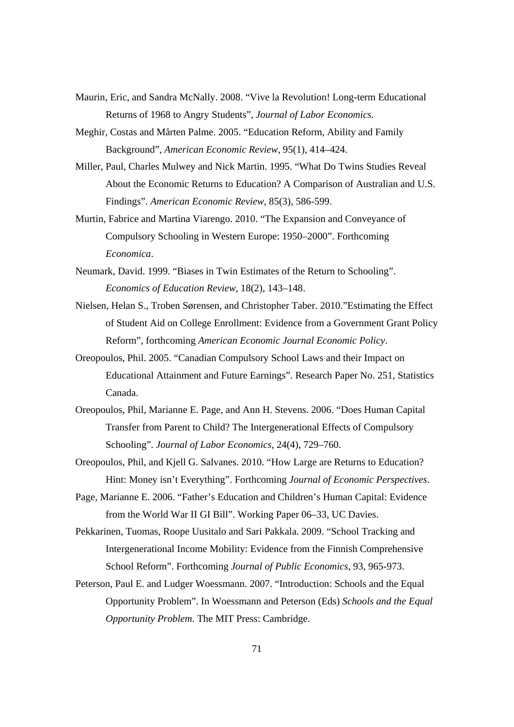Maurin, Eric, and Sandra McNally. 2008. "Vive la Revolution! Long-term Educational Returns of 1968 to Angry Students", *Journal of Labor Economics.*

Meghir, Costas and Mårten Palme. 2005. "Education Reform, Ability and Family Background", *American Economic Review*, 95(1), 414–424.

Miller, Paul, Charles Mulwey and Nick Martin. 1995. "What Do Twins Studies Reveal About the Economic Returns to Education? A Comparison of Australian and U.S. Findings". *American Economic Review*, 85(3), 586-599.

Murtin, Fabrice and Martina Viarengo. 2010. "The Expansion and Conveyance of Compulsory Schooling in Western Europe: 1950–2000". Forthcoming *Economica*.

Neumark, David. 1999. "Biases in Twin Estimates of the Return to Schooling". *Economics of Education Review*, 18(2), 143–148.

Nielsen, Helan S., Troben Sørensen, and Christopher Taber. 2010."Estimating the Effect of Student Aid on College Enrollment: Evidence from a Government Grant Policy Reform", forthcoming *American Economic Journal Economic Policy*.

Oreopoulos, Phil. 2005. "Canadian Compulsory School Laws and their Impact on Educational Attainment and Future Earnings". Research Paper No. 251, Statistics Canada.

Oreopoulos, Phil, Marianne E. Page, and Ann H. Stevens. 2006. "Does Human Capital Transfer from Parent to Child? The Intergenerational Effects of Compulsory Schooling". *Journal of Labor Economics*, 24(4), 729–760.

Oreopoulos, Phil, and Kjell G. Salvanes. 2010. "How Large are Returns to Education? Hint: Money isn't Everything". Forthcoming *Journal of Economic Perspectives*.

Page, Marianne E. 2006. "Father's Education and Children's Human Capital: Evidence from the World War II GI Bill". Working Paper 06–33, UC Davies.

Pekkarinen, Tuomas, Roope Uusitalo and Sari Pakkala. 2009. "School Tracking and Intergenerational Income Mobility: Evidence from the Finnish Comprehensive School Reform". Forthcoming *Journal of Public Economics*, 93, 965-973.

Peterson, Paul E. and Ludger Woessmann. 2007. "Introduction: Schools and the Equal Opportunity Problem". In Woessmann and Peterson (Eds) *Schools and the Equal Opportunity Problem*. The MIT Press: Cambridge.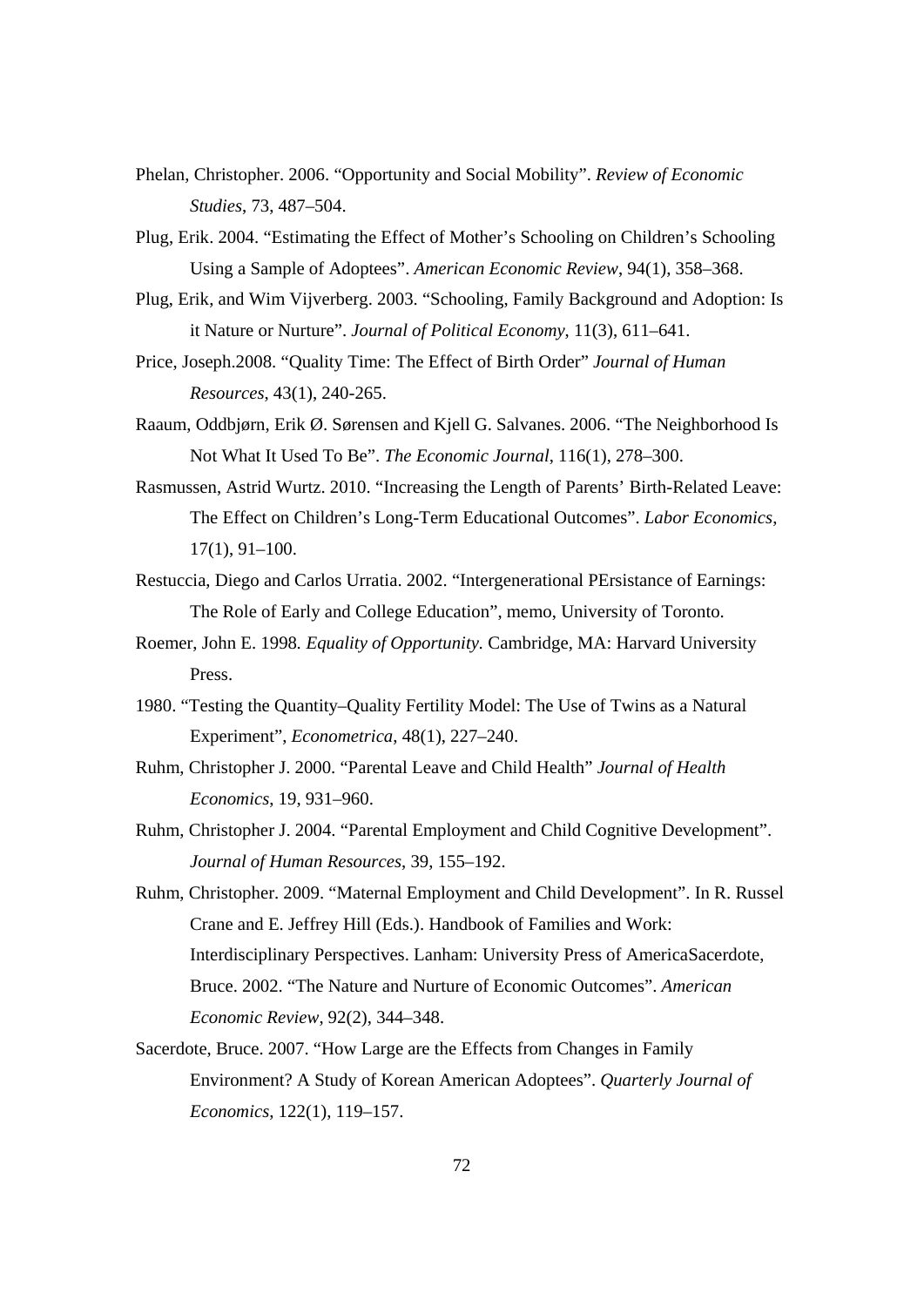Phelan, Christopher. 2006. "Opportunity and Social Mobility". *Review of Economic Studies*, 73, 487–504.

Plug, Erik. 2004. "Estimating the Effect of Mother's Schooling on Children's Schooling Using a Sample of Adoptees". *American Economic Review*, 94(1), 358–368.

Plug, Erik, and Wim Vijverberg. 2003. "Schooling, Family Background and Adoption: Is it Nature or Nurture". *Journal of Political Economy*, 11(3), 611–641.

Price, Joseph.2008. "Quality Time: The Effect of Birth Order" *Journal of Human Resources*, 43(1), 240-265.

Raaum, Oddbjørn, Erik Ø. Sørensen and Kjell G. Salvanes. 2006. "The Neighborhood Is Not What It Used To Be". *The Economic Journal*, 116(1), 278–300.

Rasmussen, Astrid Wurtz. 2010. "Increasing the Length of Parents' Birth-Related Leave: The Effect on Children's Long-Term Educational Outcomes". *Labor Economics*, 17(1), 91–100.

Restuccia, Diego and Carlos Urratia. 2002. "Intergenerational PErsistance of Earnings: The Role of Early and College Education", memo, University of Toronto.

Roemer, John E. 1998. *Equality of Opportunity.* Cambridge, MA: Harvard University Press.

1980. "Testing the Quantity–Quality Fertility Model: The Use of Twins as a Natural Experiment", *Econometrica*, 48(1), 227–240.

Ruhm, Christopher J. 2000. "Parental Leave and Child Health" *Journal of Health Economics*, 19, 931–960.

Ruhm, Christopher J. 2004. "Parental Employment and Child Cognitive Development". *Journal of Human Resources*, 39, 155–192.

Ruhm, Christopher. 2009. "Maternal Employment and Child Development". In R. Russel Crane and E. Jeffrey Hill (Eds.). Handbook of Families and Work: Interdisciplinary Perspectives. Lanham: University Press of AmericaSacerdote, Bruce. 2002. "The Nature and Nurture of Economic Outcomes". *American Economic Review*, 92(2), 344–348.

Sacerdote, Bruce. 2007. "How Large are the Effects from Changes in Family Environment? A Study of Korean American Adoptees". *Quarterly Journal of Economics*, 122(1), 119–157.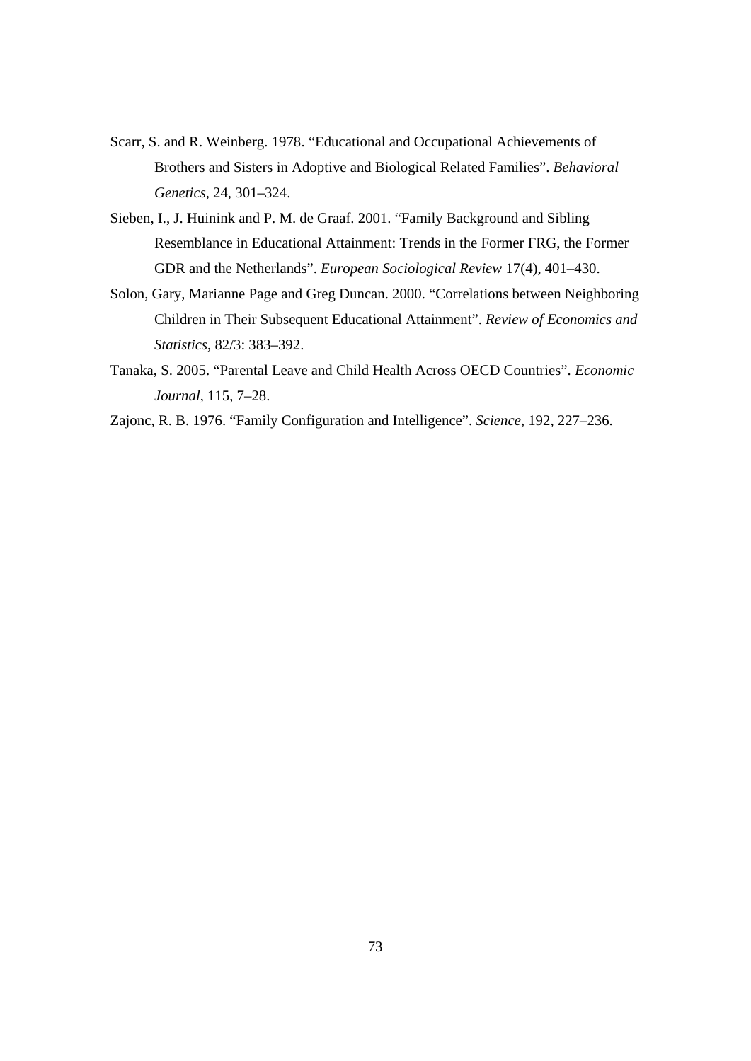Scarr, S. and R. Weinberg. 1978. "Educational and Occupational Achievements of Brothers and Sisters in Adoptive and Biological Related Families". *Behavioral Genetics*, 24, 301–324.

Sieben, I., J. Huinink and P. M. de Graaf. 2001. "Family Background and Sibling Resemblance in Educational Attainment: Trends in the Former FRG, the Former GDR and the Netherlands". *European Sociological Review* 17(4), 401–430.

Solon, Gary, Marianne Page and Greg Duncan. 2000. "Correlations between Neighboring Children in Their Subsequent Educational Attainment". *Review of Economics and Statistics*, 82/3: 383–392.

Tanaka, S. 2005. "Parental Leave and Child Health Across OECD Countries". *Economic Journal*, 115, 7–28.

Zajonc, R. B. 1976. "Family Configuration and Intelligence". *Science*, 192, 227–236.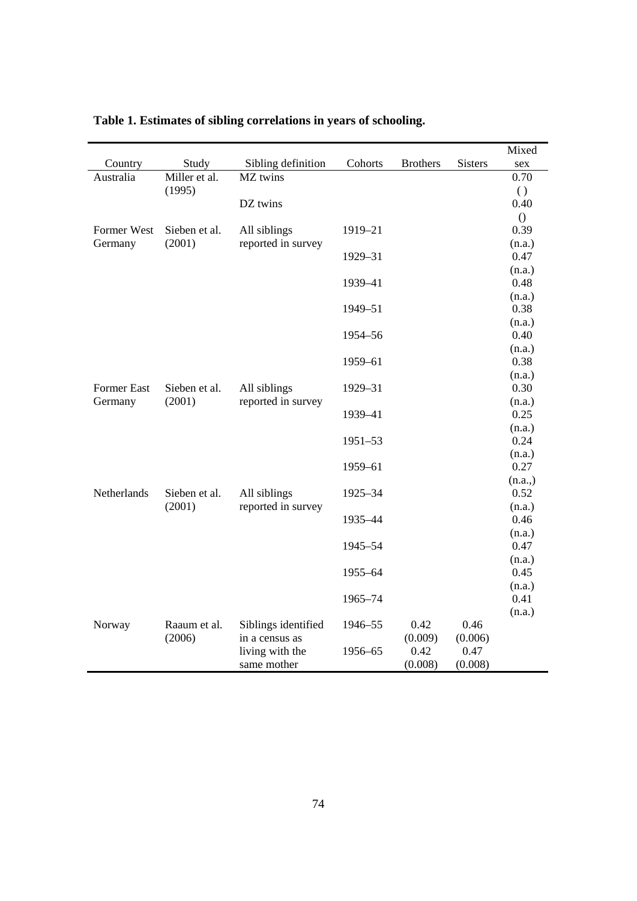**Table 1. Estimates of sibling correlations in years of schooling.**

| Country | Study | Sibling definition | Cohorts | Brothers | Sisters | Mixed sex |
|---|---|---|---|---|---|---|
| Australia | Miller et al. (1995) | MZ twins | | | | 0.70 ( ) |
| | | DZ twins | | | | 0.40 () |
| Former West Germany | Sieben et al. (2001) | All siblings reported in survey | 1919–21 | | | 0.39 (n.a.) |
| | | | 1929–31 | | | 0.47 (n.a.) |
| | | | 1939–41 | | | 0.48 (n.a.) |
| | | | 1949–51 | | | 0.38 (n.a.) |
| | | | 1954–56 | | | 0.40 (n.a.) |
| | | | 1959–61 | | | 0.38 (n.a.) |
| Former East Germany | Sieben et al. (2001) | All siblings reported in survey | 1929–31 | | | 0.30 (n.a.) |
| | | | 1939–41 | | | 0.25 (n.a.) |
| | | | 1951–53 | | | 0.24 (n.a.) |
| | | | 1959–61 | | | 0.27 (n.a.,) |
| Netherlands | Sieben et al. (2001) | All siblings reported in survey | 1925–34 | | | 0.52 (n.a.) |
| | | | 1935–44 | | | 0.46 (n.a.) |
| | | | 1945–54 | | | 0.47 (n.a.) |
| | | | 1955–64 | | | 0.45 (n.a.) |
| | | | 1965–74 | | | 0.41 (n.a.) |
| Norway | Raaum et al. (2006) | Siblings identified in a census as living with the same mother | 1946–55 | 0.42 (0.009) | 0.46 (0.006) | |
| | | | 1956–65 | 0.42 (0.008) | 0.47 (0.008) | |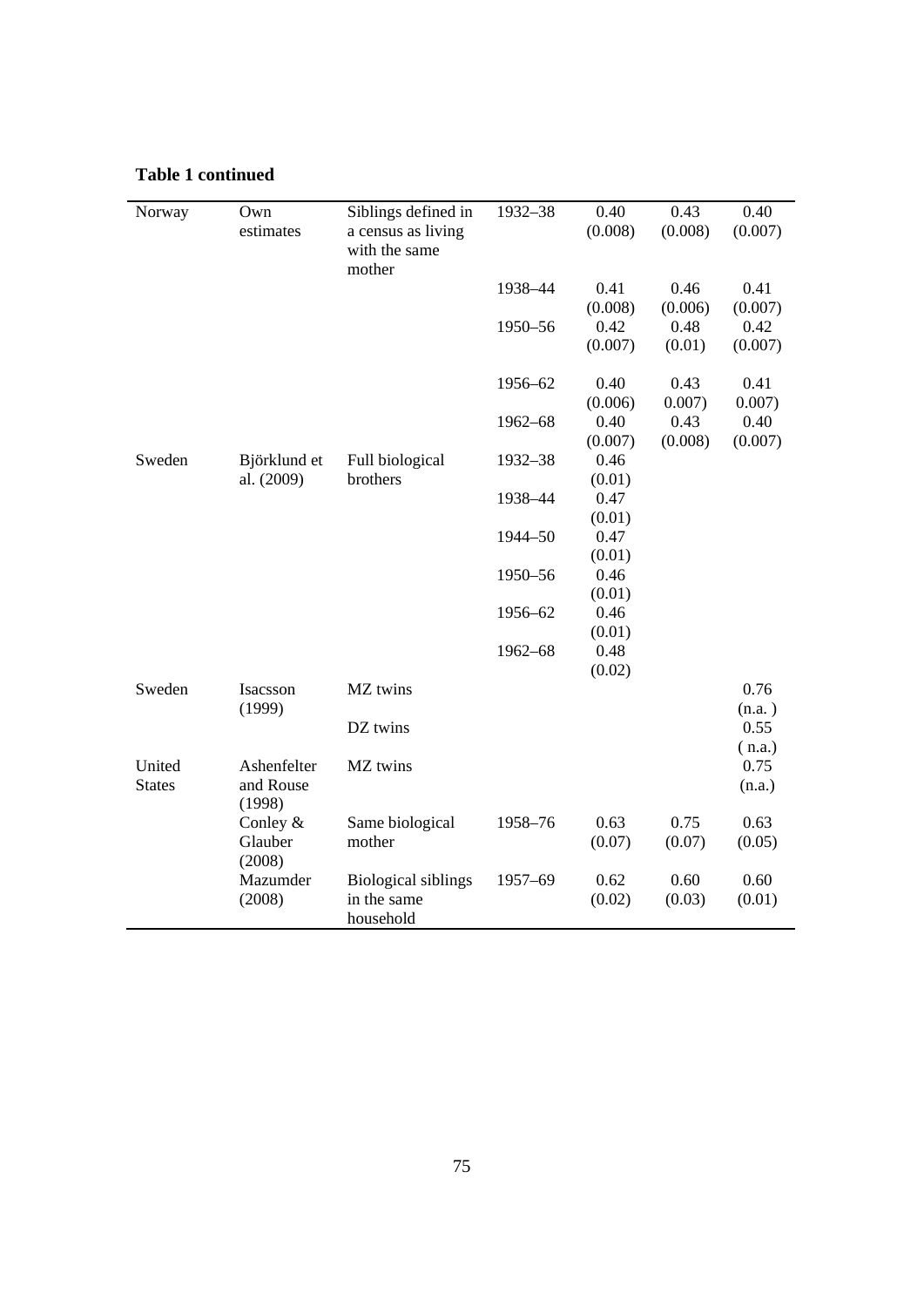**Table 1 continued**

| | | | | | | |
|---|---|---|---|---|---|---|
| Norway | Own estimates | Siblings defined in a census as living with the same mother | 1932–38 | 0.40 (0.008) | 0.43 (0.008) | 0.40 (0.007) |
| | | | 1938–44 | 0.41 (0.008) | 0.46 (0.006) | 0.41 (0.007) |
| | | | 1950–56 | 0.42 (0.007) | 0.48 (0.01) | 0.42 (0.007) |
| | | | 1956–62 | 0.40 (0.006) | 0.43 0.007) | 0.41 0.007) |
| | | | 1962–68 | 0.40 (0.007) | 0.43 (0.008) | 0.40 (0.007) |
| Sweden | Björklund et al. (2009) | Full biological brothers | 1932–38 | 0.46 (0.01) | | |
| | | | 1938–44 | 0.47 (0.01) | | |
| | | | 1944–50 | 0.47 (0.01) | | |
| | | | 1950–56 | 0.46 (0.01) | | |
| | | | 1956–62 | 0.46 (0.01) | | |
| | | | 1962–68 | 0.48 (0.02) | | |
| Sweden | Isacsson (1999) | MZ twins | | | | 0.76 (n.a. ) |
| | | DZ twins | | | | 0.55 ( n.a.) |
| United States | Ashenfelter and Rouse (1998) | MZ twins | | | | 0.75 (n.a.) |
| | Conley & Glauber (2008) | Same biological mother | 1958–76 | 0.63 (0.07) | 0.75 (0.07) | 0.63 (0.05) |
| | Mazumder (2008) | Biological siblings in the same household | 1957–69 | 0.62 (0.02) | 0.60 (0.03) | 0.60 (0.01) |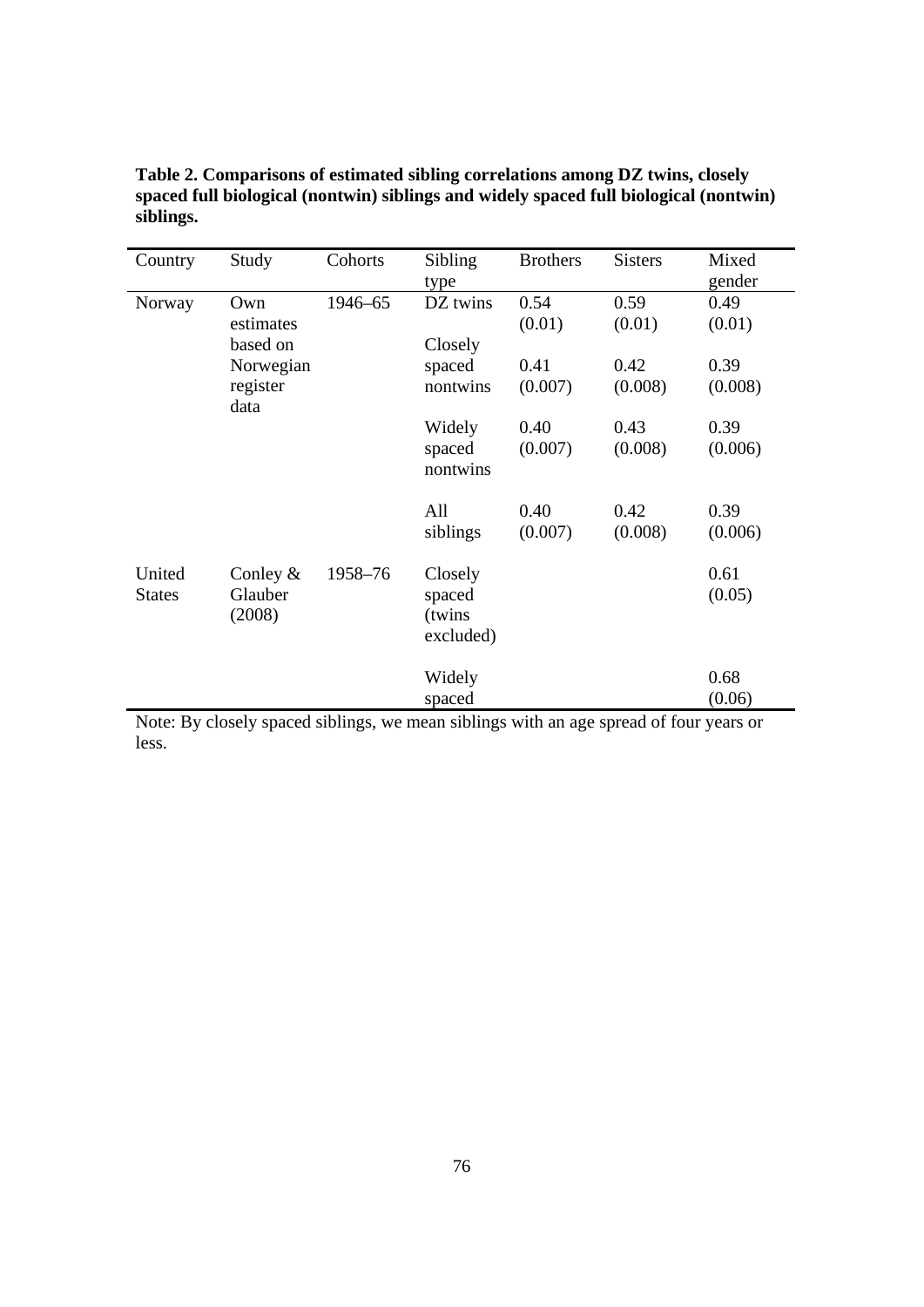**Table 2. Comparisons of estimated sibling correlations among DZ twins, closely spaced full biological (nontwin) siblings and widely spaced full biological (nontwin) siblings.**

| Country | Study | Cohorts | Sibling type | Brothers | Sisters | Mixed gender |
|---|---|---|---|---|---|---|
| Norway | Own estimates based on Norwegian register data | 1946–65 | DZ twins | 0.54 (0.01) | 0.59 (0.01) | 0.49 (0.01) |
| | | | Closely spaced nontwins | 0.41 (0.007) | 0.42 (0.008) | 0.39 (0.008) |
| | | | Widely spaced nontwins | 0.40 (0.007) | 0.43 (0.008) | 0.39 (0.006) |
| | | | All siblings | 0.40 (0.007) | 0.42 (0.008) | 0.39 (0.006) |
| United States | Conley & Glauber (2008) | 1958–76 | Closely spaced (twins excluded) | | | 0.61 (0.05) |
| | | | Widely spaced | | | 0.68 (0.06) |

Note: By closely spaced siblings, we mean siblings with an age spread of four years or less.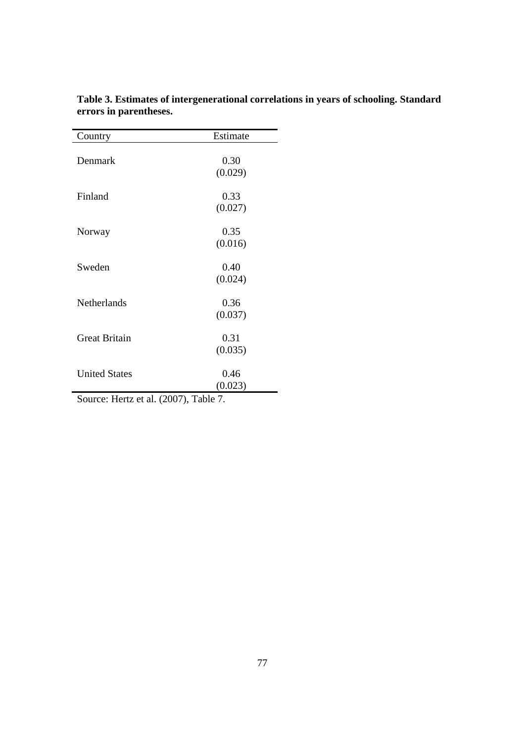**Table 3. Estimates of intergenerational correlations in years of schooling. Standard errors in parentheses.**

| Country | Estimate |
|---|---|
| Denmark | 0.30 |
| | (0.029) |
| Finland | 0.33 |
| | (0.027) |
| Norway | 0.35 |
| | (0.016) |
| Sweden | 0.40 |
| | (0.024) |
| Netherlands | 0.36 |
| | (0.037) |
| Great Britain | 0.31 |
| | (0.035) |
| United States | 0.46 |
| | (0.023) |

Source: Hertz et al. (2007), Table 7.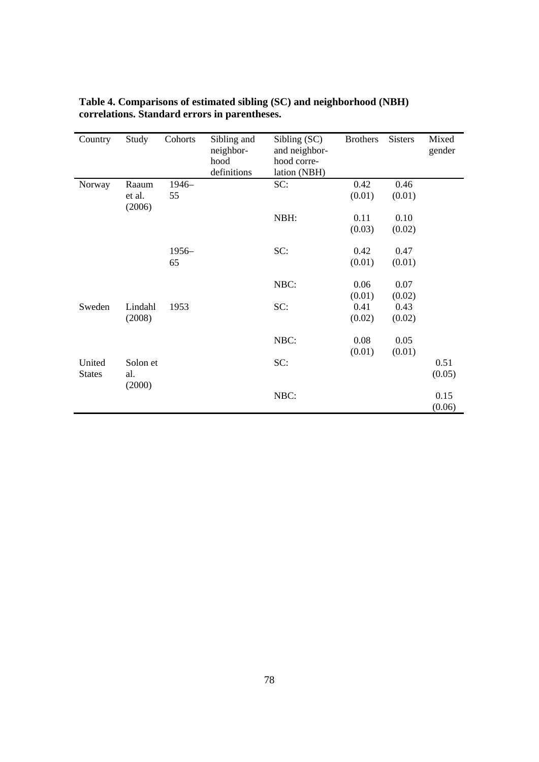**Table 4. Comparisons of estimated sibling (SC) and neighborhood (NBH) correlations. Standard errors in parentheses.**

| Country | Study | Cohorts | Sibling and neighbor-hood definitions | Sibling (SC) and neighbor-hood corre-lation (NBH) | Brothers | Sisters | Mixed gender |
|---|---|---|---|---|---|---|---|
| Norway | Raaum et al. (2006) | 1946–55 | | SC: | 0.42 (0.01) | 0.46 (0.01) | |
| | | | | NBH: | 0.11 (0.03) | 0.10 (0.02) | |
| | | 1956–65 | | SC: | 0.42 (0.01) | 0.47 (0.01) | |
| | | | | NBC: | 0.06 (0.01) | 0.07 (0.02) | |
| Sweden | Lindahl (2008) | 1953 | | SC: | 0.41 (0.02) | 0.43 (0.02) | |
| | | | | NBC: | 0.08 (0.01) | 0.05 (0.01) | |
| United States | Solon et al. (2000) | | | SC: | | | 0.51 (0.05) |
| | | | | NBC: | | | 0.15 (0.06) |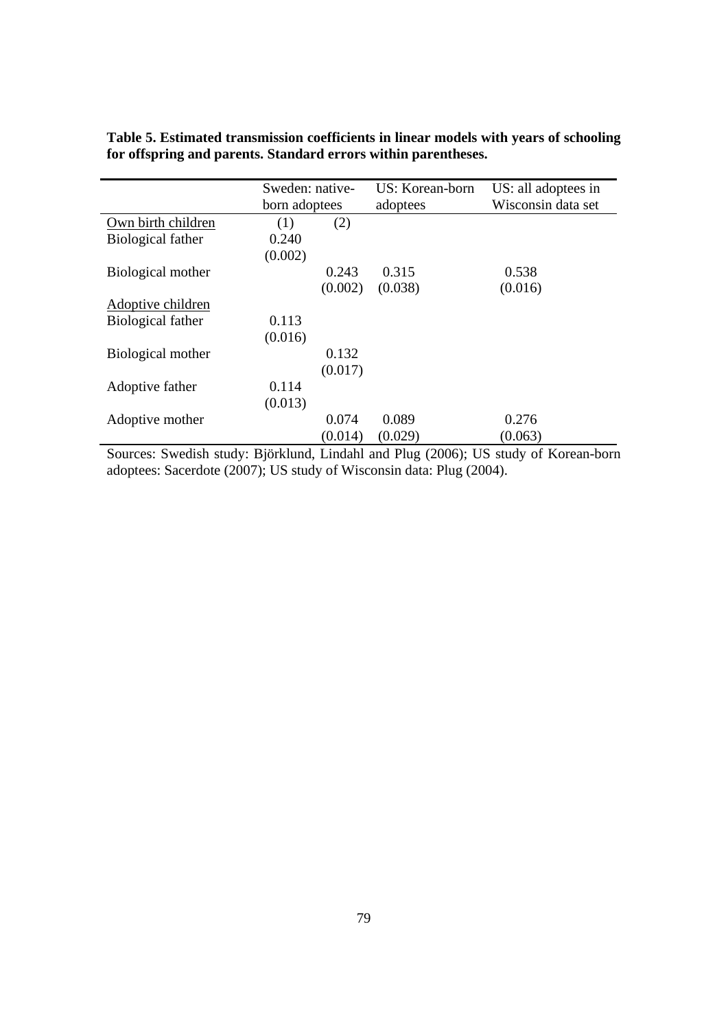**Table 5. Estimated transmission coefficients in linear models with years of schooling for offspring and parents. Standard errors within parentheses.**

| | Sweden: native-born adoptees | | US: Korean-born adoptees | US: all adoptees in Wisconsin data set |
|---|---|---|---|---|
| Own birth children | (1) | (2) | | |
| Biological father | 0.240 | | | |
| | (0.002) | | | |
| Biological mother | | 0.243 | 0.315 | 0.538 |
| | | (0.002) | (0.038) | (0.016) |
| Adoptive children | | | | |
| Biological father | 0.113 | | | |
| | (0.016) | | | |
| Biological mother | | 0.132 | | |
| | | (0.017) | | |
| Adoptive father | 0.114 | | | |
| | (0.013) | | | |
| Adoptive mother | | 0.074 | 0.089 | 0.276 |
| | | (0.014) | (0.029) | (0.063) |

Sources: Swedish study: Björklund, Lindahl and Plug (2006); US study of Korean-born adoptees: Sacerdote (2007); US study of Wisconsin data: Plug (2004).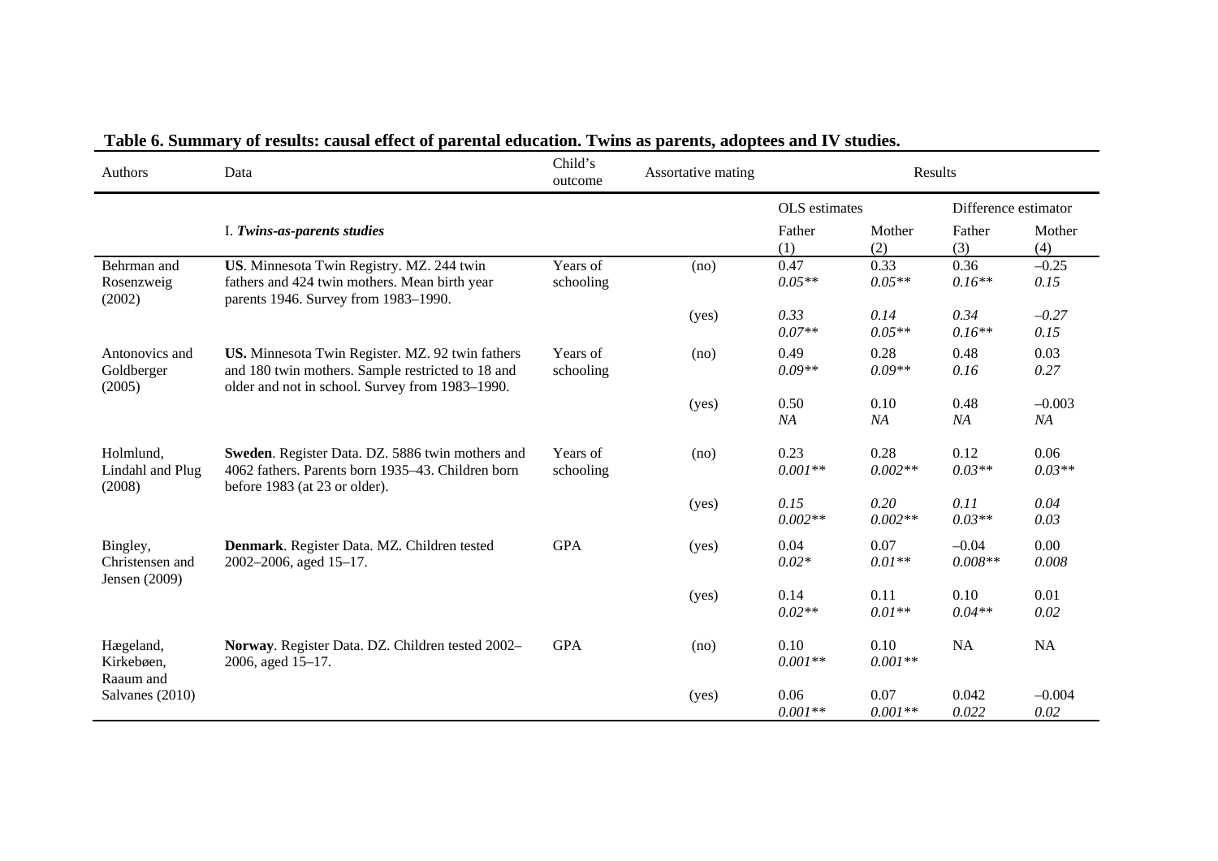**Table 6. Summary of results: causal effect of parental education. Twins as parents, adoptees and IV studies.**

| Authors | Data | Child's outcome | Assortative mating | Results | | | |
|---|---|---|---|---|---|---|---|
| | | | | OLS estimates | | Difference estimator | |
| | I. ***Twins-as-parents studies*** | | | Father (1) | Mother (2) | Father (3) | Mother (4) |
| Behrman and Rosenzweig (2002) | **US**. Minnesota Twin Registry. MZ. 244 twin fathers and 424 twin mothers. Mean birth year parents 1946. Survey from 1983–1990. | Years of schooling | (no) | 0.47 *0.05*** | 0.33 *0.05*** | 0.36 *0.16*** | –0.25 *0.15* |
| | | | (yes) | *0.33* *0.07*** | *0.14* *0.05*** | *0.34* *0.16*** | *–0.27* *0.15* |
| Antonovics and Goldberger (2005) | **US.** Minnesota Twin Register. MZ. 92 twin fathers and 180 twin mothers. Sample restricted to 18 and older and not in school. Survey from 1983–1990. | Years of schooling | (no) | 0.49 *0.09*** | 0.28 *0.09*** | 0.48 *0.16* | 0.03 *0.27* |
| | | | (yes) | 0.50 *NA* | 0.10 *NA* | 0.48 *NA* | –0.003 *NA* |
| Holmlund, Lindahl and Plug (2008) | **Sweden**. Register Data. DZ. 5886 twin mothers and 4062 fathers. Parents born 1935–43. Children born before 1983 (at 23 or older). | Years of schooling | (no) | 0.23 *0.001*** | 0.28 *0.002*** | 0.12 *0.03*** | 0.06 *0.03*** |
| | | | (yes) | *0.15* *0.002*** | *0.20* *0.002*** | *0.11* *0.03*** | *0.04* *0.03* |
| Bingley, Christensen and Jensen (2009) | **Denmark**. Register Data. MZ. Children tested 2002–2006, aged 15–17. | GPA | (yes) | 0.04 *0.02** | 0.07 *0.01*** | –0.04 *0.008*** | 0.00 *0.008* |
| | | | (yes) | 0.14 *0.02*** | 0.11 *0.01*** | 0.10 *0.04*** | 0.01 *0.02* |
| Hægeland, Kirkebøen, Raaum and Salvanes (2010) | **Norway**. Register Data. DZ. Children tested 2002–2006, aged 15–17. | GPA | (no) | 0.10 *0.001*** | 0.10 *0.001*** | NA | NA |
| | | | (yes) | 0.06 *0.001*** | 0.07 *0.001*** | 0.042 *0.022* | –0.004 *0.02* |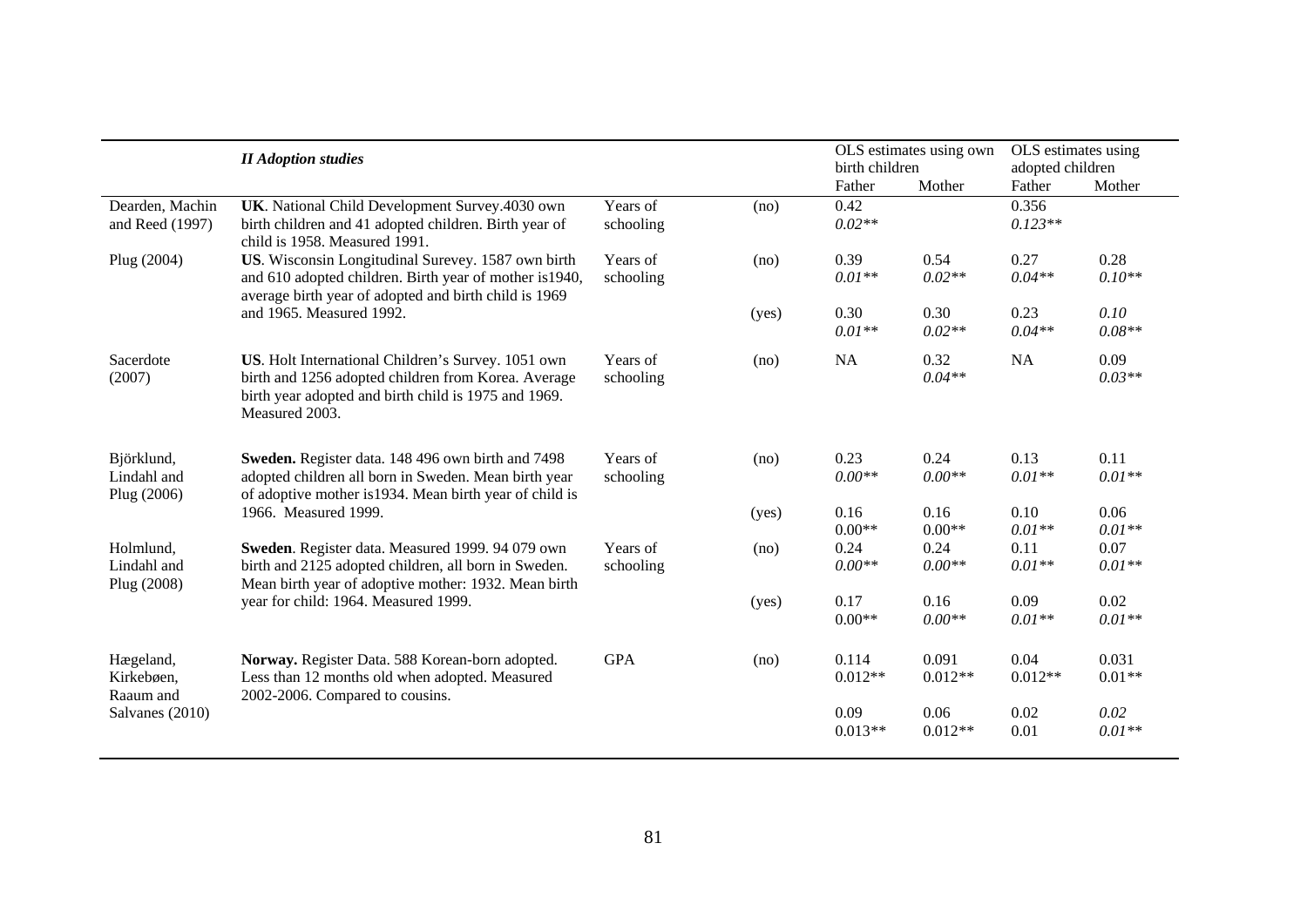| | *II Adoption studies* | | | OLS estimates using own birth children | | OLS estimates using adopted children | |
|---|---|---|---|---|---|---|---|
| | | | | Father | Mother | Father | Mother |
| Dearden, Machin and Reed (1997) | **UK**. National Child Development Survey.4030 own birth children and 41 adopted children. Birth year of child is 1958. Measured 1991. | Years of schooling | (no) | 0.42<br>*0.02*** | | 0.356<br>*0.123*** | |
| Plug (2004) | **US**. Wisconsin Longitudinal Surevey. 1587 own birth and 610 adopted children. Birth year of mother is1940, average birth year of adopted and birth child is 1969 and 1965. Measured 1992. | Years of schooling | (no) | 0.39<br>*0.01*** | 0.54<br>*0.02*** | 0.27<br>*0.04*** | 0.28<br>*0.10*** |
| | | | (yes) | 0.30<br>*0.01*** | 0.30<br>*0.02*** | 0.23<br>*0.04*** | *0.10*<br>*0.08*** |
| Sacerdote (2007) | **US**. Holt International Children's Survey. 1051 own birth and 1256 adopted children from Korea. Average birth year adopted and birth child is 1975 and 1969. Measured 2003. | Years of schooling | (no) | NA | 0.32<br>*0.04*** | NA | 0.09<br>*0.03*** |
| Björklund, Lindahl and Plug (2006) | **Sweden.** Register data. 148 496 own birth and 7498 adopted children all born in Sweden. Mean birth year of adoptive mother is1934. Mean birth year of child is 1966. Measured 1999. | Years of schooling | (no) | 0.23<br>*0.00*** | 0.24<br>*0.00*** | 0.13<br>*0.01*** | 0.11<br>*0.01*** |
| | | | (yes) | 0.16<br>0.00** | 0.16<br>0.00** | 0.10<br>*0.01*** | 0.06<br>*0.01*** |
| Holmlund, Lindahl and Plug (2008) | **Sweden**. Register data. Measured 1999. 94 079 own birth and 2125 adopted children, all born in Sweden. Mean birth year of adoptive mother: 1932. Mean birth year for child: 1964. Measured 1999. | Years of schooling | (no) | 0.24<br>*0.00*** | 0.24<br>*0.00*** | 0.11<br>*0.01*** | 0.07<br>*0.01*** |
| | | | (yes) | 0.17<br>0.00** | 0.16<br>*0.00*** | 0.09<br>*0.01*** | 0.02<br>*0.01*** |
| Hægeland, Kirkebøen, Raaum and Salvanes (2010) | **Norway.** Register Data. 588 Korean-born adopted. Less than 12 months old when adopted. Measured 2002-2006. Compared to cousins. | GPA | (no) | 0.114<br>0.012** | 0.091<br>0.012** | 0.04<br>0.012** | 0.031<br>0.01** |
| | | | | 0.09<br>0.013** | 0.06<br>0.012** | 0.02<br>0.01 | *0.02*<br>*0.01*** |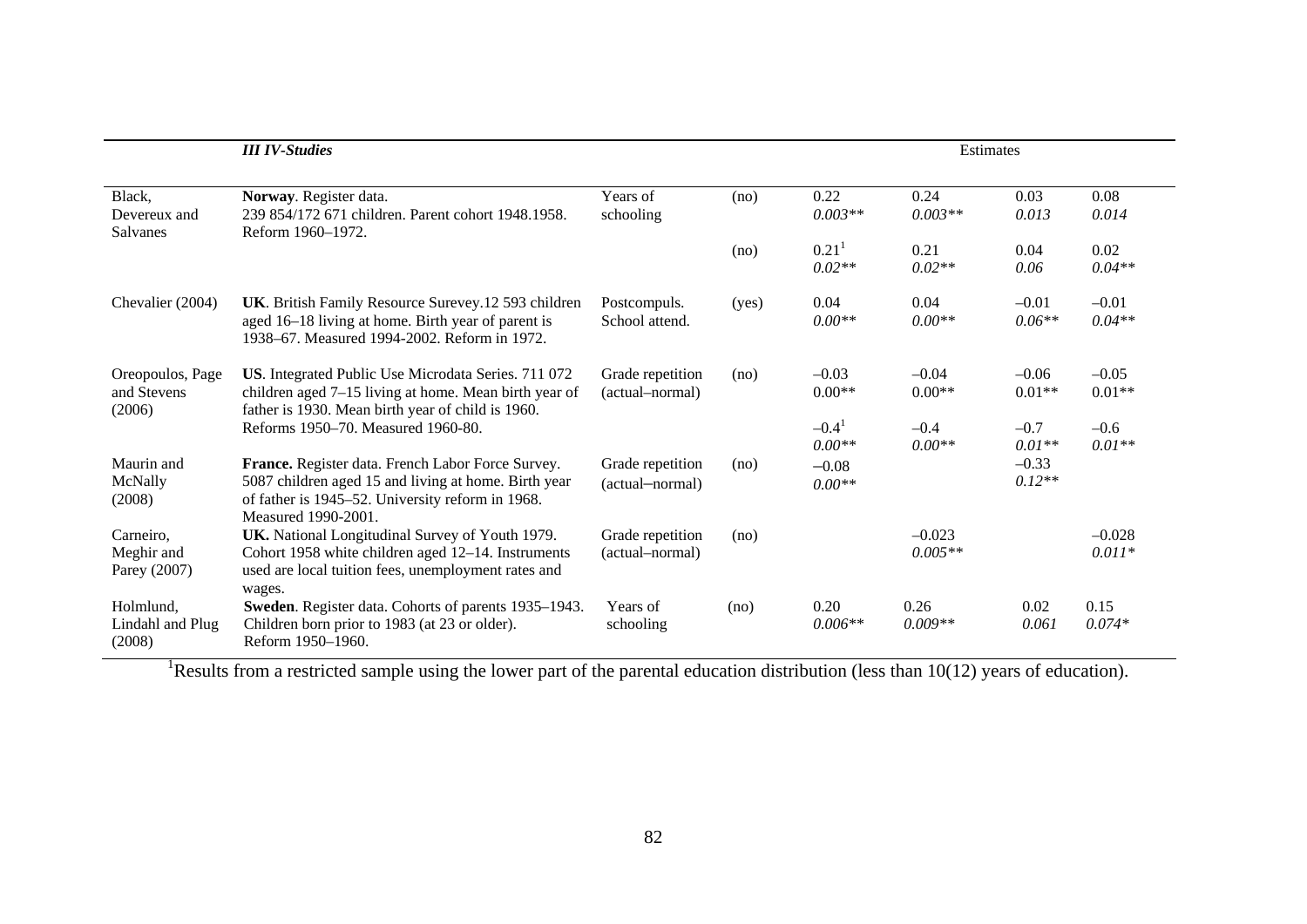| | *III IV-Studies* | | | | | Estimates | |
|---|---|---|---|---|---|---|---|
| Black, Devereux and Salvanes | **Norway**. Register data. 239 854/172 671 children. Parent cohort 1948.1958. Reform 1960–1972. | Years of schooling | (no) | 0.22 *0.003*\*\* | 0.24 *0.003*\*\* | 0.03 *0.013* | 0.08 *0.014* |
| | | | (no) | 0.21[1] *0.02*\*\* | 0.21 *0.02*\*\* | 0.04 *0.06* | 0.02 *0.04*\*\* |
| Chevalier (2004) | **UK**. British Family Resource Surevey.12 593 children aged 16–18 living at home. Birth year of parent is 1938–67. Measured 1994-2002. Reform in 1972. | Postcompuls. School attend. | (yes) | 0.04 *0.00*\*\* | 0.04 *0.00*\*\* | –0.01 *0.06*\*\* | –0.01 *0.04*\*\* |
| Oreopoulos, Page and Stevens (2006) | **US**. Integrated Public Use Microdata Series. 711 072 children aged 7–15 living at home. Mean birth year of father is 1930. Mean birth year of child is 1960. Reforms 1950–70. Measured 1960-80. | Grade repetition (actual–normal) | (no) | –0.03 0.00\*\* | –0.04 0.00\*\* | –0.06 0.01\*\* | –0.05 0.01\*\* |
| | | | | –0.4[1] *0.00*\*\* | –0.4 *0.00*\*\* | –0.7 *0.01*\*\* | –0.6 *0.01*\*\* |
| Maurin and McNally (2008) | **France.** Register data. French Labor Force Survey. 5087 children aged 15 and living at home. Birth year of father is 1945–52. University reform in 1968. Measured 1990-2001. | Grade repetition (actual–normal) | (no) | –0.08 *0.00*\*\* | | –0.33 *0.12*\*\* | |
| Carneiro, Meghir and Parey (2007) | **UK.** National Longitudinal Survey of Youth 1979. Cohort 1958 white children aged 12–14. Instruments used are local tuition fees, unemployment rates and wages. | Grade repetition (actual–normal) | (no) | | –0.023 *0.005*\*\* | | –0.028 *0.011*\* |
| Holmlund, Lindahl and Plug (2008) | **Sweden**. Register data. Cohorts of parents 1935–1943. Children born prior to 1983 (at 23 or older). Reform 1950–1960. | Years of schooling | (no) | 0.20 *0.006*\*\* | 0.26 *0.009*\*\* | 0.02 *0.061* | 0.15 *0.074*\* |

[1]Results from a restricted sample using the lower part of the parental education distribution (less than 10(12) years of education).